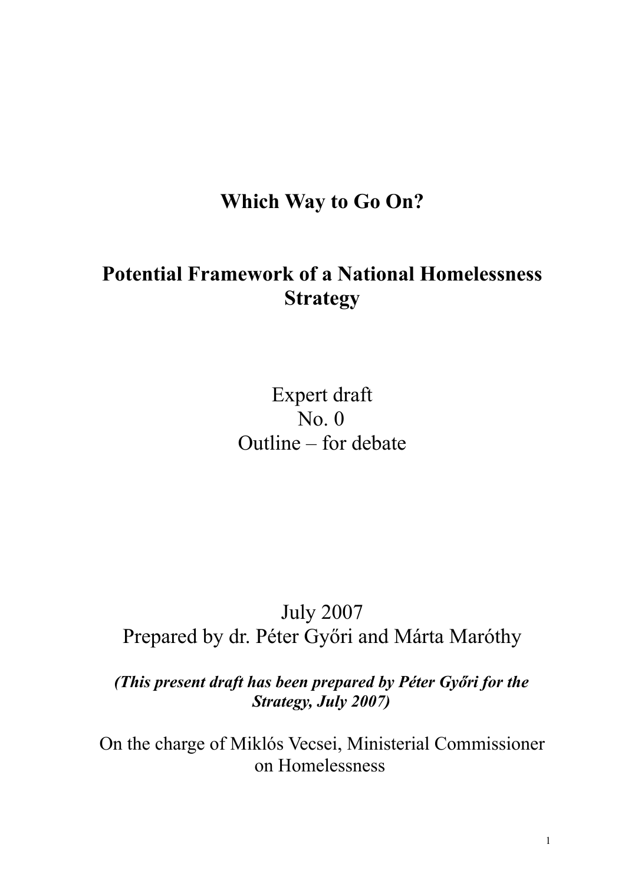# Which Way to Go On?

## Potential Framework of a National Homelessness Strategy

Expert draft
No. 0
Outline – for debate

July 2007
Prepared by dr. Péter Győri and Márta Maróthy

***(This present draft has been prepared by Péter Győri for the Strategy, July 2007)***

On the charge of Miklós Vecsei, Ministerial Commissioner on Homelessness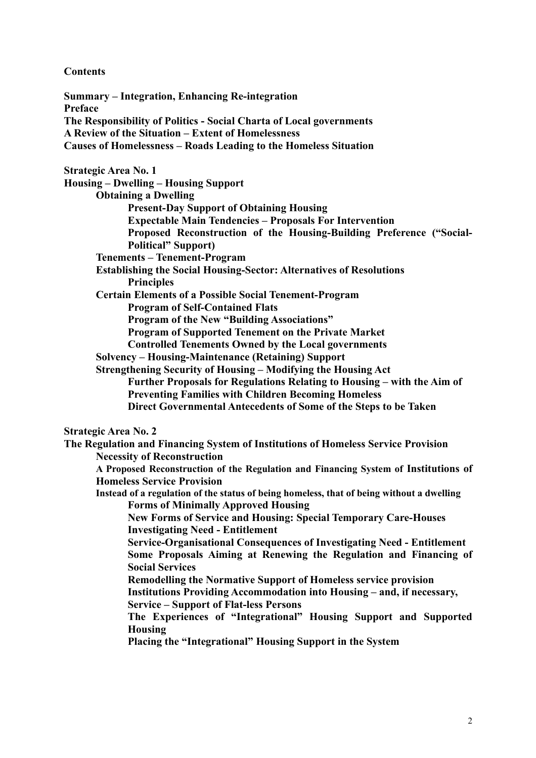**Contents**

**Summary – Integration, Enhancing Re-integration**
**Preface**
**The Responsibility of Politics - Social Charta of Local governments**
**A Review of the Situation – Extent of Homelessness**
**Causes of Homelessness – Roads Leading to the Homeless Situation**

**Strategic Area No. 1**
**Housing – Dwelling – Housing Support**

- **Obtaining a Dwelling**
  - **Present-Day Support of Obtaining Housing**
  - **Expectable Main Tendencies – Proposals For Intervention**
  - **Proposed Reconstruction of the Housing-Building Preference ("Social-Political" Support)**
- **Tenements – Tenement-Program**
- **Establishing the Social Housing-Sector: Alternatives of Resolutions**
  - **Principles**
- **Certain Elements of a Possible Social Tenement-Program**
  - **Program of Self-Contained Flats**
  - **Program of the New "Building Associations"**
  - **Program of Supported Tenement on the Private Market**
  - **Controlled Tenements Owned by the Local governments**
- **Solvency – Housing-Maintenance (Retaining) Support**
- **Strengthening Security of Housing – Modifying the Housing Act**
  - **Further Proposals for Regulations Relating to Housing – with the Aim of Preventing Families with Children Becoming Homeless**
  - **Direct Governmental Antecedents of Some of the Steps to be Taken**

**Strategic Area No. 2**
**The Regulation and Financing System of Institutions of Homeless Service Provision**

- **Necessity of Reconstruction**
- **A Proposed Reconstruction of the Regulation and Financing System of Institutions of Homeless Service Provision**
- **Instead of a regulation of the status of being homeless, that of being without a dwelling**
  - **Forms of Minimally Approved Housing**
  - **New Forms of Service and Housing: Special Temporary Care-Houses**
  - **Investigating Need - Entitlement**
  - **Service-Organisational Consequences of Investigating Need - Entitlement**
  - **Some Proposals Aiming at Renewing the Regulation and Financing of Social Services**
  - **Remodelling the Normative Support of Homeless service provision**
  - **Institutions Providing Accommodation into Housing – and, if necessary, Service – Support of Flat-less Persons**
  - **The Experiences of "Integrational" Housing Support and Supported Housing**
  - **Placing the "Integrational" Housing Support in the System**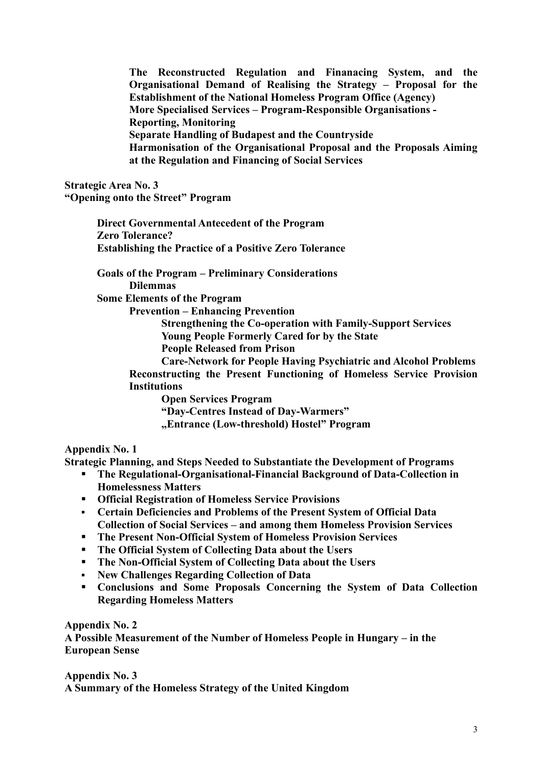**The Reconstructed Regulation and Finanacing System, and the Organisational Demand of Realising the Strategy – Proposal for the Establishment of the National Homeless Program Office (Agency)**
**More Specialised Services – Program-Responsible Organisations - Reporting, Monitoring**
**Separate Handling of Budapest and the Countryside**
**Harmonisation of the Organisational Proposal and the Proposals Aiming at the Regulation and Financing of Social Services**

**Strategic Area No. 3**
**"Opening onto the Street" Program**

**Direct Governmental Antecedent of the Program**
**Zero Tolerance?**
**Establishing the Practice of a Positive Zero Tolerance**

**Goals of the Program – Preliminary Considerations**
**Dilemmas**
**Some Elements of the Program**
**Prevention – Enhancing Prevention**
**Strengthening the Co-operation with Family-Support Services**
**Young People Formerly Cared for by the State**
**People Released from Prison**
**Care-Network for People Having Psychiatric and Alcohol Problems**
**Reconstructing the Present Functioning of Homeless Service Provision Institutions**
**Open Services Program**
**"Day-Centres Instead of Day-Warmers"**
**„Entrance (Low-threshold) Hostel" Program**

**Appendix No. 1**
**Strategic Planning, and Steps Needed to Substantiate the Development of Programs**

- **The Regulational-Organisational-Financial Background of Data-Collection in Homelessness Matters**
- **Official Registration of Homeless Service Provisions**
- **Certain Deficiencies and Problems of the Present System of Official Data Collection of Social Services – and among them Homeless Provision Services**
- **The Present Non-Official System of Homeless Provision Services**
- **The Official System of Collecting Data about the Users**
- **The Non-Official System of Collecting Data about the Users**
- **New Challenges Regarding Collection of Data**
- **Conclusions and Some Proposals Concerning the System of Data Collection Regarding Homeless Matters**

**Appendix No. 2**
**A Possible Measurement of the Number of Homeless People in Hungary – in the European Sense**

**Appendix No. 3**
**A Summary of the Homeless Strategy of the United Kingdom**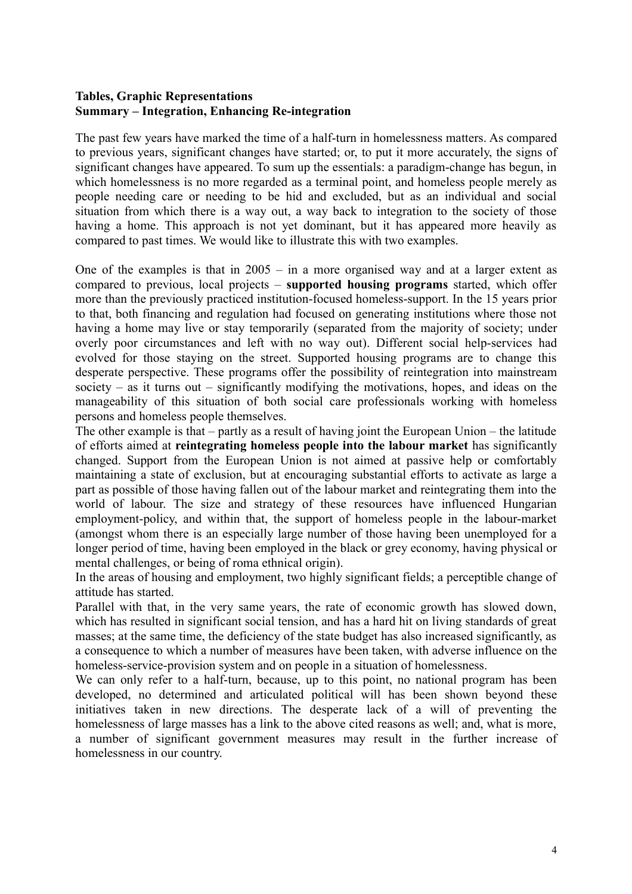**Tables, Graphic Representations**
**Summary – Integration, Enhancing Re-integration**

The past few years have marked the time of a half-turn in homelessness matters. As compared to previous years, significant changes have started; or, to put it more accurately, the signs of significant changes have appeared. To sum up the essentials: a paradigm-change has begun, in which homelessness is no more regarded as a terminal point, and homeless people merely as people needing care or needing to be hid and excluded, but as an individual and social situation from which there is a way out, a way back to integration to the society of those having a home. This approach is not yet dominant, but it has appeared more heavily as compared to past times. We would like to illustrate this with two examples.

One of the examples is that in 2005 – in a more organised way and at a larger extent as compared to previous, local projects – **supported housing programs** started, which offer more than the previously practiced institution-focused homeless-support. In the 15 years prior to that, both financing and regulation had focused on generating institutions where those not having a home may live or stay temporarily (separated from the majority of society; under overly poor circumstances and left with no way out). Different social help-services had evolved for those staying on the street. Supported housing programs are to change this desperate perspective. These programs offer the possibility of reintegration into mainstream society – as it turns out – significantly modifying the motivations, hopes, and ideas on the manageability of this situation of both social care professionals working with homeless persons and homeless people themselves.

The other example is that – partly as a result of having joint the European Union – the latitude of efforts aimed at **reintegrating homeless people into the labour market** has significantly changed. Support from the European Union is not aimed at passive help or comfortably maintaining a state of exclusion, but at encouraging substantial efforts to activate as large a part as possible of those having fallen out of the labour market and reintegrating them into the world of labour. The size and strategy of these resources have influenced Hungarian employment-policy, and within that, the support of homeless people in the labour-market (amongst whom there is an especially large number of those having been unemployed for a longer period of time, having been employed in the black or grey economy, having physical or mental challenges, or being of roma ethnical origin).

In the areas of housing and employment, two highly significant fields; a perceptible change of attitude has started.

Parallel with that, in the very same years, the rate of economic growth has slowed down, which has resulted in significant social tension, and has a hard hit on living standards of great masses; at the same time, the deficiency of the state budget has also increased significantly, as a consequence to which a number of measures have been taken, with adverse influence on the homeless-service-provision system and on people in a situation of homelessness.

We can only refer to a half-turn, because, up to this point, no national program has been developed, no determined and articulated political will has been shown beyond these initiatives taken in new directions. The desperate lack of a will of preventing the homelessness of large masses has a link to the above cited reasons as well; and, what is more, a number of significant government measures may result in the further increase of homelessness in our country.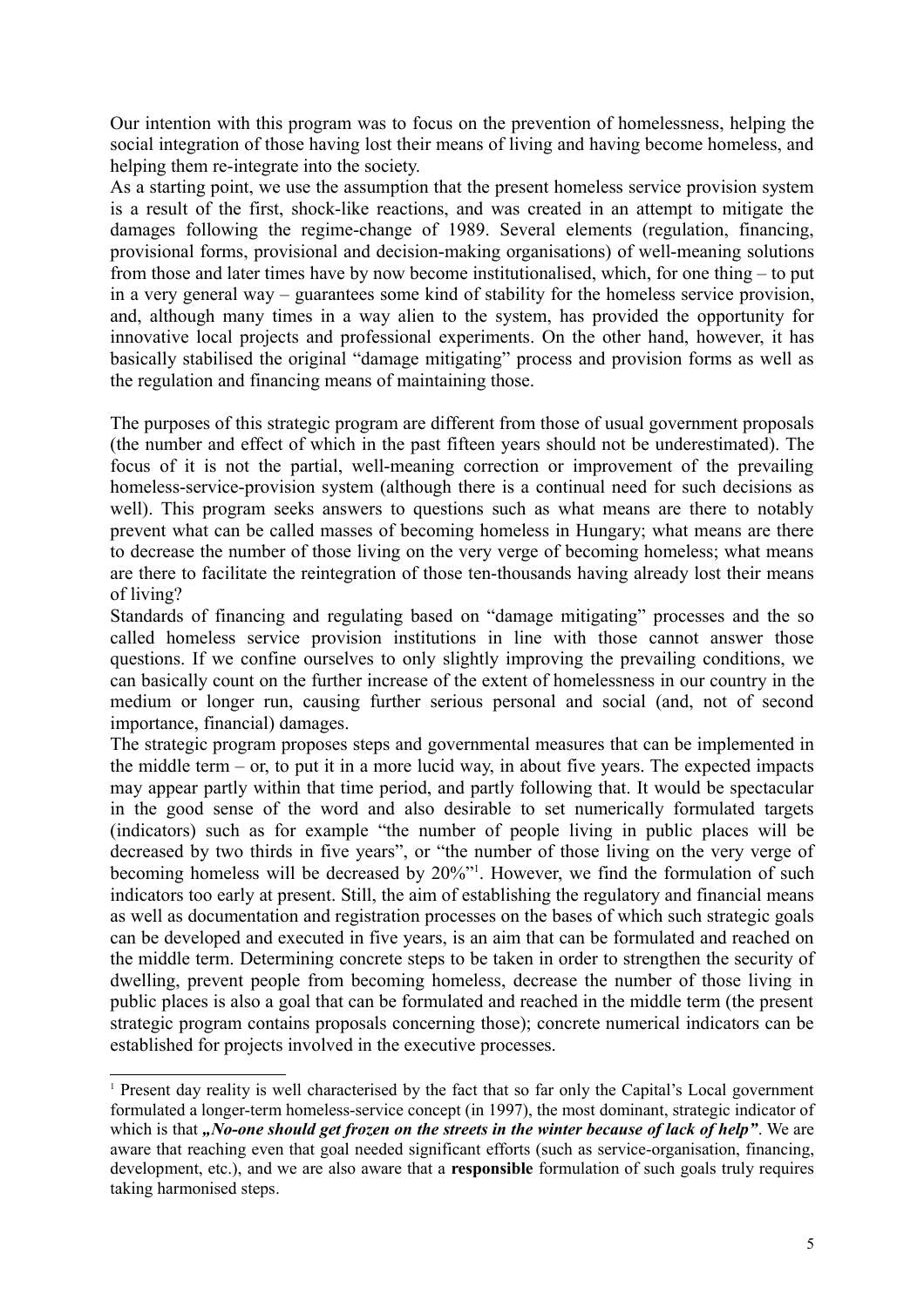Our intention with this program was to focus on the prevention of homelessness, helping the social integration of those having lost their means of living and having become homeless, and helping them re-integrate into the society.

As a starting point, we use the assumption that the present homeless service provision system is a result of the first, shock-like reactions, and was created in an attempt to mitigate the damages following the regime-change of 1989. Several elements (regulation, financing, provisional forms, provisional and decision-making organisations) of well-meaning solutions from those and later times have by now become institutionalised, which, for one thing – to put in a very general way – guarantees some kind of stability for the homeless service provision, and, although many times in a way alien to the system, has provided the opportunity for innovative local projects and professional experiments. On the other hand, however, it has basically stabilised the original "damage mitigating" process and provision forms as well as the regulation and financing means of maintaining those.

The purposes of this strategic program are different from those of usual government proposals (the number and effect of which in the past fifteen years should not be underestimated). The focus of it is not the partial, well-meaning correction or improvement of the prevailing homeless-service-provision system (although there is a continual need for such decisions as well). This program seeks answers to questions such as what means are there to notably prevent what can be called masses of becoming homeless in Hungary; what means are there to decrease the number of those living on the very verge of becoming homeless; what means are there to facilitate the reintegration of those ten-thousands having already lost their means of living?

Standards of financing and regulating based on "damage mitigating" processes and the so called homeless service provision institutions in line with those cannot answer those questions. If we confine ourselves to only slightly improving the prevailing conditions, we can basically count on the further increase of the extent of homelessness in our country in the medium or longer run, causing further serious personal and social (and, not of second importance, financial) damages.

The strategic program proposes steps and governmental measures that can be implemented in the middle term – or, to put it in a more lucid way, in about five years. The expected impacts may appear partly within that time period, and partly following that. It would be spectacular in the good sense of the word and also desirable to set numerically formulated targets (indicators) such as for example "the number of people living in public places will be decreased by two thirds in five years", or "the number of those living on the very verge of becoming homeless will be decreased by 20%"[1]. However, we find the formulation of such indicators too early at present. Still, the aim of establishing the regulatory and financial means as well as documentation and registration processes on the bases of which such strategic goals can be developed and executed in five years, is an aim that can be formulated and reached on the middle term. Determining concrete steps to be taken in order to strengthen the security of dwelling, prevent people from becoming homeless, decrease the number of those living in public places is also a goal that can be formulated and reached in the middle term (the present strategic program contains proposals concerning those); concrete numerical indicators can be established for projects involved in the executive processes.

---

[1] Present day reality is well characterised by the fact that so far only the Capital's Local government formulated a longer-term homeless-service concept (in 1997), the most dominant, strategic indicator of which is that ***„No-one should get frozen on the streets in the winter because of lack of help"***. We are aware that reaching even that goal needed significant efforts (such as service-organisation, financing, development, etc.), and we are also aware that a **responsible** formulation of such goals truly requires taking harmonised steps.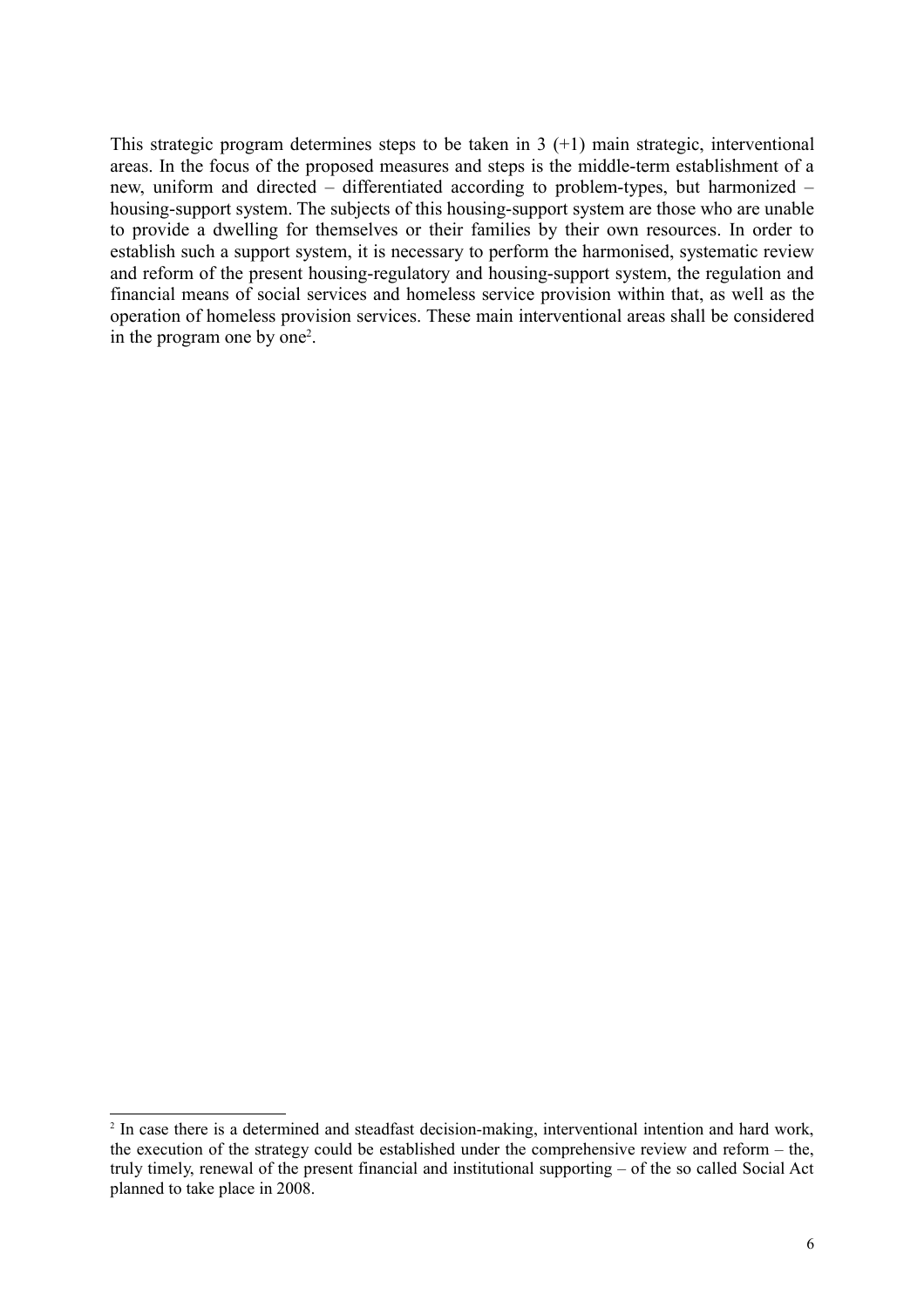This strategic program determines steps to be taken in 3 (+1) main strategic, interventional areas. In the focus of the proposed measures and steps is the middle-term establishment of a new, uniform and directed – differentiated according to problem-types, but harmonized – housing-support system. The subjects of this housing-support system are those who are unable to provide a dwelling for themselves or their families by their own resources. In order to establish such a support system, it is necessary to perform the harmonised, systematic review and reform of the present housing-regulatory and housing-support system, the regulation and financial means of social services and homeless service provision within that, as well as the operation of homeless provision services. These main interventional areas shall be considered in the program one by one[2].

---

[2] In case there is a determined and steadfast decision-making, interventional intention and hard work, the execution of the strategy could be established under the comprehensive review and reform – the, truly timely, renewal of the present financial and institutional supporting – of the so called Social Act planned to take place in 2008.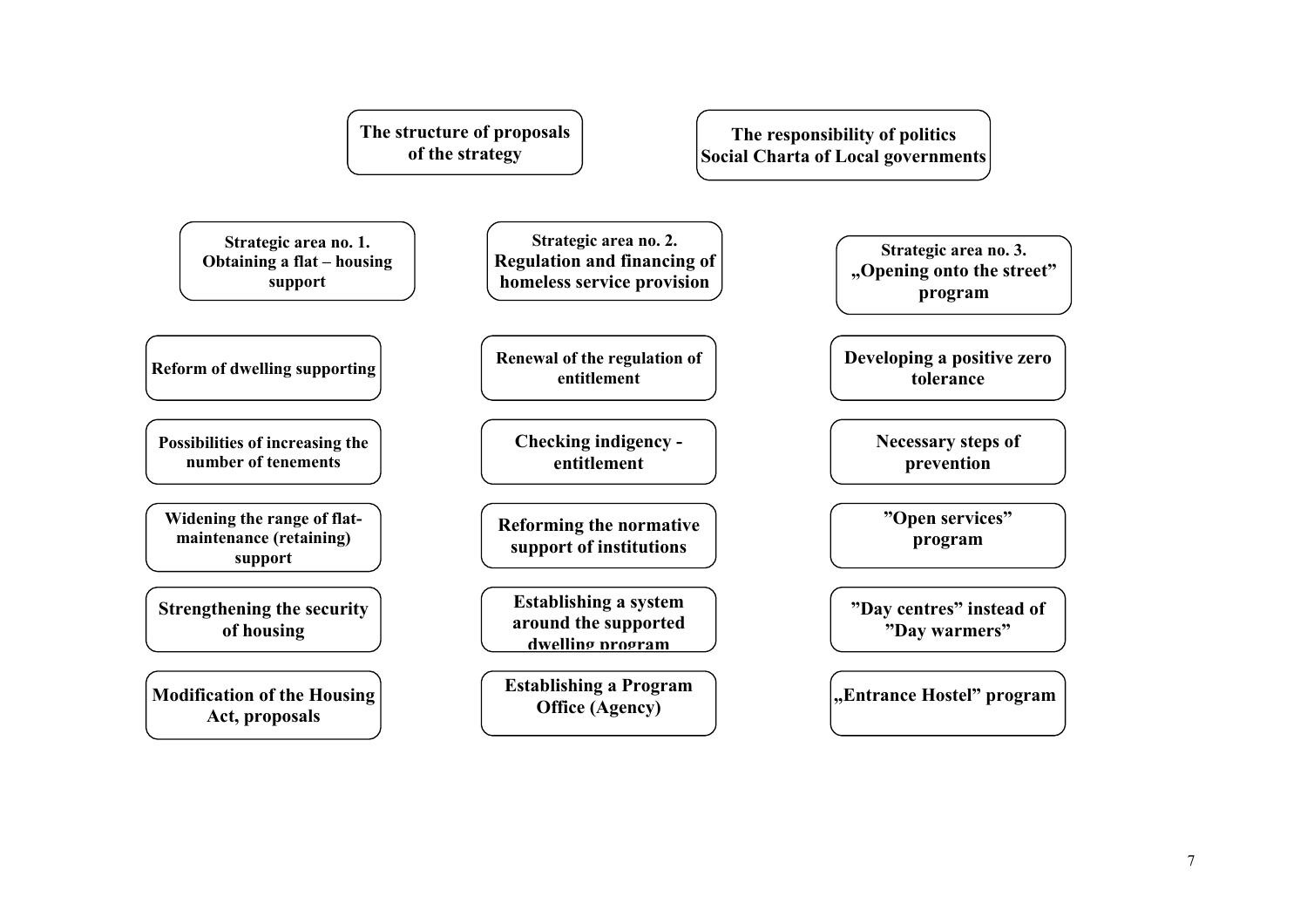**The structure of proposals of the strategy**

**The responsibility of politics Social Charta of Local governments**

| Strategic area no. 1. Obtaining a flat – housing support | Strategic area no. 2. Regulation and financing of homeless service provision | Strategic area no. 3. „Opening onto the street" program |
|---|---|---|
| Reform of dwelling supporting | Renewal of the regulation of entitlement | Developing a positive zero tolerance |
| Possibilities of increasing the number of tenements | Checking indigency - entitlement | Necessary steps of prevention |
| Widening the range of flat-maintenance (retaining) support | Reforming the normative support of institutions | "Open services" program |
| Strengthening the security of housing | Establishing a system around the supported dwelling program | "Day centres" instead of "Day warmers" |
| Modification of the Housing Act, proposals | Establishing a Program Office (Agency) | „Entrance Hostel" program |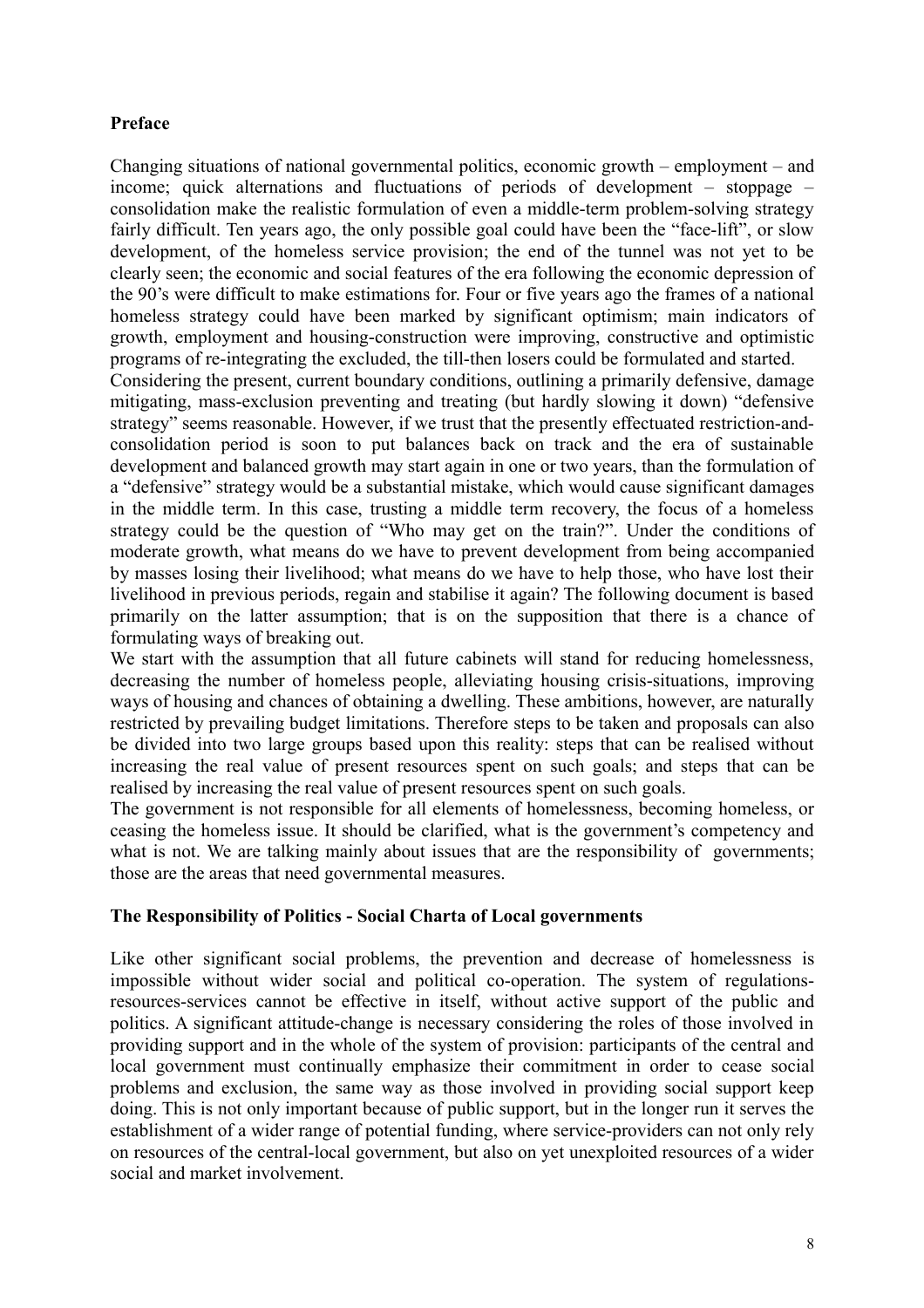**Preface**

Changing situations of national governmental politics, economic growth – employment – and income; quick alternations and fluctuations of periods of development – stoppage – consolidation make the realistic formulation of even a middle-term problem-solving strategy fairly difficult. Ten years ago, the only possible goal could have been the "face-lift", or slow development, of the homeless service provision; the end of the tunnel was not yet to be clearly seen; the economic and social features of the era following the economic depression of the 90's were difficult to make estimations for. Four or five years ago the frames of a national homeless strategy could have been marked by significant optimism; main indicators of growth, employment and housing-construction were improving, constructive and optimistic programs of re-integrating the excluded, the till-then losers could be formulated and started.

Considering the present, current boundary conditions, outlining a primarily defensive, damage mitigating, mass-exclusion preventing and treating (but hardly slowing it down) "defensive strategy" seems reasonable. However, if we trust that the presently effectuated restriction-and-consolidation period is soon to put balances back on track and the era of sustainable development and balanced growth may start again in one or two years, than the formulation of a "defensive" strategy would be a substantial mistake, which would cause significant damages in the middle term. In this case, trusting a middle term recovery, the focus of a homeless strategy could be the question of "Who may get on the train?". Under the conditions of moderate growth, what means do we have to prevent development from being accompanied by masses losing their livelihood; what means do we have to help those, who have lost their livelihood in previous periods, regain and stabilise it again? The following document is based primarily on the latter assumption; that is on the supposition that there is a chance of formulating ways of breaking out.

We start with the assumption that all future cabinets will stand for reducing homelessness, decreasing the number of homeless people, alleviating housing crisis-situations, improving ways of housing and chances of obtaining a dwelling. These ambitions, however, are naturally restricted by prevailing budget limitations. Therefore steps to be taken and proposals can also be divided into two large groups based upon this reality: steps that can be realised without increasing the real value of present resources spent on such goals; and steps that can be realised by increasing the real value of present resources spent on such goals.

The government is not responsible for all elements of homelessness, becoming homeless, or ceasing the homeless issue. It should be clarified, what is the government's competency and what is not. We are talking mainly about issues that are the responsibility of governments; those are the areas that need governmental measures.

**The Responsibility of Politics - Social Charta of Local governments**

Like other significant social problems, the prevention and decrease of homelessness is impossible without wider social and political co-operation. The system of regulations-resources-services cannot be effective in itself, without active support of the public and politics. A significant attitude-change is necessary considering the roles of those involved in providing support and in the whole of the system of provision: participants of the central and local government must continually emphasize their commitment in order to cease social problems and exclusion, the same way as those involved in providing social support keep doing. This is not only important because of public support, but in the longer run it serves the establishment of a wider range of potential funding, where service-providers can not only rely on resources of the central-local government, but also on yet unexploited resources of a wider social and market involvement.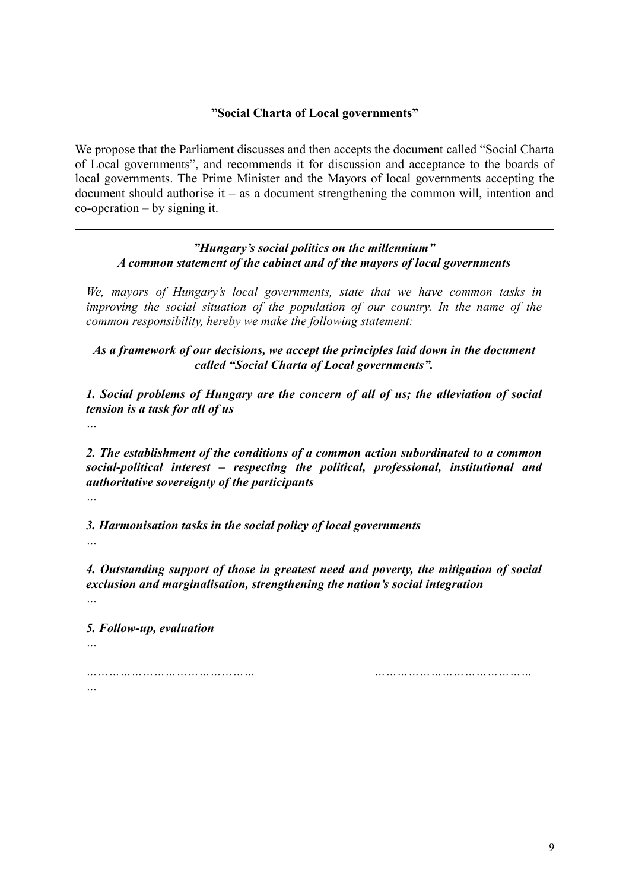**”Social Charta of Local governments”**

We propose that the Parliament discusses and then accepts the document called “Social Charta of Local governments”, and recommends it for discussion and acceptance to the boards of local governments. The Prime Minister and the Mayors of local governments accepting the document should authorise it – as a document strengthening the common will, intention and co-operation – by signing it.

***”Hungary’s social politics on the millennium”***
***A common statement of the cabinet and of the mayors of local governments***

*We, mayors of Hungary’s local governments, state that we have common tasks in improving the social situation of the population of our country. In the name of the common responsibility, hereby we make the following statement:*

***As a framework of our decisions, we accept the principles laid down in the document called “Social Charta of Local governments”.***

***1. Social problems of Hungary are the concern of all of us; the alleviation of social tension is a task for all of us***

*…*

***2. The establishment of the conditions of a common action subordinated to a common social-political interest – respecting the political, professional, institutional and authoritative sovereignty of the participants***

*…*

***3. Harmonisation tasks in the social policy of local governments***

*…*

***4. Outstanding support of those in greatest need and poverty, the mitigation of social exclusion and marginalisation, strengthening the nation’s social integration***

*…*

***5. Follow-up, evaluation***

*…*

*……………………………………… ……………………………………*

*…*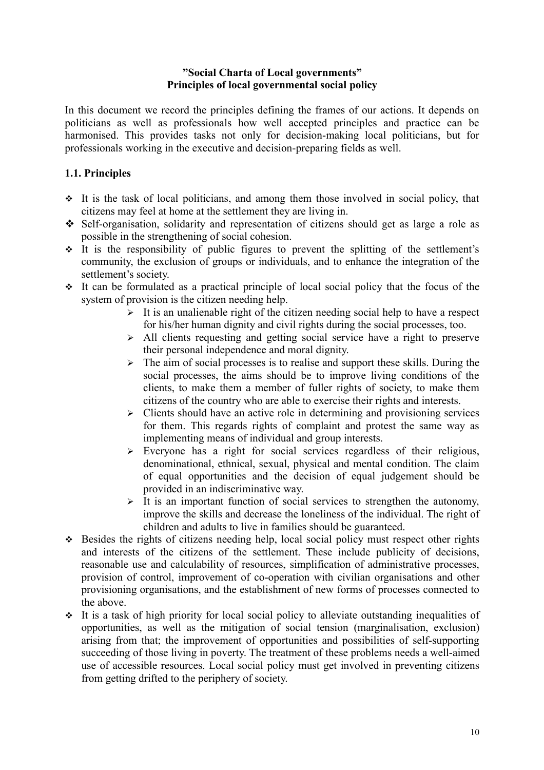**”Social Charta of Local governments”**
**Principles of local governmental social policy**

In this document we record the principles defining the frames of our actions. It depends on politicians as well as professionals how well accepted principles and practice can be harmonised. This provides tasks not only for decision-making local politicians, but for professionals working in the executive and decision-preparing fields as well.

## 1.1. Principles

- It is the task of local politicians, and among them those involved in social policy, that citizens may feel at home at the settlement they are living in.
- Self-organisation, solidarity and representation of citizens should get as large a role as possible in the strengthening of social cohesion.
- It is the responsibility of public figures to prevent the splitting of the settlement's community, the exclusion of groups or individuals, and to enhance the integration of the settlement's society.
- It can be formulated as a practical principle of local social policy that the focus of the system of provision is the citizen needing help.
    - It is an unalienable right of the citizen needing social help to have a respect for his/her human dignity and civil rights during the social processes, too.
    - All clients requesting and getting social service have a right to preserve their personal independence and moral dignity.
    - The aim of social processes is to realise and support these skills. During the social processes, the aims should be to improve living conditions of the clients, to make them a member of fuller rights of society, to make them citizens of the country who are able to exercise their rights and interests.
    - Clients should have an active role in determining and provisioning services for them. This regards rights of complaint and protest the same way as implementing means of individual and group interests.
    - Everyone has a right for social services regardless of their religious, denominational, ethnical, sexual, physical and mental condition. The claim of equal opportunities and the decision of equal judgement should be provided in an indiscriminative way.
    - It is an important function of social services to strengthen the autonomy, improve the skills and decrease the loneliness of the individual. The right of children and adults to live in families should be guaranteed.
- Besides the rights of citizens needing help, local social policy must respect other rights and interests of the citizens of the settlement. These include publicity of decisions, reasonable use and calculability of resources, simplification of administrative processes, provision of control, improvement of co-operation with civilian organisations and other provisioning organisations, and the establishment of new forms of processes connected to the above.
- It is a task of high priority for local social policy to alleviate outstanding inequalities of opportunities, as well as the mitigation of social tension (marginalisation, exclusion) arising from that; the improvement of opportunities and possibilities of self-supporting succeeding of those living in poverty. The treatment of these problems needs a well-aimed use of accessible resources. Local social policy must get involved in preventing citizens from getting drifted to the periphery of society.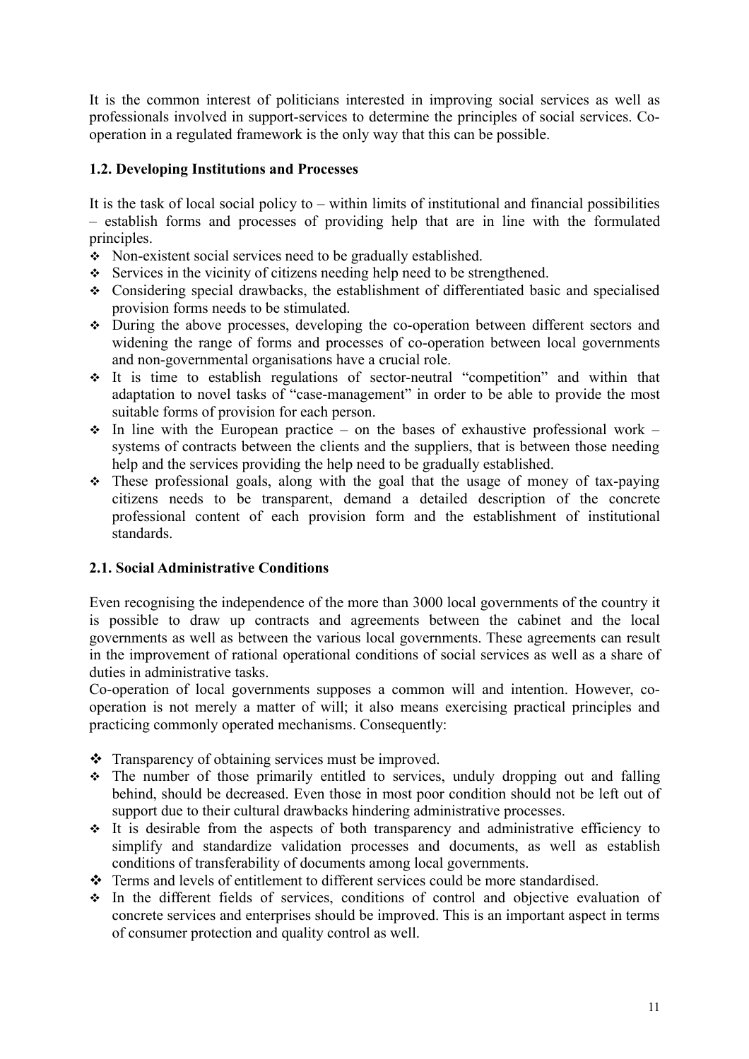It is the common interest of politicians interested in improving social services as well as professionals involved in support-services to determine the principles of social services. Co-operation in a regulated framework is the only way that this can be possible.

### 1.2. Developing Institutions and Processes

It is the task of local social policy to – within limits of institutional and financial possibilities – establish forms and processes of providing help that are in line with the formulated principles.

- Non-existent social services need to be gradually established.
- Services in the vicinity of citizens needing help need to be strengthened.
- Considering special drawbacks, the establishment of differentiated basic and specialised provision forms needs to be stimulated.
- During the above processes, developing the co-operation between different sectors and widening the range of forms and processes of co-operation between local governments and non-governmental organisations have a crucial role.
- It is time to establish regulations of sector-neutral "competition" and within that adaptation to novel tasks of "case-management" in order to be able to provide the most suitable forms of provision for each person.
- In line with the European practice – on the bases of exhaustive professional work – systems of contracts between the clients and the suppliers, that is between those needing help and the services providing the help need to be gradually established.
- These professional goals, along with the goal that the usage of money of tax-paying citizens needs to be transparent, demand a detailed description of the concrete professional content of each provision form and the establishment of institutional standards.

### 2.1. Social Administrative Conditions

Even recognising the independence of the more than 3000 local governments of the country it is possible to draw up contracts and agreements between the cabinet and the local governments as well as between the various local governments. These agreements can result in the improvement of rational operational conditions of social services as well as a share of duties in administrative tasks.

Co-operation of local governments supposes a common will and intention. However, co-operation is not merely a matter of will; it also means exercising practical principles and practicing commonly operated mechanisms. Consequently:

- Transparency of obtaining services must be improved.
- The number of those primarily entitled to services, unduly dropping out and falling behind, should be decreased. Even those in most poor condition should not be left out of support due to their cultural drawbacks hindering administrative processes.
- It is desirable from the aspects of both transparency and administrative efficiency to simplify and standardize validation processes and documents, as well as establish conditions of transferability of documents among local governments.
- Terms and levels of entitlement to different services could be more standardised.
- In the different fields of services, conditions of control and objective evaluation of concrete services and enterprises should be improved. This is an important aspect in terms of consumer protection and quality control as well.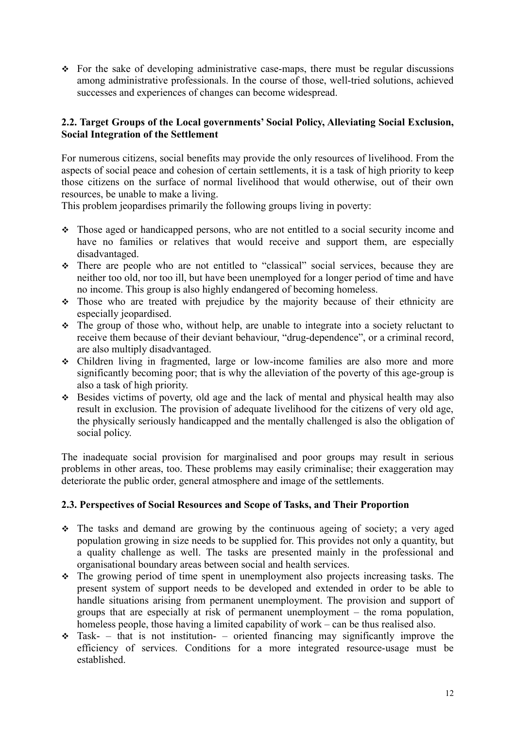- For the sake of developing administrative case-maps, there must be regular discussions among administrative professionals. In the course of those, well-tried solutions, achieved successes and experiences of changes can become widespread.

### 2.2. Target Groups of the Local governments' Social Policy, Alleviating Social Exclusion, Social Integration of the Settlement

For numerous citizens, social benefits may provide the only resources of livelihood. From the aspects of social peace and cohesion of certain settlements, it is a task of high priority to keep those citizens on the surface of normal livelihood that would otherwise, out of their own resources, be unable to make a living.

This problem jeopardises primarily the following groups living in poverty:

- Those aged or handicapped persons, who are not entitled to a social security income and have no families or relatives that would receive and support them, are especially disadvantaged.
- There are people who are not entitled to "classical" social services, because they are neither too old, nor too ill, but have been unemployed for a longer period of time and have no income. This group is also highly endangered of becoming homeless.
- Those who are treated with prejudice by the majority because of their ethnicity are especially jeopardised.
- The group of those who, without help, are unable to integrate into a society reluctant to receive them because of their deviant behaviour, "drug-dependence", or a criminal record, are also multiply disadvantaged.
- Children living in fragmented, large or low-income families are also more and more significantly becoming poor; that is why the alleviation of the poverty of this age-group is also a task of high priority.
- Besides victims of poverty, old age and the lack of mental and physical health may also result in exclusion. The provision of adequate livelihood for the citizens of very old age, the physically seriously handicapped and the mentally challenged is also the obligation of social policy.

The inadequate social provision for marginalised and poor groups may result in serious problems in other areas, too. These problems may easily criminalise; their exaggeration may deteriorate the public order, general atmosphere and image of the settlements.

### 2.3. Perspectives of Social Resources and Scope of Tasks, and Their Proportion

- The tasks and demand are growing by the continuous ageing of society; a very aged population growing in size needs to be supplied for. This provides not only a quantity, but a quality challenge as well. The tasks are presented mainly in the professional and organisational boundary areas between social and health services.
- The growing period of time spent in unemployment also projects increasing tasks. The present system of support needs to be developed and extended in order to be able to handle situations arising from permanent unemployment. The provision and support of groups that are especially at risk of permanent unemployment – the roma population, homeless people, those having a limited capability of work – can be thus realised also.
- Task- – that is not institution- – oriented financing may significantly improve the efficiency of services. Conditions for a more integrated resource-usage must be established.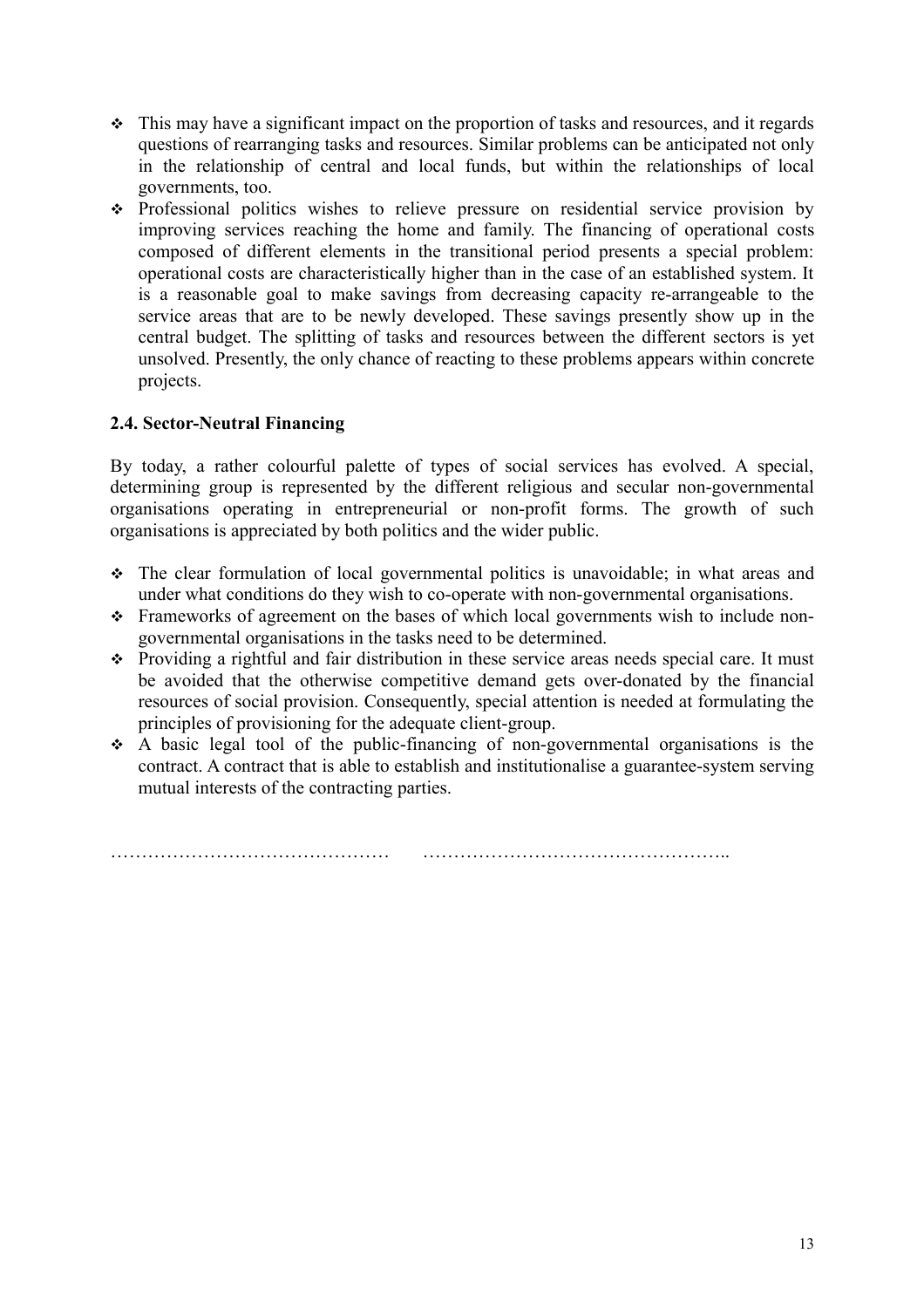- This may have a significant impact on the proportion of tasks and resources, and it regards questions of rearranging tasks and resources. Similar problems can be anticipated not only in the relationship of central and local funds, but within the relationships of local governments, too.
- Professional politics wishes to relieve pressure on residential service provision by improving services reaching the home and family. The financing of operational costs composed of different elements in the transitional period presents a special problem: operational costs are characteristically higher than in the case of an established system. It is a reasonable goal to make savings from decreasing capacity re-arrangeable to the service areas that are to be newly developed. These savings presently show up in the central budget. The splitting of tasks and resources between the different sectors is yet unsolved. Presently, the only chance of reacting to these problems appears within concrete projects.

### 2.4. Sector-Neutral Financing

By today, a rather colourful palette of types of social services has evolved. A special, determining group is represented by the different religious and secular non-governmental organisations operating in entrepreneurial or non-profit forms. The growth of such organisations is appreciated by both politics and the wider public.

- The clear formulation of local governmental politics is unavoidable; in what areas and under what conditions do they wish to co-operate with non-governmental organisations.
- Frameworks of agreement on the bases of which local governments wish to include non-governmental organisations in the tasks need to be determined.
- Providing a rightful and fair distribution in these service areas needs special care. It must be avoided that the otherwise competitive demand gets over-donated by the financial resources of social provision. Consequently, special attention is needed at formulating the principles of provisioning for the adequate client-group.
- A basic legal tool of the public-financing of non-governmental organisations is the contract. A contract that is able to establish and institutionalise a guarantee-system serving mutual interests of the contracting parties.

……………………………………… …………………………………………..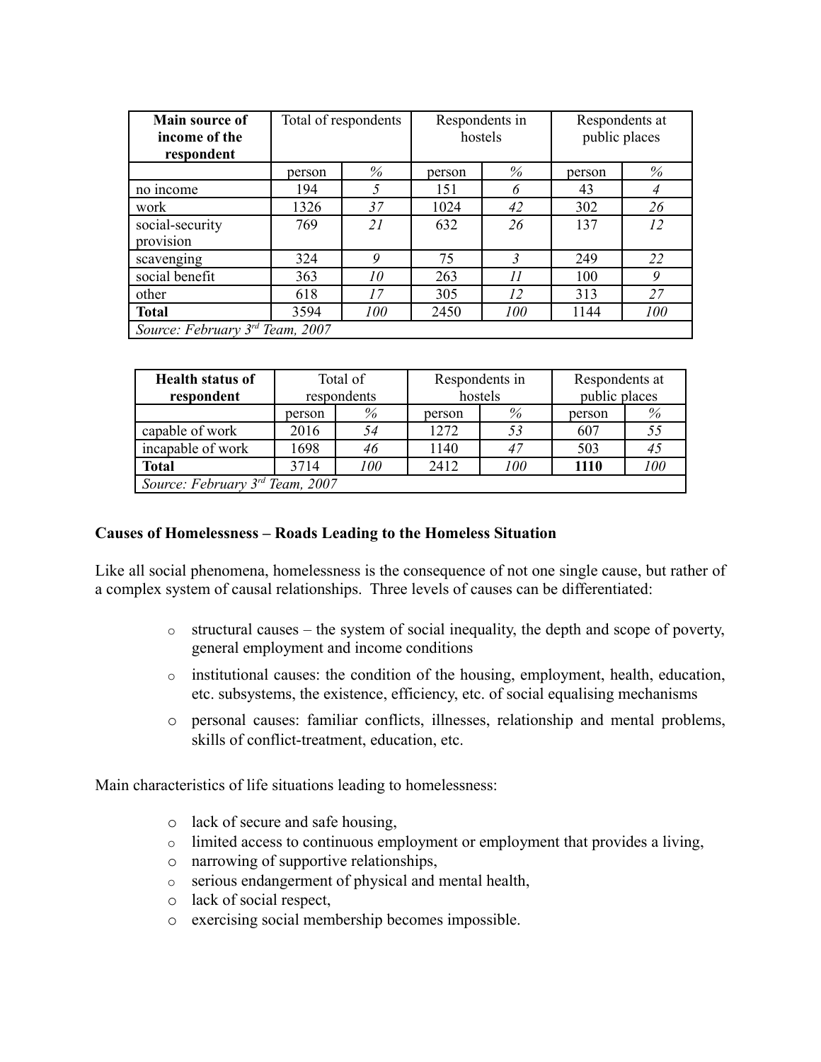| Main source of income of the respondent | Total of respondents | | Respondents in hostels | | Respondents at public places | |
|---|---|---|---|---|---|---|
| | person | *%* | person | *%* | person | *%* |
| no income | 194 | *5* | 151 | *6* | 43 | *4* |
| work | 1326 | *37* | 1024 | *42* | 302 | *26* |
| social-security provision | 769 | *21* | 632 | *26* | 137 | *12* |
| scavenging | 324 | *9* | 75 | *3* | 249 | *22* |
| social benefit | 363 | *10* | 263 | *11* | 100 | *9* |
| other | 618 | *17* | 305 | *12* | 313 | *27* |
| **Total** | 3594 | *100* | 2450 | *100* | 1144 | *100* |
| *Source: February 3rd Team, 2007* | | | | | | |

| Health status of respondent | Total of respondents | | Respondents in hostels | | Respondents at public places | |
|---|---|---|---|---|---|---|
| | person | *%* | person | *%* | person | *%* |
| capable of work | 2016 | *54* | 1272 | *53* | 607 | *55* |
| incapable of work | 1698 | *46* | 1140 | *47* | 503 | *45* |
| **Total** | 3714 | *100* | 2412 | *100* | **1110** | *100* |
| *Source: February 3rd Team, 2007* | | | | | | |

**Causes of Homelessness – Roads Leading to the Homeless Situation**

Like all social phenomena, homelessness is the consequence of not one single cause, but rather of a complex system of causal relationships. Three levels of causes can be differentiated:

- structural causes – the system of social inequality, the depth and scope of poverty, general employment and income conditions
- institutional causes: the condition of the housing, employment, health, education, etc. subsystems, the existence, efficiency, etc. of social equalising mechanisms
- personal causes: familiar conflicts, illnesses, relationship and mental problems, skills of conflict-treatment, education, etc.

Main characteristics of life situations leading to homelessness:

- lack of secure and safe housing,
- limited access to continuous employment or employment that provides a living,
- narrowing of supportive relationships,
- serious endangerment of physical and mental health,
- lack of social respect,
- exercising social membership becomes impossible.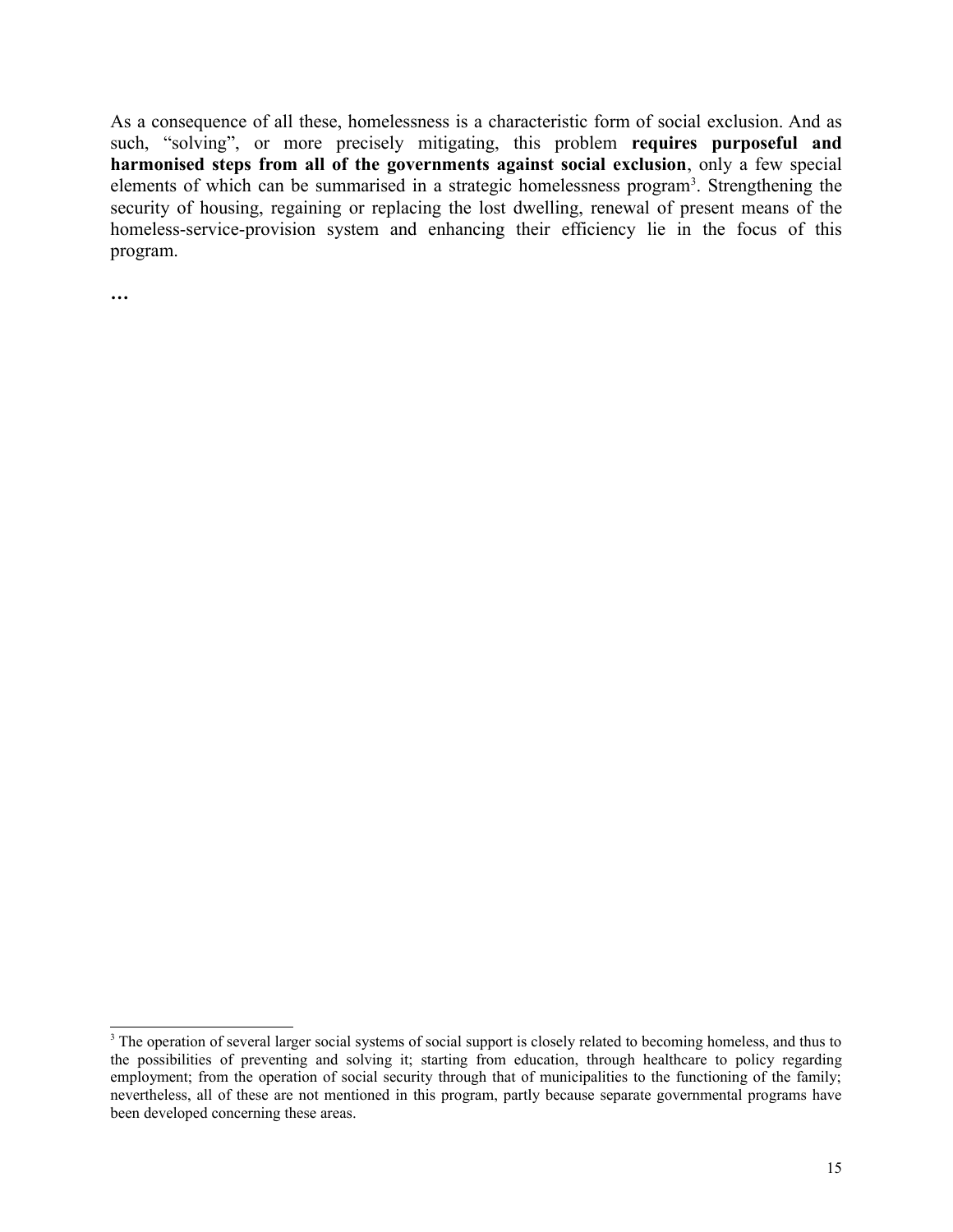As a consequence of all these, homelessness is a characteristic form of social exclusion. And as such, “solving”, or more precisely mitigating, this problem **requires purposeful and harmonised steps from all of the governments against social exclusion**, only a few special elements of which can be summarised in a strategic homelessness program[3]. Strengthening the security of housing, regaining or replacing the lost dwelling, renewal of present means of the homeless-service-provision system and enhancing their efficiency lie in the focus of this program.

**…**

[3] The operation of several larger social systems of social support is closely related to becoming homeless, and thus to the possibilities of preventing and solving it; starting from education, through healthcare to policy regarding employment; from the operation of social security through that of municipalities to the functioning of the family; nevertheless, all of these are not mentioned in this program, partly because separate governmental programs have been developed concerning these areas.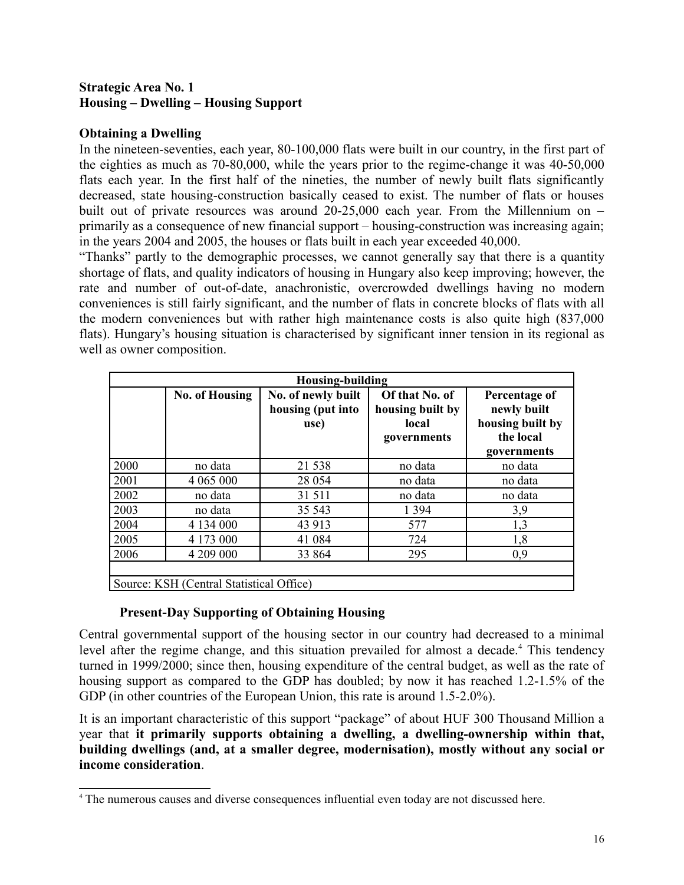**Strategic Area No. 1**
**Housing – Dwelling – Housing Support**

**Obtaining a Dwelling**

In the nineteen-seventies, each year, 80-100,000 flats were built in our country, in the first part of the eighties as much as 70-80,000, while the years prior to the regime-change it was 40-50,000 flats each year. In the first half of the nineties, the number of newly built flats significantly decreased, state housing-construction basically ceased to exist. The number of flats or houses built out of private resources was around 20-25,000 each year. From the Millennium on – primarily as a consequence of new financial support – housing-construction was increasing again; in the years 2004 and 2005, the houses or flats built in each year exceeded 40,000.

"Thanks" partly to the demographic processes, we cannot generally say that there is a quantity shortage of flats, and quality indicators of housing in Hungary also keep improving; however, the rate and number of out-of-date, anachronistic, overcrowded dwellings having no modern conveniences is still fairly significant, and the number of flats in concrete blocks of flats with all the modern conveniences but with rather high maintenance costs is also quite high (837,000 flats). Hungary's housing situation is characterised by significant inner tension in its regional as well as owner composition.

| Housing-building | | | | |
|---|---|---|---|---|
| | **No. of Housing** | **No. of newly built housing (put into use)** | **Of that No. of housing built by local governments** | **Percentage of newly built housing built by the local governments** |
| 2000 | no data | 21 538 | no data | no data |
| 2001 | 4 065 000 | 28 054 | no data | no data |
| 2002 | no data | 31 511 | no data | no data |
| 2003 | no data | 35 543 | 1 394 | 3,9 |
| 2004 | 4 134 000 | 43 913 | 577 | 1,3 |
| 2005 | 4 173 000 | 41 084 | 724 | 1,8 |
| 2006 | 4 209 000 | 33 864 | 295 | 0,9 |
| Source: KSH (Central Statistical Office) | | | | |

**Present-Day Supporting of Obtaining Housing**

Central governmental support of the housing sector in our country had decreased to a minimal level after the regime change, and this situation prevailed for almost a decade.[4] This tendency turned in 1999/2000; since then, housing expenditure of the central budget, as well as the rate of housing support as compared to the GDP has doubled; by now it has reached 1.2-1.5% of the GDP (in other countries of the European Union, this rate is around 1.5-2.0%).

It is an important characteristic of this support "package" of about HUF 300 Thousand Million a year that **it primarily supports obtaining a dwelling, a dwelling-ownership within that, building dwellings (and, at a smaller degree, modernisation), mostly without any social or income consideration**.

[4] The numerous causes and diverse consequences influential even today are not discussed here.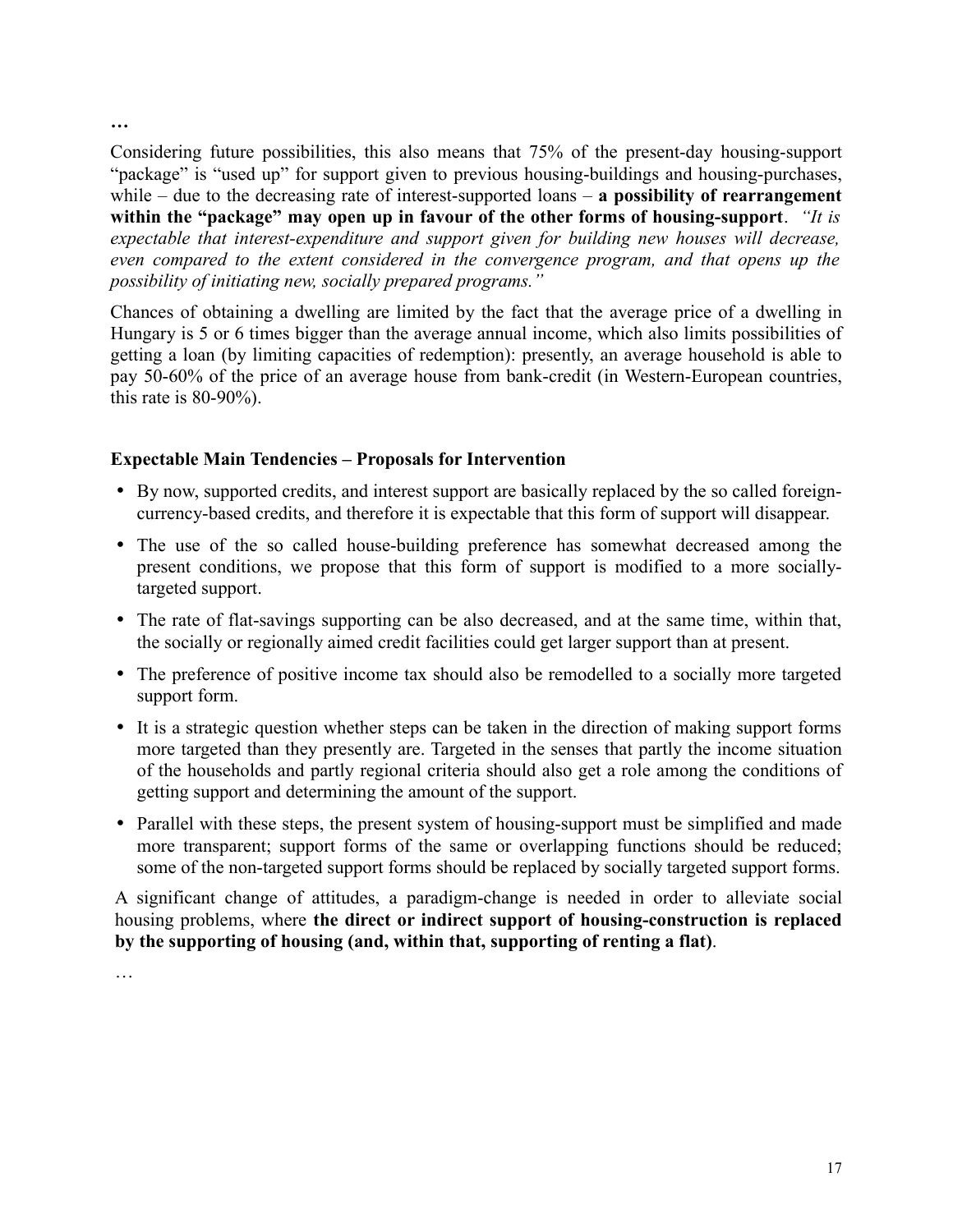**…**

Considering future possibilities, this also means that 75% of the present-day housing-support "package" is "used up" for support given to previous housing-buildings and housing-purchases, while – due to the decreasing rate of interest-supported loans – **a possibility of rearrangement within the "package" may open up in favour of the other forms of housing-support**. *"It is expectable that interest-expenditure and support given for building new houses will decrease, even compared to the extent considered in the convergence program, and that opens up the possibility of initiating new, socially prepared programs."*

Chances of obtaining a dwelling are limited by the fact that the average price of a dwelling in Hungary is 5 or 6 times bigger than the average annual income, which also limits possibilities of getting a loan (by limiting capacities of redemption): presently, an average household is able to pay 50-60% of the price of an average house from bank-credit (in Western-European countries, this rate is 80-90%).

### Expectable Main Tendencies – Proposals for Intervention

- By now, supported credits, and interest support are basically replaced by the so called foreign-currency-based credits, and therefore it is expectable that this form of support will disappear.
- The use of the so called house-building preference has somewhat decreased among the present conditions, we propose that this form of support is modified to a more socially-targeted support.
- The rate of flat-savings supporting can be also decreased, and at the same time, within that, the socially or regionally aimed credit facilities could get larger support than at present.
- The preference of positive income tax should also be remodelled to a socially more targeted support form.
- It is a strategic question whether steps can be taken in the direction of making support forms more targeted than they presently are. Targeted in the senses that partly the income situation of the households and partly regional criteria should also get a role among the conditions of getting support and determining the amount of the support.
- Parallel with these steps, the present system of housing-support must be simplified and made more transparent; support forms of the same or overlapping functions should be reduced; some of the non-targeted support forms should be replaced by socially targeted support forms.

A significant change of attitudes, a paradigm-change is needed in order to alleviate social housing problems, where **the direct or indirect support of housing-construction is replaced by the supporting of housing (and, within that, supporting of renting a flat)**.

…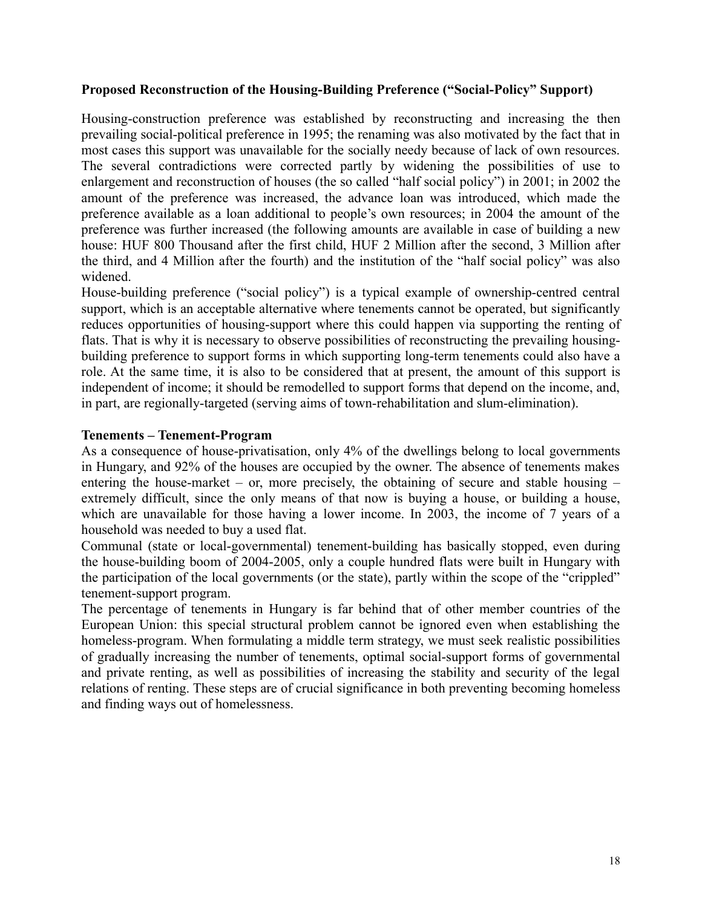**Proposed Reconstruction of the Housing-Building Preference ("Social-Policy" Support)**

Housing-construction preference was established by reconstructing and increasing the then prevailing social-political preference in 1995; the renaming was also motivated by the fact that in most cases this support was unavailable for the socially needy because of lack of own resources. The several contradictions were corrected partly by widening the possibilities of use to enlargement and reconstruction of houses (the so called "half social policy") in 2001; in 2002 the amount of the preference was increased, the advance loan was introduced, which made the preference available as a loan additional to people's own resources; in 2004 the amount of the preference was further increased (the following amounts are available in case of building a new house: HUF 800 Thousand after the first child, HUF 2 Million after the second, 3 Million after the third, and 4 Million after the fourth) and the institution of the "half social policy" was also widened.

House-building preference ("social policy") is a typical example of ownership-centred central support, which is an acceptable alternative where tenements cannot be operated, but significantly reduces opportunities of housing-support where this could happen via supporting the renting of flats. That is why it is necessary to observe possibilities of reconstructing the prevailing housing-building preference to support forms in which supporting long-term tenements could also have a role. At the same time, it is also to be considered that at present, the amount of this support is independent of income; it should be remodelled to support forms that depend on the income, and, in part, are regionally-targeted (serving aims of town-rehabilitation and slum-elimination).

**Tenements – Tenement-Program**

As a consequence of house-privatisation, only 4% of the dwellings belong to local governments in Hungary, and 92% of the houses are occupied by the owner. The absence of tenements makes entering the house-market – or, more precisely, the obtaining of secure and stable housing – extremely difficult, since the only means of that now is buying a house, or building a house, which are unavailable for those having a lower income. In 2003, the income of 7 years of a household was needed to buy a used flat.

Communal (state or local-governmental) tenement-building has basically stopped, even during the house-building boom of 2004-2005, only a couple hundred flats were built in Hungary with the participation of the local governments (or the state), partly within the scope of the "crippled" tenement-support program.

The percentage of tenements in Hungary is far behind that of other member countries of the European Union: this special structural problem cannot be ignored even when establishing the homeless-program. When formulating a middle term strategy, we must seek realistic possibilities of gradually increasing the number of tenements, optimal social-support forms of governmental and private renting, as well as possibilities of increasing the stability and security of the legal relations of renting. These steps are of crucial significance in both preventing becoming homeless and finding ways out of homelessness.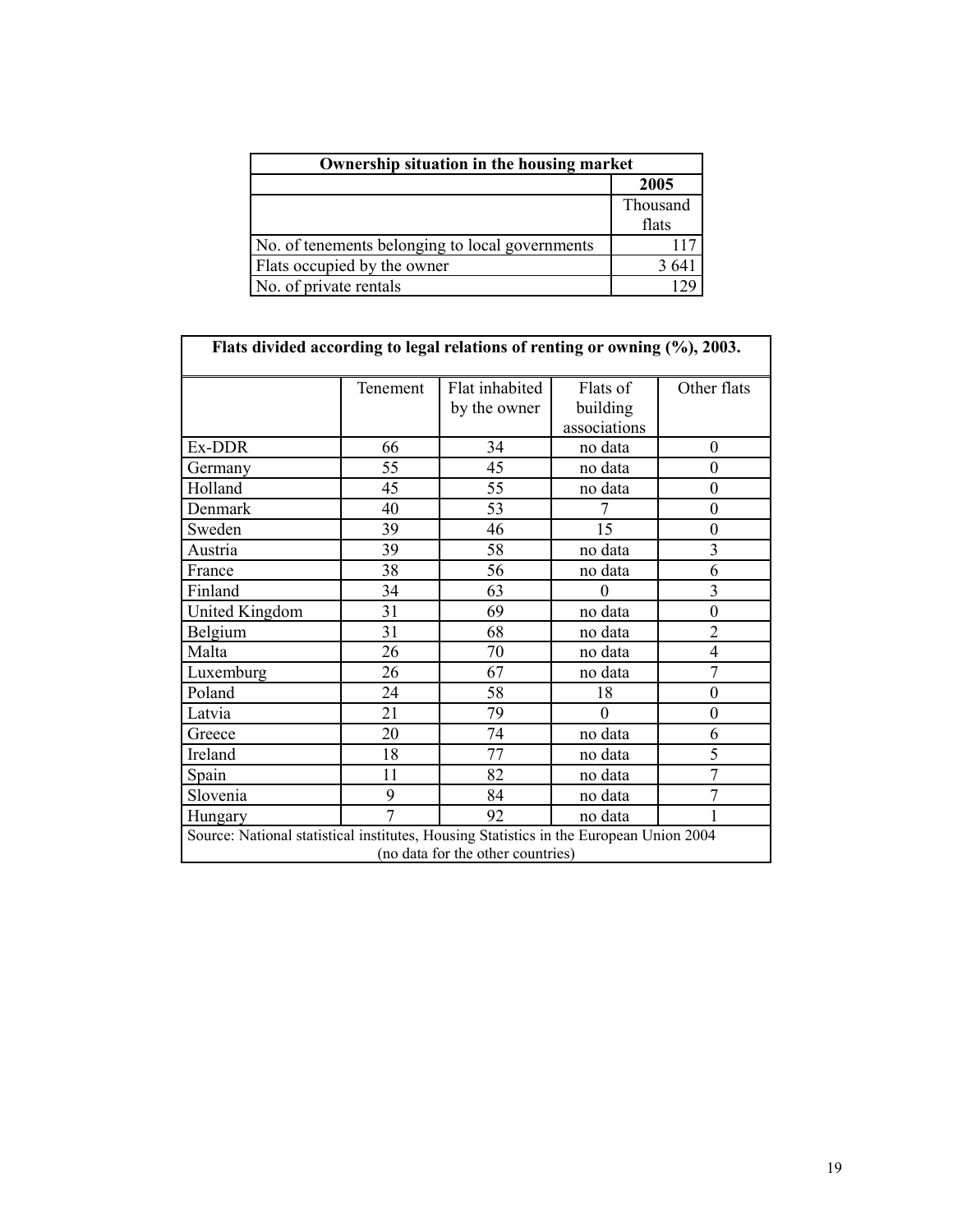| Ownership situation in the housing market | |
|---|---|
| | 2005 |
| | Thousand flats |
| No. of tenements belonging to local governments | 117 |
| Flats occupied by the owner | 3 641 |
| No. of private rentals | 129 |

| Flats divided according to legal relations of renting or owning (%), 2003. | | | | |
|---|---|---|---|---|
| | Tenement | Flat inhabited by the owner | Flats of building associations | Other flats |
| Ex-DDR | 66 | 34 | no data | 0 |
| Germany | 55 | 45 | no data | 0 |
| Holland | 45 | 55 | no data | 0 |
| Denmark | 40 | 53 | 7 | 0 |
| Sweden | 39 | 46 | 15 | 0 |
| Austria | 39 | 58 | no data | 3 |
| France | 38 | 56 | no data | 6 |
| Finland | 34 | 63 | 0 | 3 |
| United Kingdom | 31 | 69 | no data | 0 |
| Belgium | 31 | 68 | no data | 2 |
| Malta | 26 | 70 | no data | 4 |
| Luxemburg | 26 | 67 | no data | 7 |
| Poland | 24 | 58 | 18 | 0 |
| Latvia | 21 | 79 | 0 | 0 |
| Greece | 20 | 74 | no data | 6 |
| Ireland | 18 | 77 | no data | 5 |
| Spain | 11 | 82 | no data | 7 |
| Slovenia | 9 | 84 | no data | 7 |
| Hungary | 7 | 92 | no data | 1 |
| Source: National statistical institutes, Housing Statistics in the European Union 2004 (no data for the other countries) | | | | |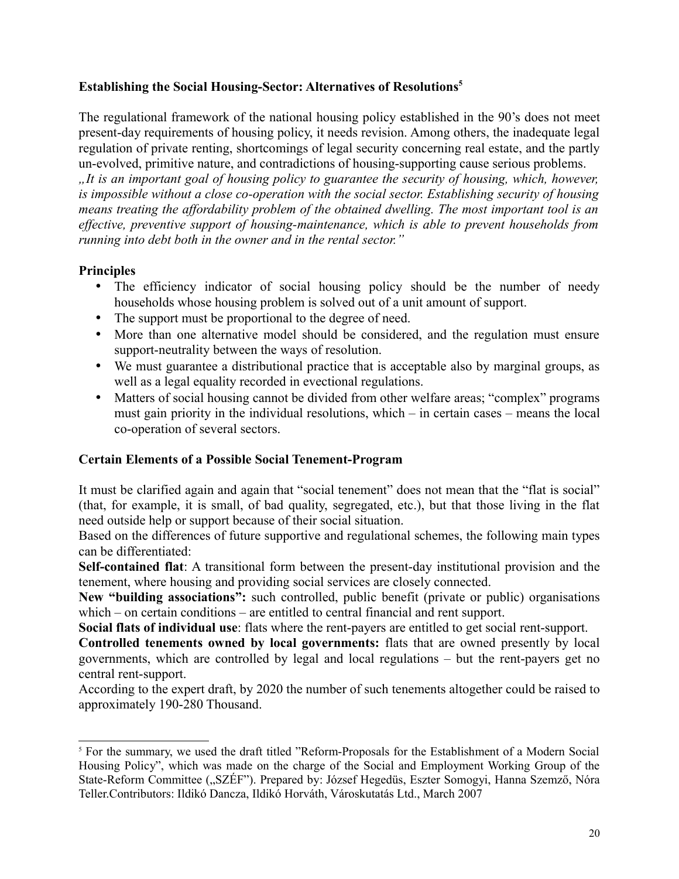### Establishing the Social Housing-Sector: Alternatives of Resolutions[5]

The regulational framework of the national housing policy established in the 90's does not meet present-day requirements of housing policy, it needs revision. Among others, the inadequate legal regulation of private renting, shortcomings of legal security concerning real estate, and the partly un-evolved, primitive nature, and contradictions of housing-supporting cause serious problems.

*„It is an important goal of housing policy to guarantee the security of housing, which, however, is impossible without a close co-operation with the social sector. Establishing security of housing means treating the affordability problem of the obtained dwelling. The most important tool is an effective, preventive support of housing-maintenance, which is able to prevent households from running into debt both in the owner and in the rental sector."*

### Principles

- The efficiency indicator of social housing policy should be the number of needy households whose housing problem is solved out of a unit amount of support.
- The support must be proportional to the degree of need.
- More than one alternative model should be considered, and the regulation must ensure support-neutrality between the ways of resolution.
- We must guarantee a distributional practice that is acceptable also by marginal groups, as well as a legal equality recorded in evectional regulations.
- Matters of social housing cannot be divided from other welfare areas; "complex" programs must gain priority in the individual resolutions, which – in certain cases – means the local co-operation of several sectors.

### Certain Elements of a Possible Social Tenement-Program

It must be clarified again and again that "social tenement" does not mean that the "flat is social" (that, for example, it is small, of bad quality, segregated, etc.), but that those living in the flat need outside help or support because of their social situation.

Based on the differences of future supportive and regulational schemes, the following main types can be differentiated:

**Self-contained flat**: A transitional form between the present-day institutional provision and the tenement, where housing and providing social services are closely connected.

**New "building associations":** such controlled, public benefit (private or public) organisations which – on certain conditions – are entitled to central financial and rent support.

**Social flats of individual use**: flats where the rent-payers are entitled to get social rent-support.

**Controlled tenements owned by local governments:** flats that are owned presently by local governments, which are controlled by legal and local regulations – but the rent-payers get no central rent-support.

According to the expert draft, by 2020 the number of such tenements altogether could be raised to approximately 190-280 Thousand.

---

[5] For the summary, we used the draft titled "Reform-Proposals for the Establishment of a Modern Social Housing Policy", which was made on the charge of the Social and Employment Working Group of the State-Reform Committee („SZÉF"). Prepared by: József Hegedüs, Eszter Somogyi, Hanna Szemző, Nóra Teller.Contributors: Ildikó Dancza, Ildikó Horváth, Városkutatás Ltd., March 2007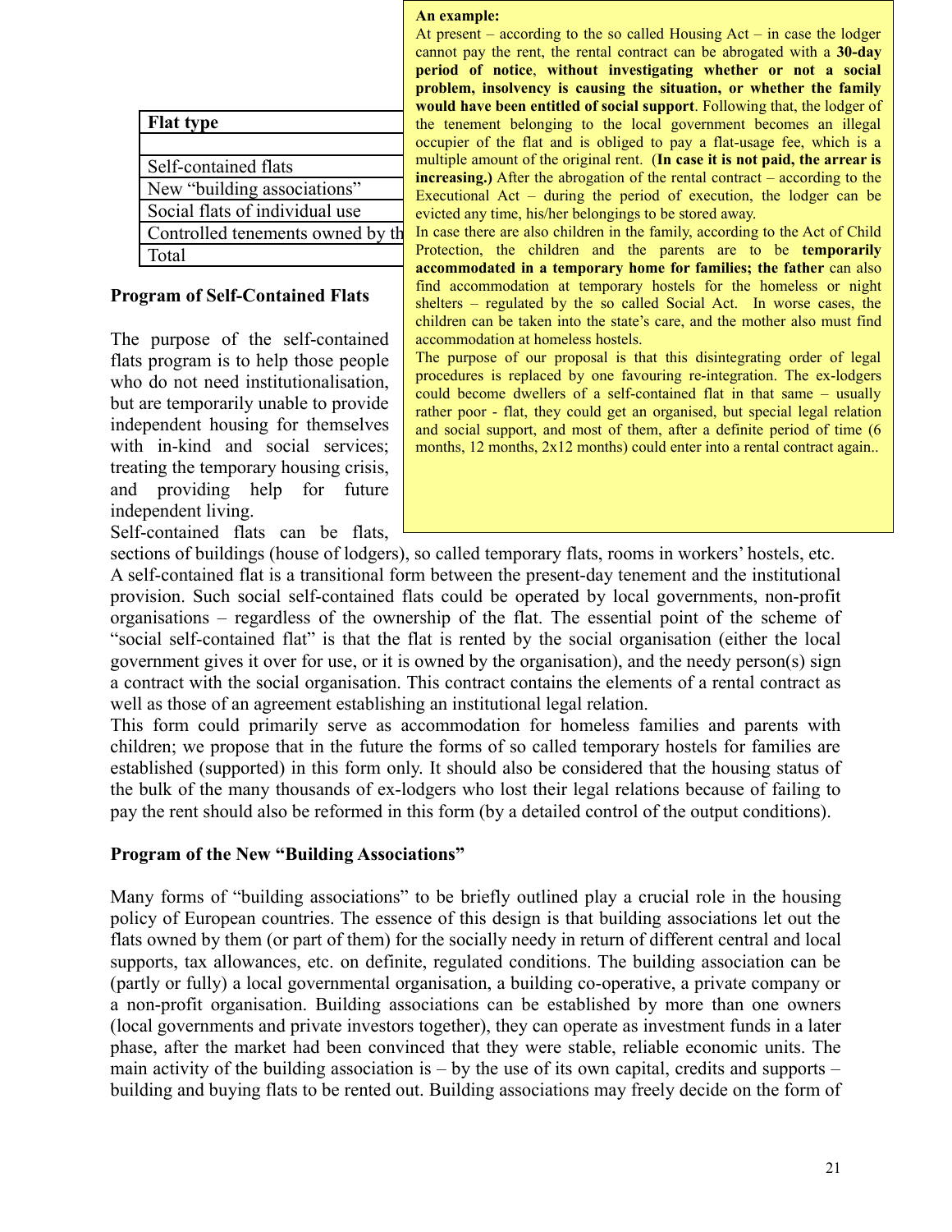| Flat type |
| --- |
| |
| Self-contained flats |
| New "building associations" |
| Social flats of individual use |
| Controlled tenements owned by th |
| Total |

**An example:**

At present – according to the so called Housing Act – in case the lodger cannot pay the rent, the rental contract can be abrogated with a **30-day period of notice**, **without investigating whether or not a social problem, insolvency is causing the situation, or whether the family would have been entitled of social support**. Following that, the lodger of the tenement belonging to the local government becomes an illegal occupier of the flat and is obliged to pay a flat-usage fee, which is a multiple amount of the original rent. (**In case it is not paid, the arrear is increasing.)** After the abrogation of the rental contract – according to the Executional Act – during the period of execution, the lodger can be evicted any time, his/her belongings to be stored away.

In case there are also children in the family, according to the Act of Child Protection, the children and the parents are to be **temporarily accommodated in a temporary home for families; the father** can also find accommodation at temporary hostels for the homeless or night shelters – regulated by the so called Social Act. In worse cases, the children can be taken into the state's care, and the mother also must find accommodation at homeless hostels.

The purpose of our proposal is that this disintegrating order of legal procedures is replaced by one favouring re-integration. The ex-lodgers could become dwellers of a self-contained flat in that same – usually rather poor - flat, they could get an organised, but special legal relation and social support, and most of them, after a definite period of time (6 months, 12 months, 2x12 months) could enter into a rental contract again..

**Program of Self-Contained Flats**

The purpose of the self-contained flats program is to help those people who do not need institutionalisation, but are temporarily unable to provide independent housing for themselves with in-kind and social services; treating the temporary housing crisis, and providing help for future independent living.

Self-contained flats can be flats, sections of buildings (house of lodgers), so called temporary flats, rooms in workers' hostels, etc. A self-contained flat is a transitional form between the present-day tenement and the institutional provision. Such social self-contained flats could be operated by local governments, non-profit organisations – regardless of the ownership of the flat. The essential point of the scheme of "social self-contained flat" is that the flat is rented by the social organisation (either the local government gives it over for use, or it is owned by the organisation), and the needy person(s) sign a contract with the social organisation. This contract contains the elements of a rental contract as well as those of an agreement establishing an institutional legal relation.

This form could primarily serve as accommodation for homeless families and parents with children; we propose that in the future the forms of so called temporary hostels for families are established (supported) in this form only. It should also be considered that the housing status of the bulk of the many thousands of ex-lodgers who lost their legal relations because of failing to pay the rent should also be reformed in this form (by a detailed control of the output conditions).

**Program of the New "Building Associations"**

Many forms of "building associations" to be briefly outlined play a crucial role in the housing policy of European countries. The essence of this design is that building associations let out the flats owned by them (or part of them) for the socially needy in return of different central and local supports, tax allowances, etc. on definite, regulated conditions. The building association can be (partly or fully) a local governmental organisation, a building co-operative, a private company or a non-profit organisation. Building associations can be established by more than one owners (local governments and private investors together), they can operate as investment funds in a later phase, after the market had been convinced that they were stable, reliable economic units. The main activity of the building association is – by the use of its own capital, credits and supports – building and buying flats to be rented out. Building associations may freely decide on the form of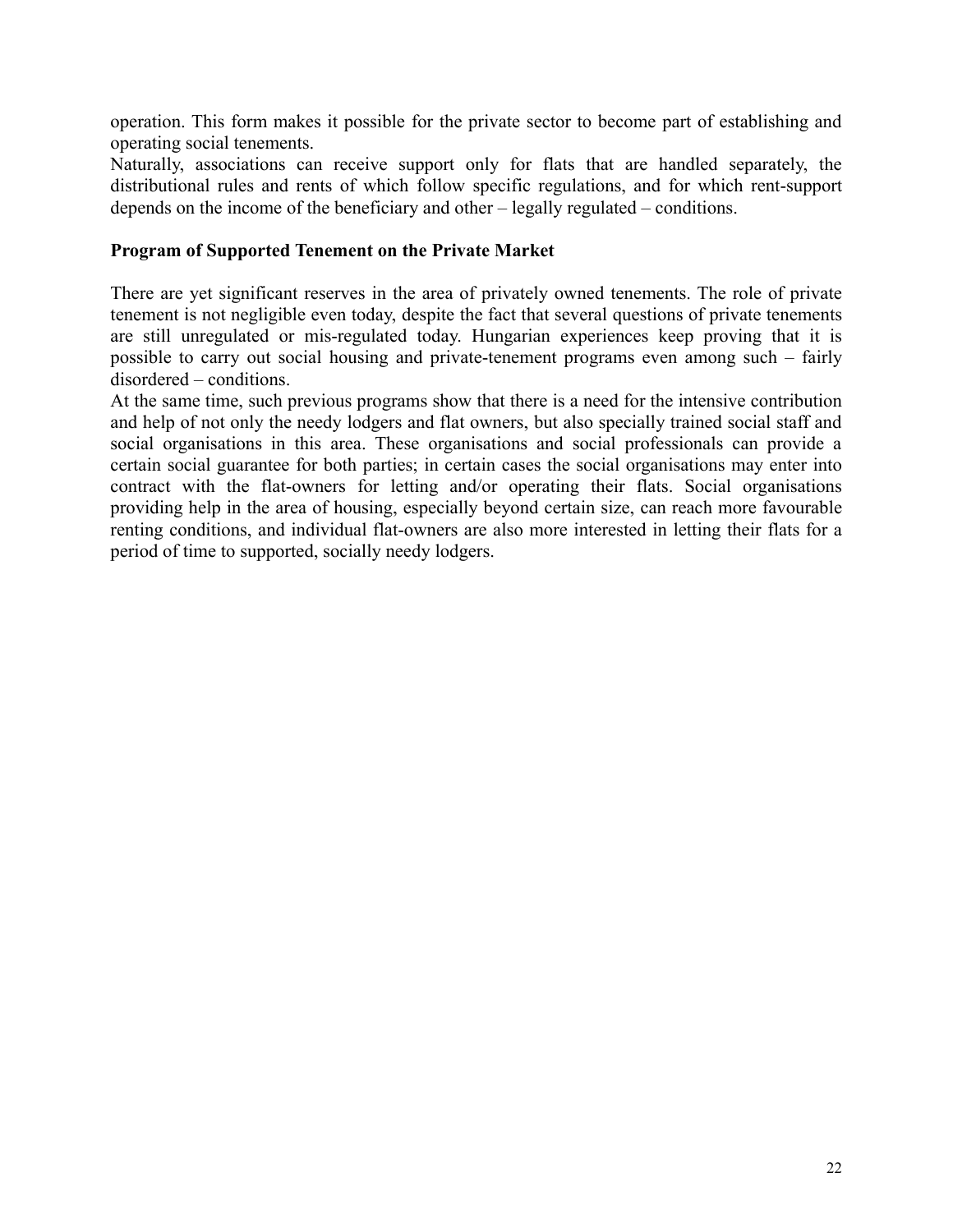operation. This form makes it possible for the private sector to become part of establishing and operating social tenements.

Naturally, associations can receive support only for flats that are handled separately, the distributional rules and rents of which follow specific regulations, and for which rent-support depends on the income of the beneficiary and other – legally regulated – conditions.

**Program of Supported Tenement on the Private Market**

There are yet significant reserves in the area of privately owned tenements. The role of private tenement is not negligible even today, despite the fact that several questions of private tenements are still unregulated or mis-regulated today. Hungarian experiences keep proving that it is possible to carry out social housing and private-tenement programs even among such – fairly disordered – conditions.

At the same time, such previous programs show that there is a need for the intensive contribution and help of not only the needy lodgers and flat owners, but also specially trained social staff and social organisations in this area. These organisations and social professionals can provide a certain social guarantee for both parties; in certain cases the social organisations may enter into contract with the flat-owners for letting and/or operating their flats. Social organisations providing help in the area of housing, especially beyond certain size, can reach more favourable renting conditions, and individual flat-owners are also more interested in letting their flats for a period of time to supported, socially needy lodgers.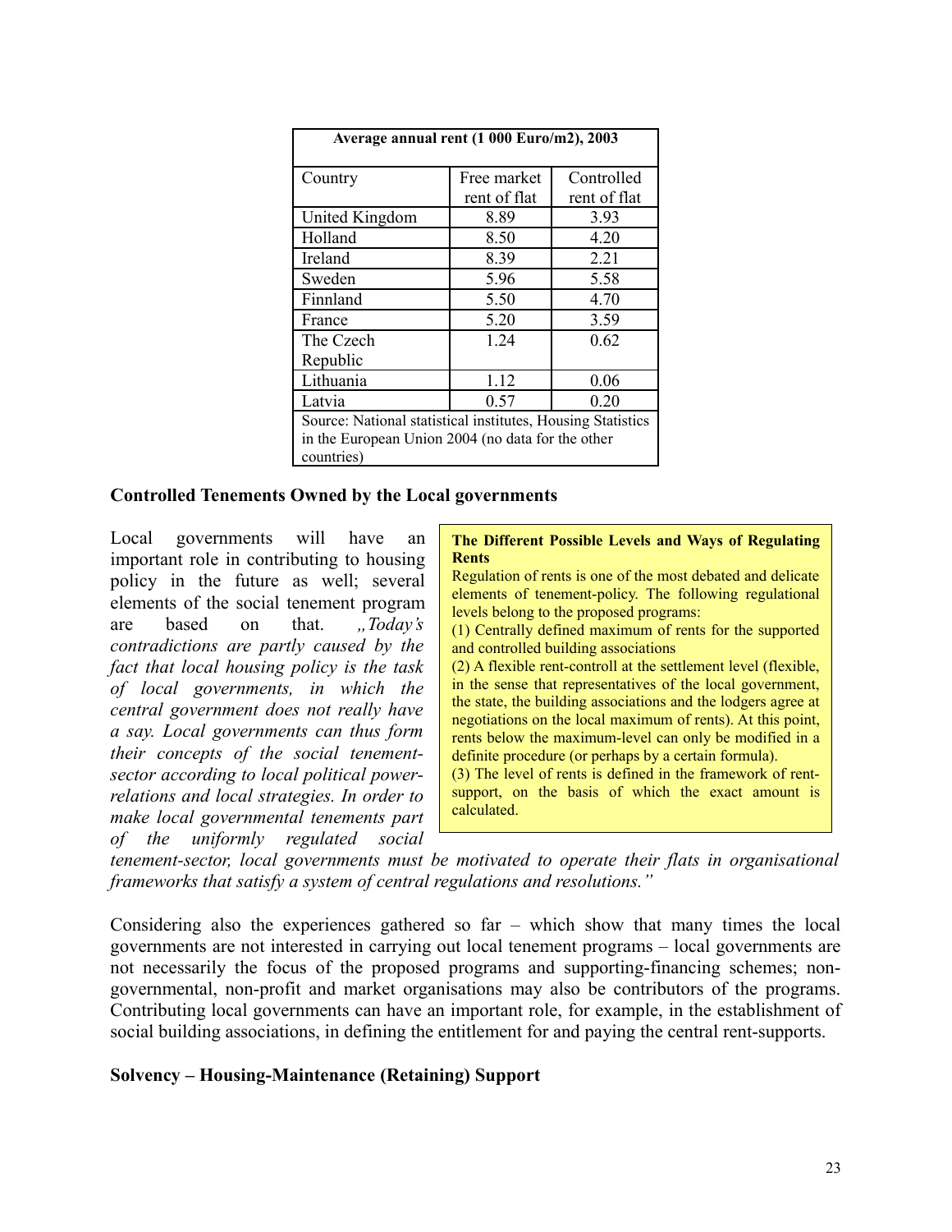| Average annual rent (1 000 Euro/m2), 2003 | | |
|---|---|---|
| Country | Free market rent of flat | Controlled rent of flat |
| United Kingdom | 8.89 | 3.93 |
| Holland | 8.50 | 4.20 |
| Ireland | 8.39 | 2.21 |
| Sweden | 5.96 | 5.58 |
| Finnland | 5.50 | 4.70 |
| France | 5.20 | 3.59 |
| The Czech Republic | 1.24 | 0.62 |
| Lithuania | 1.12 | 0.06 |
| Latvia | 0.57 | 0.20 |
| Source: National statistical institutes, Housing Statistics in the European Union 2004 (no data for the other countries) | | |

## Controlled Tenements Owned by the Local governments

Local governments will have an important role in contributing to housing policy in the future as well; several elements of the social tenement program are based on that. *„Today's contradictions are partly caused by the fact that local housing policy is the task of local governments, in which the central government does not really have a say. Local governments can thus form their concepts of the social tenement-sector according to local political power-relations and local strategies. In order to make local governmental tenements part of the uniformly regulated social tenement-sector, local governments must be motivated to operate their flats in organisational frameworks that satisfy a system of central regulations and resolutions."*

> **The Different Possible Levels and Ways of Regulating Rents**
>
> Regulation of rents is one of the most debated and delicate elements of tenement-policy. The following regulational levels belong to the proposed programs:
>
> (1) Centrally defined maximum of rents for the supported and controlled building associations
>
> (2) A flexible rent-controll at the settlement level (flexible, in the sense that representatives of the local government, the state, the building associations and the lodgers agree at negotiations on the local maximum of rents). At this point, rents below the maximum-level can only be modified in a definite procedure (or perhaps by a certain formula).
>
> (3) The level of rents is defined in the framework of rent-support, on the basis of which the exact amount is calculated.

Considering also the experiences gathered so far – which show that many times the local governments are not interested in carrying out local tenement programs – local governments are not necessarily the focus of the proposed programs and supporting-financing schemes; non-governmental, non-profit and market organisations may also be contributors of the programs. Contributing local governments can have an important role, for example, in the establishment of social building associations, in defining the entitlement for and paying the central rent-supports.

## Solvency – Housing-Maintenance (Retaining) Support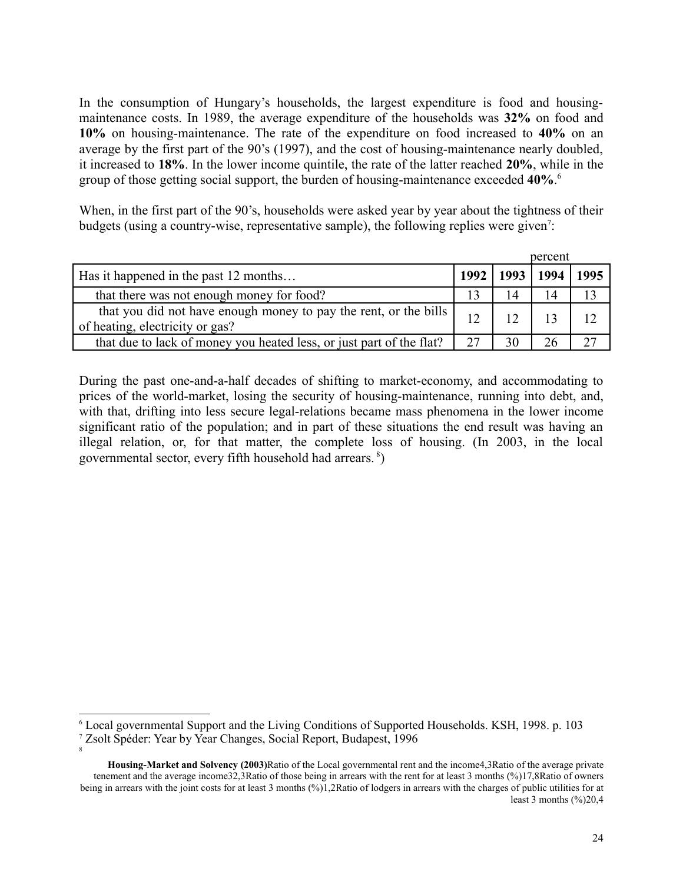In the consumption of Hungary's households, the largest expenditure is food and housing-maintenance costs. In 1989, the average expenditure of the households was **32%** on food and **10%** on housing-maintenance. The rate of the expenditure on food increased to **40%** on an average by the first part of the 90's (1997), and the cost of housing-maintenance nearly doubled, it increased to **18%**. In the lower income quintile, the rate of the latter reached **20%**, while in the group of those getting social support, the burden of housing-maintenance exceeded **40%**.[6]

When, in the first part of the 90's, households were asked year by year about the tightness of their budgets (using a country-wise, representative sample), the following replies were given[7]:

percent

| Has it happened in the past 12 months… | 1992 | 1993 | 1994 | 1995 |
|---|---|---|---|---|
| that there was not enough money for food? | 13 | 14 | 14 | 13 |
| that you did not have enough money to pay the rent, or the bills of heating, electricity or gas? | 12 | 12 | 13 | 12 |
| that due to lack of money you heated less, or just part of the flat? | 27 | 30 | 26 | 27 |

During the past one-and-a-half decades of shifting to market-economy, and accommodating to prices of the world-market, losing the security of housing-maintenance, running into debt, and, with that, drifting into less secure legal-relations became mass phenomena in the lower income significant ratio of the population; and in part of these situations the end result was having an illegal relation, or, for that matter, the complete loss of housing. (In 2003, in the local governmental sector, every fifth household had arrears. [8])

---

[6] Local governmental Support and the Living Conditions of Supported Households. KSH, 1998. p. 103

[7] Zsolt Spéder: Year by Year Changes, Social Report, Budapest, 1996

[8]

**Housing-Market and Solvency (2003)**Ratio of the Local governmental rent and the income4,3Ratio of the average private tenement and the average income32,3Ratio of those being in arrears with the rent for at least 3 months (%)17,8Ratio of owners being in arrears with the joint costs for at least 3 months (%)1,2Ratio of lodgers in arrears with the charges of public utilities for at least 3 months (%)20,4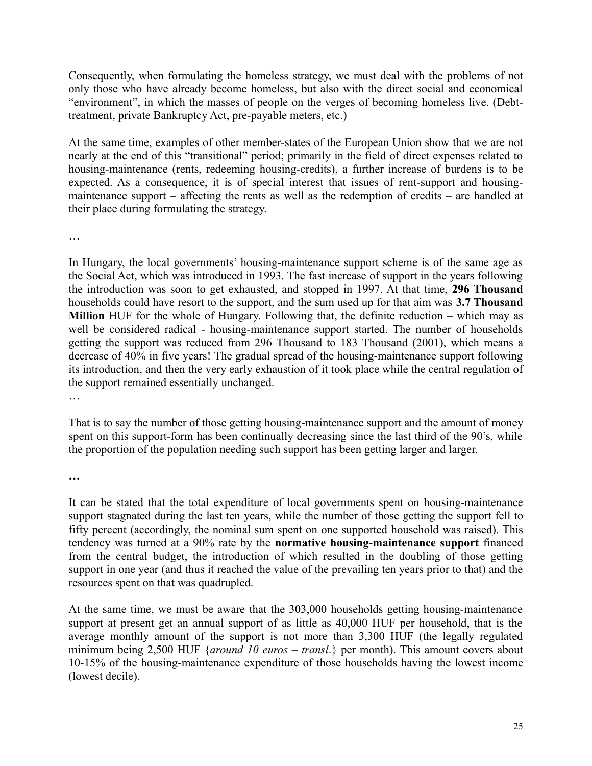Consequently, when formulating the homeless strategy, we must deal with the problems of not only those who have already become homeless, but also with the direct social and economical "environment", in which the masses of people on the verges of becoming homeless live. (Debt-treatment, private Bankruptcy Act, pre-payable meters, etc.)

At the same time, examples of other member-states of the European Union show that we are not nearly at the end of this "transitional" period; primarily in the field of direct expenses related to housing-maintenance (rents, redeeming housing-credits), a further increase of burdens is to be expected. As a consequence, it is of special interest that issues of rent-support and housing-maintenance support – affecting the rents as well as the redemption of credits – are handled at their place during formulating the strategy.

…

In Hungary, the local governments' housing-maintenance support scheme is of the same age as the Social Act, which was introduced in 1993. The fast increase of support in the years following the introduction was soon to get exhausted, and stopped in 1997. At that time, **296 Thousand** households could have resort to the support, and the sum used up for that aim was **3.7 Thousand Million** HUF for the whole of Hungary. Following that, the definite reduction – which may as well be considered radical - housing-maintenance support started. The number of households getting the support was reduced from 296 Thousand to 183 Thousand (2001), which means a decrease of 40% in five years! The gradual spread of the housing-maintenance support following its introduction, and then the very early exhaustion of it took place while the central regulation of the support remained essentially unchanged.

…

That is to say the number of those getting housing-maintenance support and the amount of money spent on this support-form has been continually decreasing since the last third of the 90's, while the proportion of the population needing such support has been getting larger and larger.

**…**

It can be stated that the total expenditure of local governments spent on housing-maintenance support stagnated during the last ten years, while the number of those getting the support fell to fifty percent (accordingly, the nominal sum spent on one supported household was raised). This tendency was turned at a 90% rate by the **normative housing-maintenance support** financed from the central budget, the introduction of which resulted in the doubling of those getting support in one year (and thus it reached the value of the prevailing ten years prior to that) and the resources spent on that was quadrupled.

At the same time, we must be aware that the 303,000 households getting housing-maintenance support at present get an annual support of as little as 40,000 HUF per household, that is the average monthly amount of the support is not more than 3,300 HUF (the legally regulated minimum being 2,500 HUF {*around 10 euros – transl.*} per month). This amount covers about 10-15% of the housing-maintenance expenditure of those households having the lowest income (lowest decile).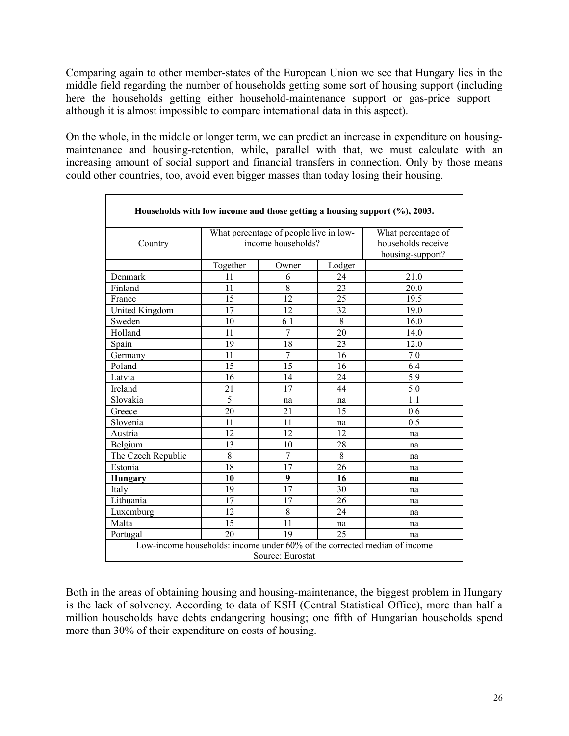Comparing again to other member-states of the European Union we see that Hungary lies in the middle field regarding the number of households getting some sort of housing support (including here the households getting either household-maintenance support or gas-price support – although it is almost impossible to compare international data in this aspect).

On the whole, in the middle or longer term, we can predict an increase in expenditure on housing-maintenance and housing-retention, while, parallel with that, we must calculate with an increasing amount of social support and financial transfers in connection. Only by those means could other countries, too, avoid even bigger masses than today losing their housing.

**Households with low income and those getting a housing support (%), 2003.**

| Country | What percentage of people live in low-income households? | | | What percentage of households receive housing-support? |
|---|---|---|---|---|
| | Together | Owner | Lodger | |
| Denmark | 11 | 6 | 24 | 21.0 |
| Finland | 11 | 8 | 23 | 20.0 |
| France | 15 | 12 | 25 | 19.5 |
| United Kingdom | 17 | 12 | 32 | 19.0 |
| Sweden | 10 | 6 1 | 8 | 16.0 |
| Holland | 11 | 7 | 20 | 14.0 |
| Spain | 19 | 18 | 23 | 12.0 |
| Germany | 11 | 7 | 16 | 7.0 |
| Poland | 15 | 15 | 16 | 6.4 |
| Latvia | 16 | 14 | 24 | 5.9 |
| Ireland | 21 | 17 | 44 | 5.0 |
| Slovakia | 5 | na | na | 1.1 |
| Greece | 20 | 21 | 15 | 0.6 |
| Slovenia | 11 | 11 | na | 0.5 |
| Austria | 12 | 12 | 12 | na |
| Belgium | 13 | 10 | 28 | na |
| The Czech Republic | 8 | 7 | 8 | na |
| Estonia | 18 | 17 | 26 | na |
| **Hungary** | **10** | **9** | **16** | **na** |
| Italy | 19 | 17 | 30 | na |
| Lithuania | 17 | 17 | 26 | na |
| Luxemburg | 12 | 8 | 24 | na |
| Malta | 15 | 11 | na | na |
| Portugal | 20 | 19 | 25 | na |

Low-income households: income under 60% of the corrected median of income
Source: Eurostat

Both in the areas of obtaining housing and housing-maintenance, the biggest problem in Hungary is the lack of solvency. According to data of KSH (Central Statistical Office), more than half a million households have debts endangering housing; one fifth of Hungarian households spend more than 30% of their expenditure on costs of housing.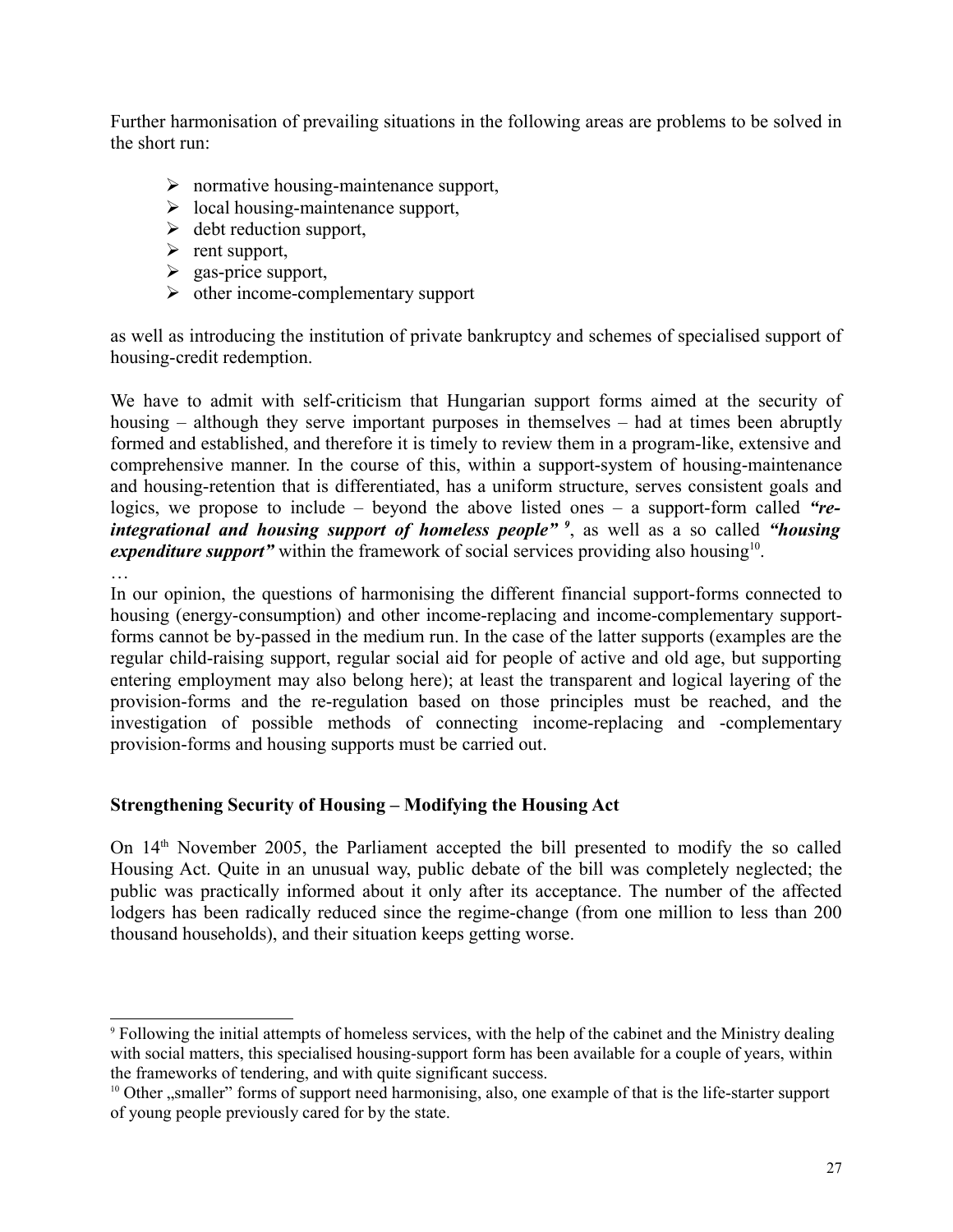Further harmonisation of prevailing situations in the following areas are problems to be solved in the short run:

- normative housing-maintenance support,
- local housing-maintenance support,
- debt reduction support,
- rent support,
- gas-price support,
- other income-complementary support

as well as introducing the institution of private bankruptcy and schemes of specialised support of housing-credit redemption.

We have to admit with self-criticism that Hungarian support forms aimed at the security of housing – although they serve important purposes in themselves – had at times been abruptly formed and established, and therefore it is timely to review them in a program-like, extensive and comprehensive manner. In the course of this, within a support-system of housing-maintenance and housing-retention that is differentiated, has a uniform structure, serves consistent goals and logics, we propose to include – beyond the above listed ones – a support-form called ***"re-integrational and housing support of homeless people"*** [9], as well as a so called ***"housing expenditure support"*** within the framework of social services providing also housing[10].

…

In our opinion, the questions of harmonising the different financial support-forms connected to housing (energy-consumption) and other income-replacing and income-complementary support-forms cannot be by-passed in the medium run. In the case of the latter supports (examples are the regular child-raising support, regular social aid for people of active and old age, but supporting entering employment may also belong here); at least the transparent and logical layering of the provision-forms and the re-regulation based on those principles must be reached, and the investigation of possible methods of connecting income-replacing and -complementary provision-forms and housing supports must be carried out.

**Strengthening Security of Housing – Modifying the Housing Act**

On 14th November 2005, the Parliament accepted the bill presented to modify the so called Housing Act. Quite in an unusual way, public debate of the bill was completely neglected; the public was practically informed about it only after its acceptance. The number of the affected lodgers has been radically reduced since the regime-change (from one million to less than 200 thousand households), and their situation keeps getting worse.

---

[9] Following the initial attempts of homeless services, with the help of the cabinet and the Ministry dealing with social matters, this specialised housing-support form has been available for a couple of years, within the frameworks of tendering, and with quite significant success.

[10] Other „smaller" forms of support need harmonising, also, one example of that is the life-starter support of young people previously cared for by the state.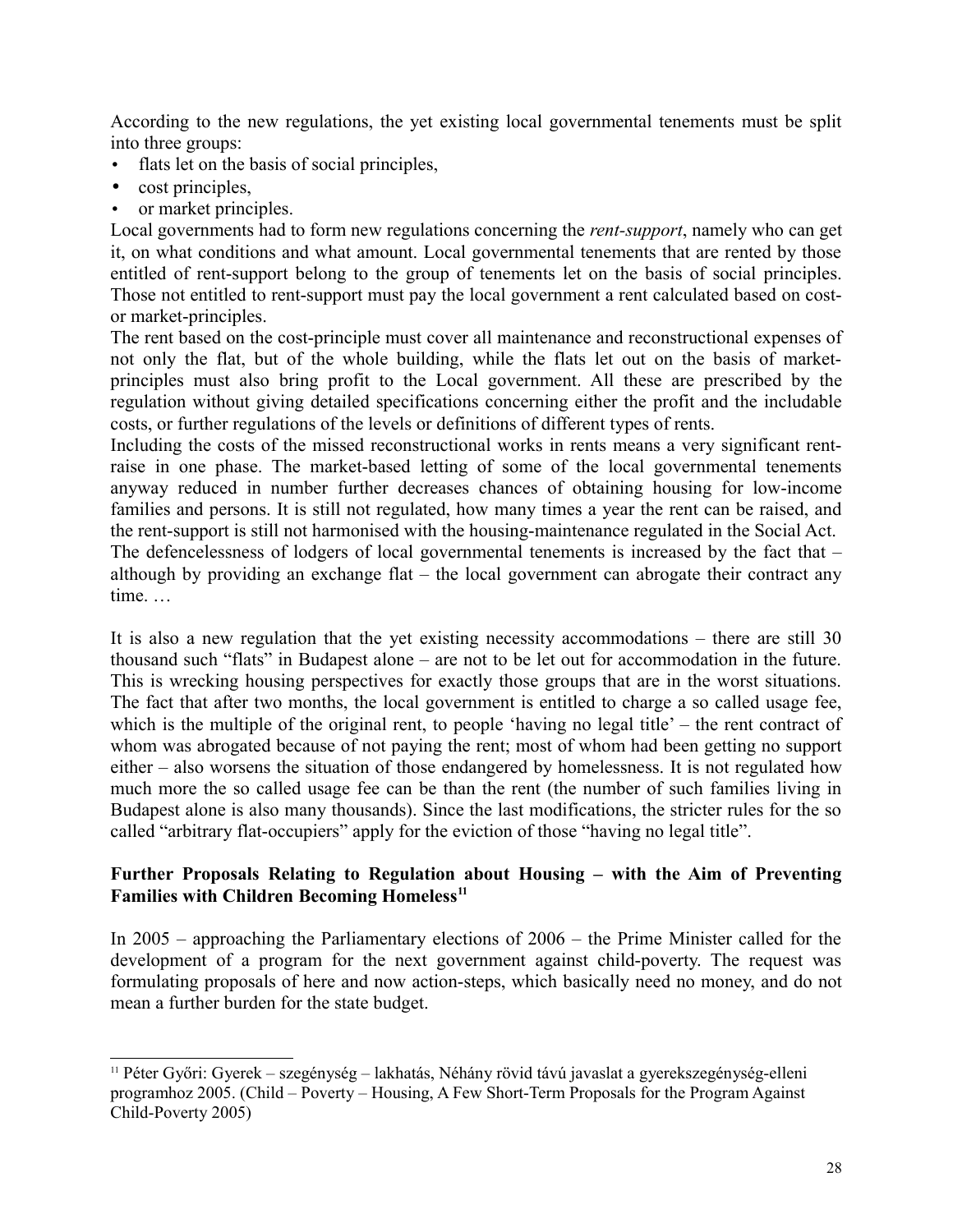According to the new regulations, the yet existing local governmental tenements must be split into three groups:

- flats let on the basis of social principles,
- cost principles,
- or market principles.

Local governments had to form new regulations concerning the *rent-support*, namely who can get it, on what conditions and what amount. Local governmental tenements that are rented by those entitled of rent-support belong to the group of tenements let on the basis of social principles. Those not entitled to rent-support must pay the local government a rent calculated based on cost- or market-principles.

The rent based on the cost-principle must cover all maintenance and reconstructional expenses of not only the flat, but of the whole building, while the flats let out on the basis of market-principles must also bring profit to the Local government. All these are prescribed by the regulation without giving detailed specifications concerning either the profit and the includable costs, or further regulations of the levels or definitions of different types of rents.

Including the costs of the missed reconstructional works in rents means a very significant rent-raise in one phase. The market-based letting of some of the local governmental tenements anyway reduced in number further decreases chances of obtaining housing for low-income families and persons. It is still not regulated, how many times a year the rent can be raised, and the rent-support is still not harmonised with the housing-maintenance regulated in the Social Act.

The defencelessness of lodgers of local governmental tenements is increased by the fact that – although by providing an exchange flat – the local government can abrogate their contract any time. …

It is also a new regulation that the yet existing necessity accommodations – there are still 30 thousand such "flats" in Budapest alone – are not to be let out for accommodation in the future. This is wrecking housing perspectives for exactly those groups that are in the worst situations. The fact that after two months, the local government is entitled to charge a so called usage fee, which is the multiple of the original rent, to people 'having no legal title' – the rent contract of whom was abrogated because of not paying the rent; most of whom had been getting no support either – also worsens the situation of those endangered by homelessness. It is not regulated how much more the so called usage fee can be than the rent (the number of such families living in Budapest alone is also many thousands). Since the last modifications, the stricter rules for the so called "arbitrary flat-occupiers" apply for the eviction of those "having no legal title".

### Further Proposals Relating to Regulation about Housing – with the Aim of Preventing Families with Children Becoming Homeless[11]

In 2005 – approaching the Parliamentary elections of 2006 – the Prime Minister called for the development of a program for the next government against child-poverty. The request was formulating proposals of here and now action-steps, which basically need no money, and do not mean a further burden for the state budget.

---

[11] Péter Győri: Gyerek – szegénység – lakhatás, Néhány rövid távú javaslat a gyerekszegénység-elleni programhoz 2005. (Child – Poverty – Housing, A Few Short-Term Proposals for the Program Against Child-Poverty 2005)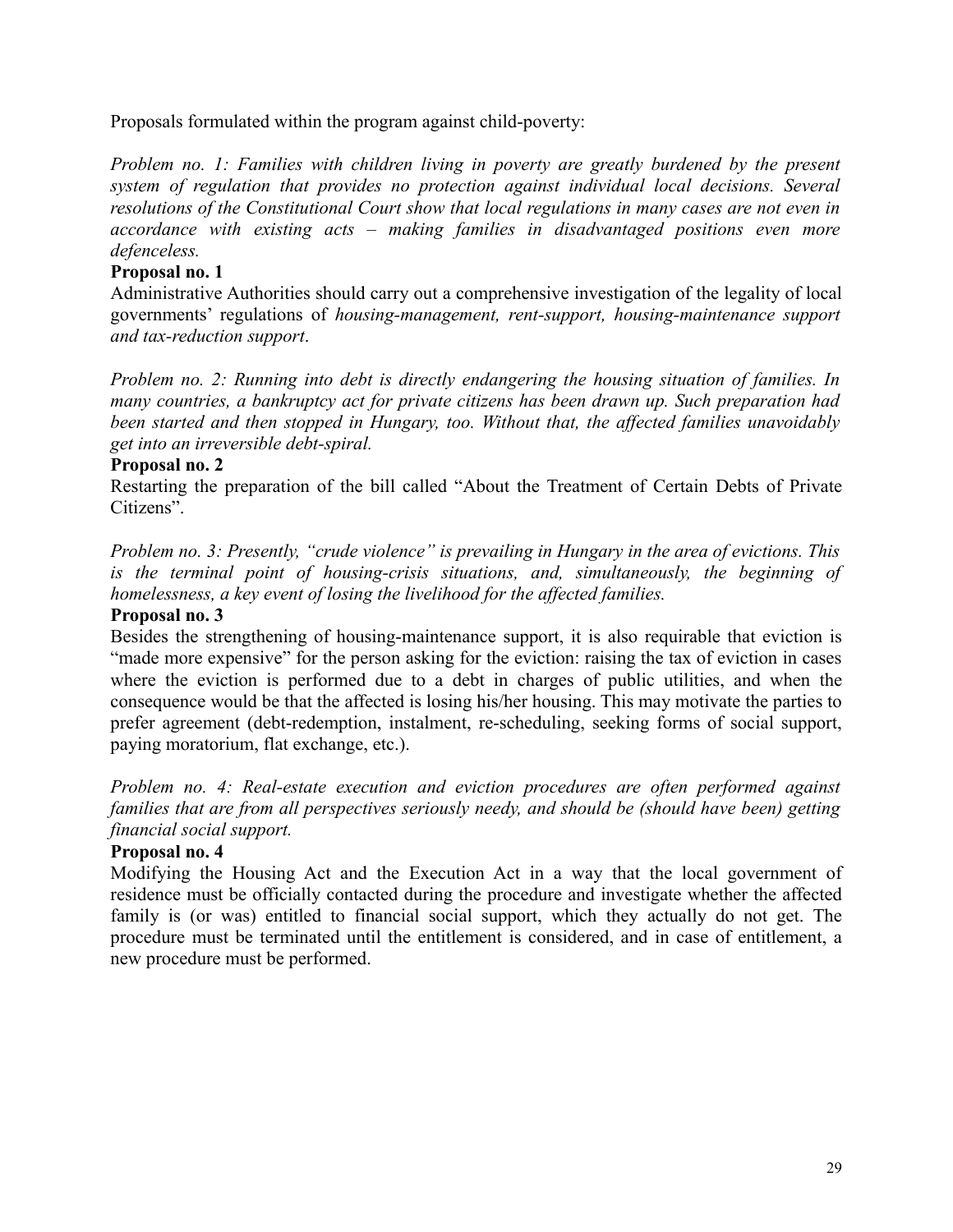Proposals formulated within the program against child-poverty:

*Problem no. 1: Families with children living in poverty are greatly burdened by the present system of regulation that provides no protection against individual local decisions. Several resolutions of the Constitutional Court show that local regulations in many cases are not even in accordance with existing acts – making families in disadvantaged positions even more defenceless.*

**Proposal no. 1**

Administrative Authorities should carry out a comprehensive investigation of the legality of local governments' regulations of *housing-management, rent-support, housing-maintenance support and tax-reduction support*.

*Problem no. 2: Running into debt is directly endangering the housing situation of families. In many countries, a bankruptcy act for private citizens has been drawn up. Such preparation had been started and then stopped in Hungary, too. Without that, the affected families unavoidably get into an irreversible debt-spiral.*

**Proposal no. 2**

Restarting the preparation of the bill called "About the Treatment of Certain Debts of Private Citizens".

*Problem no. 3: Presently, "crude violence" is prevailing in Hungary in the area of evictions. This is the terminal point of housing-crisis situations, and, simultaneously, the beginning of homelessness, a key event of losing the livelihood for the affected families.*

**Proposal no. 3**

Besides the strengthening of housing-maintenance support, it is also requirable that eviction is "made more expensive" for the person asking for the eviction: raising the tax of eviction in cases where the eviction is performed due to a debt in charges of public utilities, and when the consequence would be that the affected is losing his/her housing. This may motivate the parties to prefer agreement (debt-redemption, instalment, re-scheduling, seeking forms of social support, paying moratorium, flat exchange, etc.).

*Problem no. 4: Real-estate execution and eviction procedures are often performed against families that are from all perspectives seriously needy, and should be (should have been) getting financial social support.*

**Proposal no. 4**

Modifying the Housing Act and the Execution Act in a way that the local government of residence must be officially contacted during the procedure and investigate whether the affected family is (or was) entitled to financial social support, which they actually do not get. The procedure must be terminated until the entitlement is considered, and in case of entitlement, a new procedure must be performed.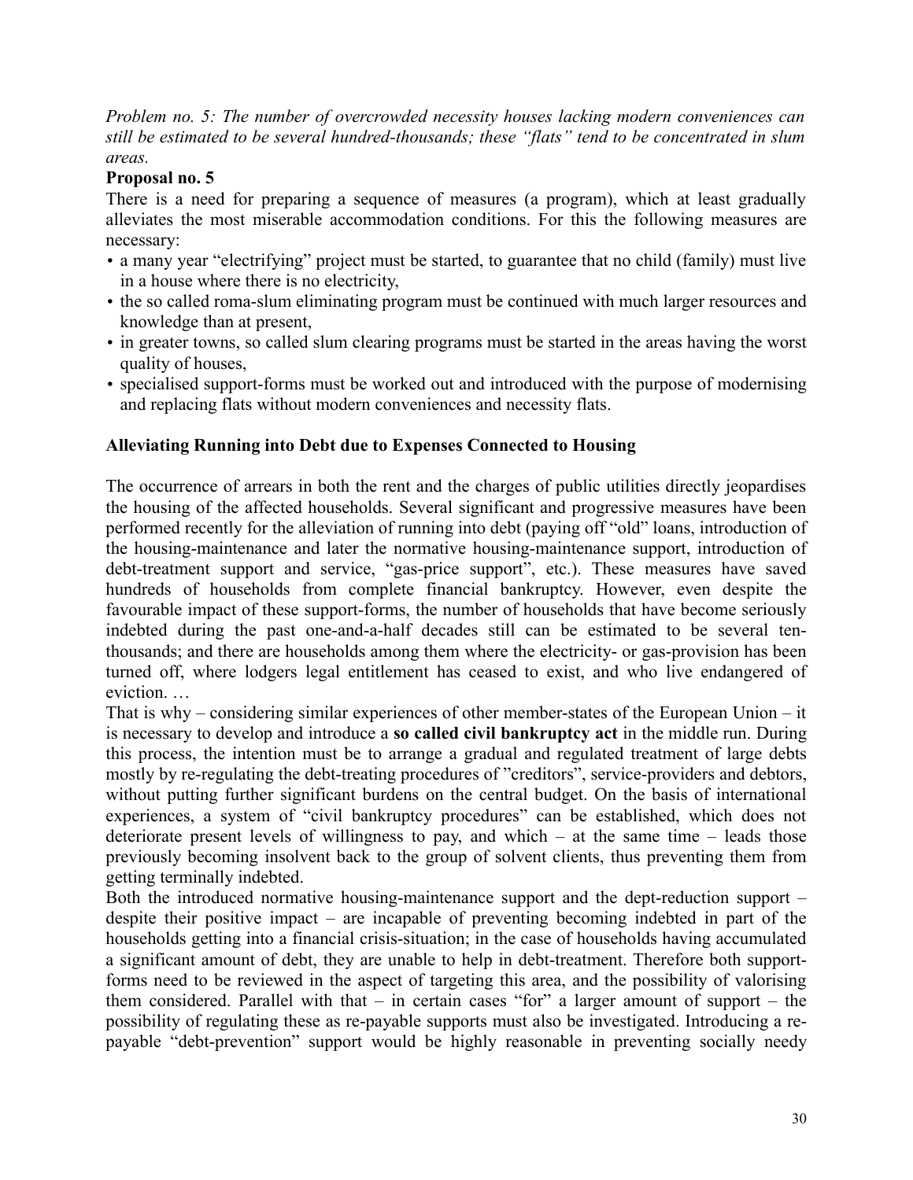*Problem no. 5: The number of overcrowded necessity houses lacking modern conveniences can still be estimated to be several hundred-thousands; these "flats" tend to be concentrated in slum areas.*

**Proposal no. 5**

There is a need for preparing a sequence of measures (a program), which at least gradually alleviates the most miserable accommodation conditions. For this the following measures are necessary:

- a many year "electrifying" project must be started, to guarantee that no child (family) must live in a house where there is no electricity,
- the so called roma-slum eliminating program must be continued with much larger resources and knowledge than at present,
- in greater towns, so called slum clearing programs must be started in the areas having the worst quality of houses,
- specialised support-forms must be worked out and introduced with the purpose of modernising and replacing flats without modern conveniences and necessity flats.

**Alleviating Running into Debt due to Expenses Connected to Housing**

The occurrence of arrears in both the rent and the charges of public utilities directly jeopardises the housing of the affected households. Several significant and progressive measures have been performed recently for the alleviation of running into debt (paying off "old" loans, introduction of the housing-maintenance and later the normative housing-maintenance support, introduction of debt-treatment support and service, "gas-price support", etc.). These measures have saved hundreds of households from complete financial bankruptcy. However, even despite the favourable impact of these support-forms, the number of households that have become seriously indebted during the past one-and-a-half decades still can be estimated to be several ten-thousands; and there are households among them where the electricity- or gas-provision has been turned off, where lodgers legal entitlement has ceased to exist, and who live endangered of eviction. …

That is why – considering similar experiences of other member-states of the European Union – it is necessary to develop and introduce a **so called civil bankruptcy act** in the middle run. During this process, the intention must be to arrange a gradual and regulated treatment of large debts mostly by re-regulating the debt-treating procedures of "creditors", service-providers and debtors, without putting further significant burdens on the central budget. On the basis of international experiences, a system of "civil bankruptcy procedures" can be established, which does not deteriorate present levels of willingness to pay, and which – at the same time – leads those previously becoming insolvent back to the group of solvent clients, thus preventing them from getting terminally indebted.

Both the introduced normative housing-maintenance support and the dept-reduction support – despite their positive impact – are incapable of preventing becoming indebted in part of the households getting into a financial crisis-situation; in the case of households having accumulated a significant amount of debt, they are unable to help in debt-treatment. Therefore both support-forms need to be reviewed in the aspect of targeting this area, and the possibility of valorising them considered. Parallel with that – in certain cases "for" a larger amount of support – the possibility of regulating these as re-payable supports must also be investigated. Introducing a re-payable "debt-prevention" support would be highly reasonable in preventing socially needy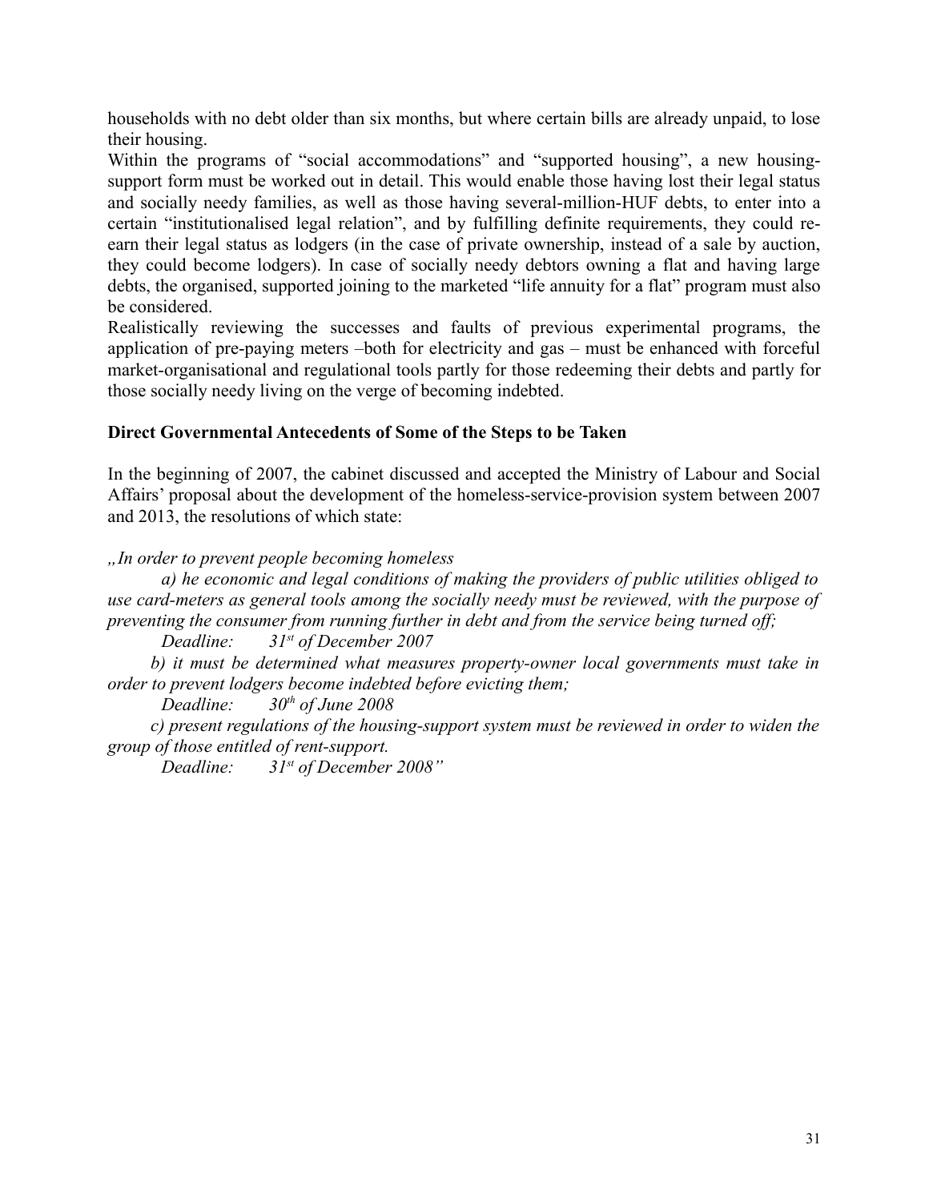households with no debt older than six months, but where certain bills are already unpaid, to lose their housing.

Within the programs of "social accommodations" and "supported housing", a new housing-support form must be worked out in detail. This would enable those having lost their legal status and socially needy families, as well as those having several-million-HUF debts, to enter into a certain "institutionalised legal relation", and by fulfilling definite requirements, they could re-earn their legal status as lodgers (in the case of private ownership, instead of a sale by auction, they could become lodgers). In case of socially needy debtors owning a flat and having large debts, the organised, supported joining to the marketed "life annuity for a flat" program must also be considered.

Realistically reviewing the successes and faults of previous experimental programs, the application of pre-paying meters –both for electricity and gas – must be enhanced with forceful market-organisational and regulational tools partly for those redeeming their debts and partly for those socially needy living on the verge of becoming indebted.

**Direct Governmental Antecedents of Some of the Steps to be Taken**

In the beginning of 2007, the cabinet discussed and accepted the Ministry of Labour and Social Affairs' proposal about the development of the homeless-service-provision system between 2007 and 2013, the resolutions of which state:

*„In order to prevent people becoming homeless*

*a) he economic and legal conditions of making the providers of public utilities obliged to use card-meters as general tools among the socially needy must be reviewed, with the purpose of preventing the consumer from running further in debt and from the service being turned off;*

*Deadline: 31st of December 2007*

*b) it must be determined what measures property-owner local governments must take in order to prevent lodgers become indebted before evicting them;*

*Deadline: 30th of June 2008*

*c) present regulations of the housing-support system must be reviewed in order to widen the group of those entitled of rent-support.*

*Deadline: 31st of December 2008"*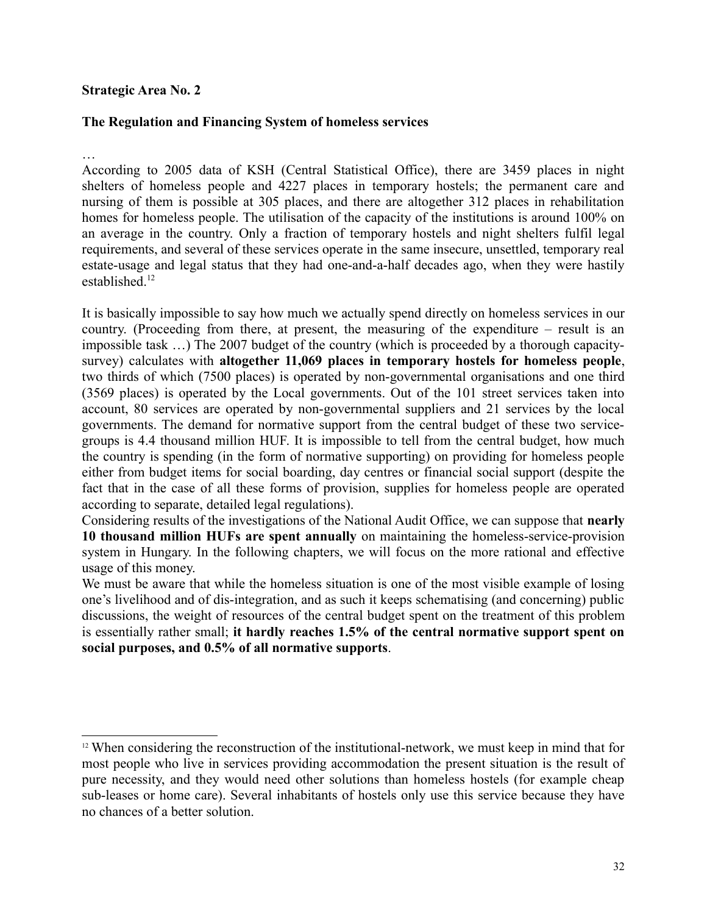**Strategic Area No. 2**

**The Regulation and Financing System of homeless services**

…

According to 2005 data of KSH (Central Statistical Office), there are 3459 places in night shelters of homeless people and 4227 places in temporary hostels; the permanent care and nursing of them is possible at 305 places, and there are altogether 312 places in rehabilitation homes for homeless people. The utilisation of the capacity of the institutions is around 100% on an average in the country. Only a fraction of temporary hostels and night shelters fulfil legal requirements, and several of these services operate in the same insecure, unsettled, temporary real estate-usage and legal status that they had one-and-a-half decades ago, when they were hastily established.[12]

It is basically impossible to say how much we actually spend directly on homeless services in our country. (Proceeding from there, at present, the measuring of the expenditure – result is an impossible task …) The 2007 budget of the country (which is proceeded by a thorough capacity-survey) calculates with **altogether 11,069 places in temporary hostels for homeless people**, two thirds of which (7500 places) is operated by non-governmental organisations and one third (3569 places) is operated by the Local governments. Out of the 101 street services taken into account, 80 services are operated by non-governmental suppliers and 21 services by the local governments. The demand for normative support from the central budget of these two service-groups is 4.4 thousand million HUF. It is impossible to tell from the central budget, how much the country is spending (in the form of normative supporting) on providing for homeless people either from budget items for social boarding, day centres or financial social support (despite the fact that in the case of all these forms of provision, supplies for homeless people are operated according to separate, detailed legal regulations).

Considering results of the investigations of the National Audit Office, we can suppose that **nearly 10 thousand million HUFs are spent annually** on maintaining the homeless-service-provision system in Hungary. In the following chapters, we will focus on the more rational and effective usage of this money.

We must be aware that while the homeless situation is one of the most visible example of losing one's livelihood and of dis-integration, and as such it keeps schematising (and concerning) public discussions, the weight of resources of the central budget spent on the treatment of this problem is essentially rather small; **it hardly reaches 1.5% of the central normative support spent on social purposes, and 0.5% of all normative supports**.

---

[12] When considering the reconstruction of the institutional-network, we must keep in mind that for most people who live in services providing accommodation the present situation is the result of pure necessity, and they would need other solutions than homeless hostels (for example cheap sub-leases or home care). Several inhabitants of hostels only use this service because they have no chances of a better solution.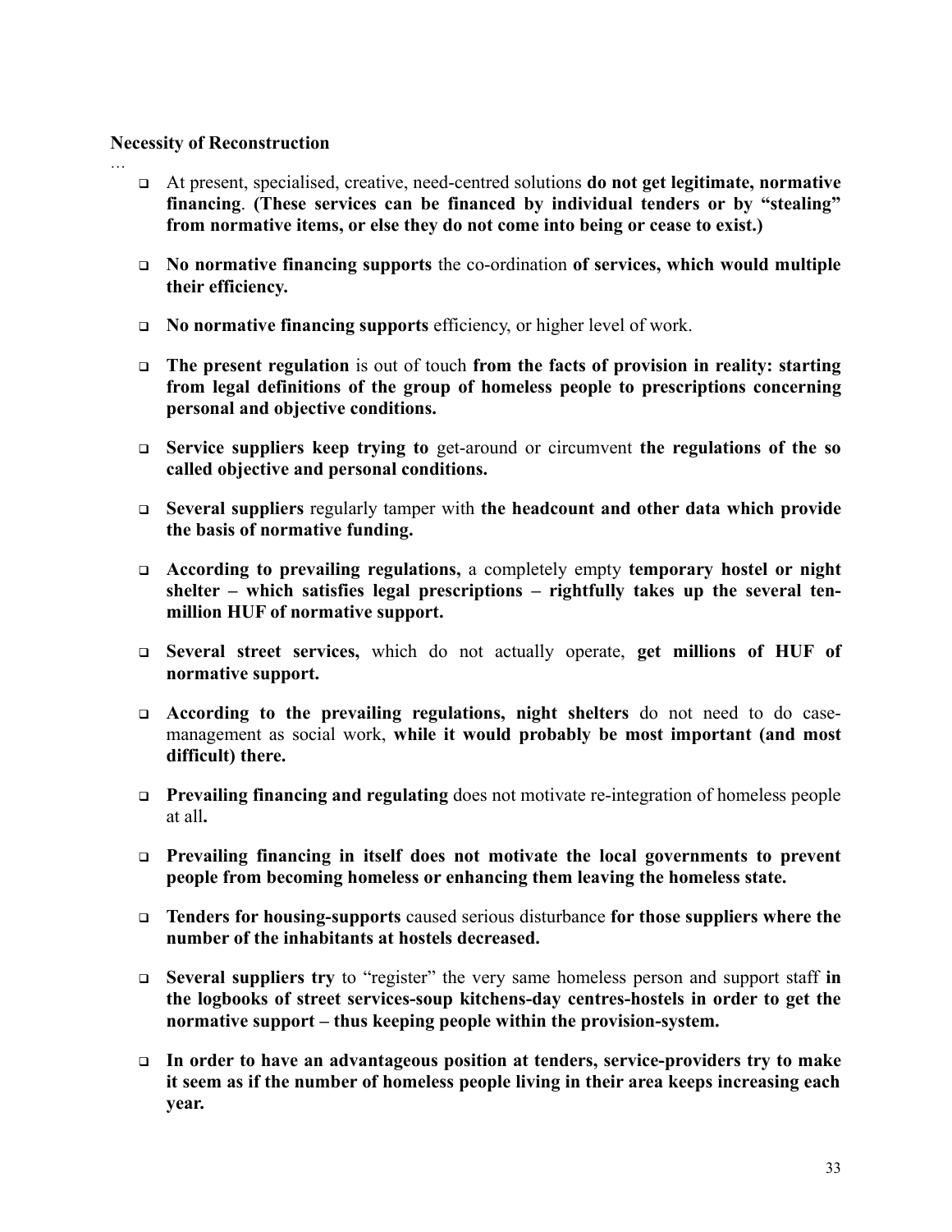**Necessity of Reconstruction**

…

- At present, specialised, creative, need-centred solutions **do not get legitimate, normative financing**. **(These services can be financed by individual tenders or by "stealing" from normative items, or else they do not come into being or cease to exist.)**
- **No normative financing supports** the co-ordination **of services, which would multiple their efficiency.**
- **No normative financing supports** efficiency, or higher level of work.
- **The present regulation** is out of touch **from the facts of provision in reality: starting from legal definitions of the group of homeless people to prescriptions concerning personal and objective conditions.**
- **Service suppliers keep trying to** get-around or circumvent **the regulations of the so called objective and personal conditions.**
- **Several suppliers** regularly tamper with **the headcount and other data which provide the basis of normative funding.**
- **According to prevailing regulations,** a completely empty **temporary hostel or night shelter – which satisfies legal prescriptions – rightfully takes up the several ten-million HUF of normative support.**
- **Several street services,** which do not actually operate, **get millions of HUF of normative support.**
- **According to the prevailing regulations, night shelters** do not need to do case-management as social work, **while it would probably be most important (and most difficult) there.**
- **Prevailing financing and regulating** does not motivate re-integration of homeless people at all**.**
- **Prevailing financing in itself does not motivate the local governments to prevent people from becoming homeless or enhancing them leaving the homeless state.**
- **Tenders for housing-supports** caused serious disturbance **for those suppliers where the number of the inhabitants at hostels decreased.**
- **Several suppliers try** to "register" the very same homeless person and support staff **in the logbooks of street services-soup kitchens-day centres-hostels in order to get the normative support – thus keeping people within the provision-system.**
- **In order to have an advantageous position at tenders, service-providers try to make it seem as if the number of homeless people living in their area keeps increasing each year.**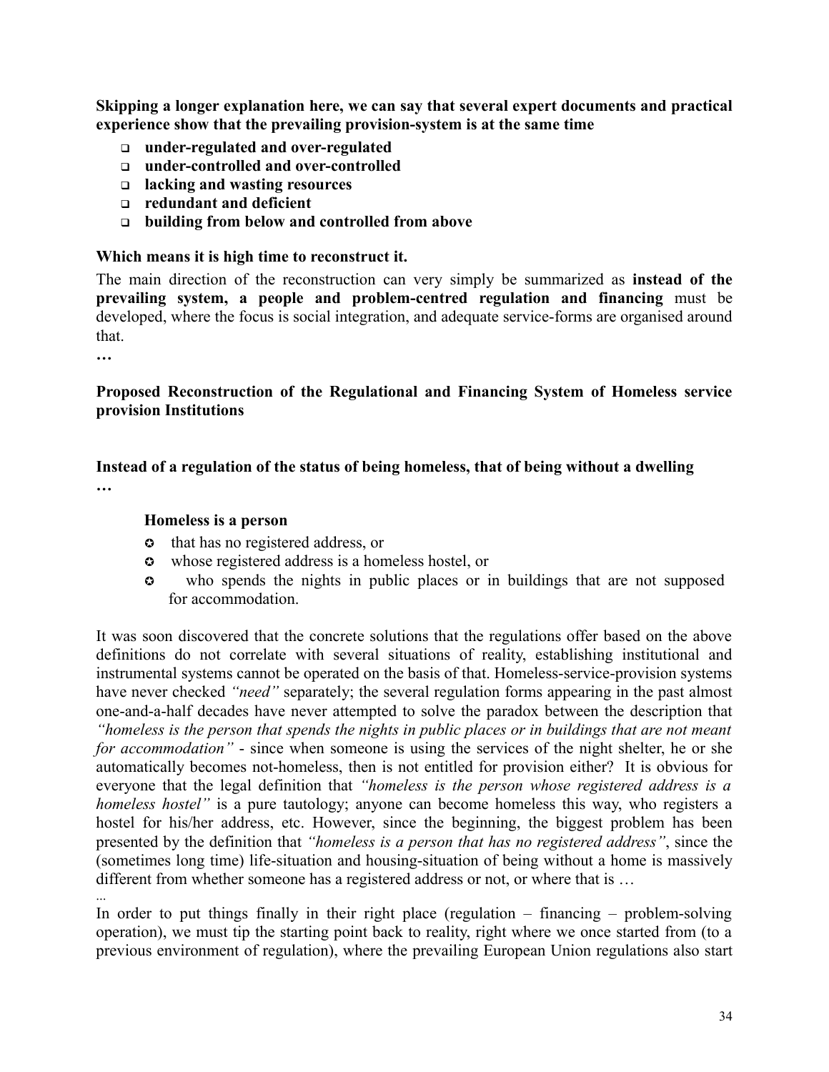**Skipping a longer explanation here, we can say that several expert documents and practical experience show that the prevailing provision-system is at the same time**

- **under-regulated and over-regulated**
- **under-controlled and over-controlled**
- **lacking and wasting resources**
- **redundant and deficient**
- **building from below and controlled from above**

**Which means it is high time to reconstruct it.**

The main direction of the reconstruction can very simply be summarized as **instead of the prevailing system, a people and problem-centred regulation and financing** must be developed, where the focus is social integration, and adequate service-forms are organised around that.

**…**

**Proposed Reconstruction of the Regulational and Financing System of Homeless service provision Institutions**

**Instead of a regulation of the status of being homeless, that of being without a dwelling**

**…**

**Homeless is a person**

- that has no registered address, or
- whose registered address is a homeless hostel, or
- who spends the nights in public places or in buildings that are not supposed for accommodation.

It was soon discovered that the concrete solutions that the regulations offer based on the above definitions do not correlate with several situations of reality, establishing institutional and instrumental systems cannot be operated on the basis of that. Homeless-service-provision systems have never checked *"need"* separately; the several regulation forms appearing in the past almost one-and-a-half decades have never attempted to solve the paradox between the description that *"homeless is the person that spends the nights in public places or in buildings that are not meant for accommodation"* - since when someone is using the services of the night shelter, he or she automatically becomes not-homeless, then is not entitled for provision either? It is obvious for everyone that the legal definition that *"homeless is the person whose registered address is a homeless hostel"* is a pure tautology; anyone can become homeless this way, who registers a hostel for his/her address, etc. However, since the beginning, the biggest problem has been presented by the definition that *"homeless is a person that has no registered address"*, since the (sometimes long time) life-situation and housing-situation of being without a home is massively different from whether someone has a registered address or not, or where that is …

...

In order to put things finally in their right place (regulation – financing – problem-solving operation), we must tip the starting point back to reality, right where we once started from (to a previous environment of regulation), where the prevailing European Union regulations also start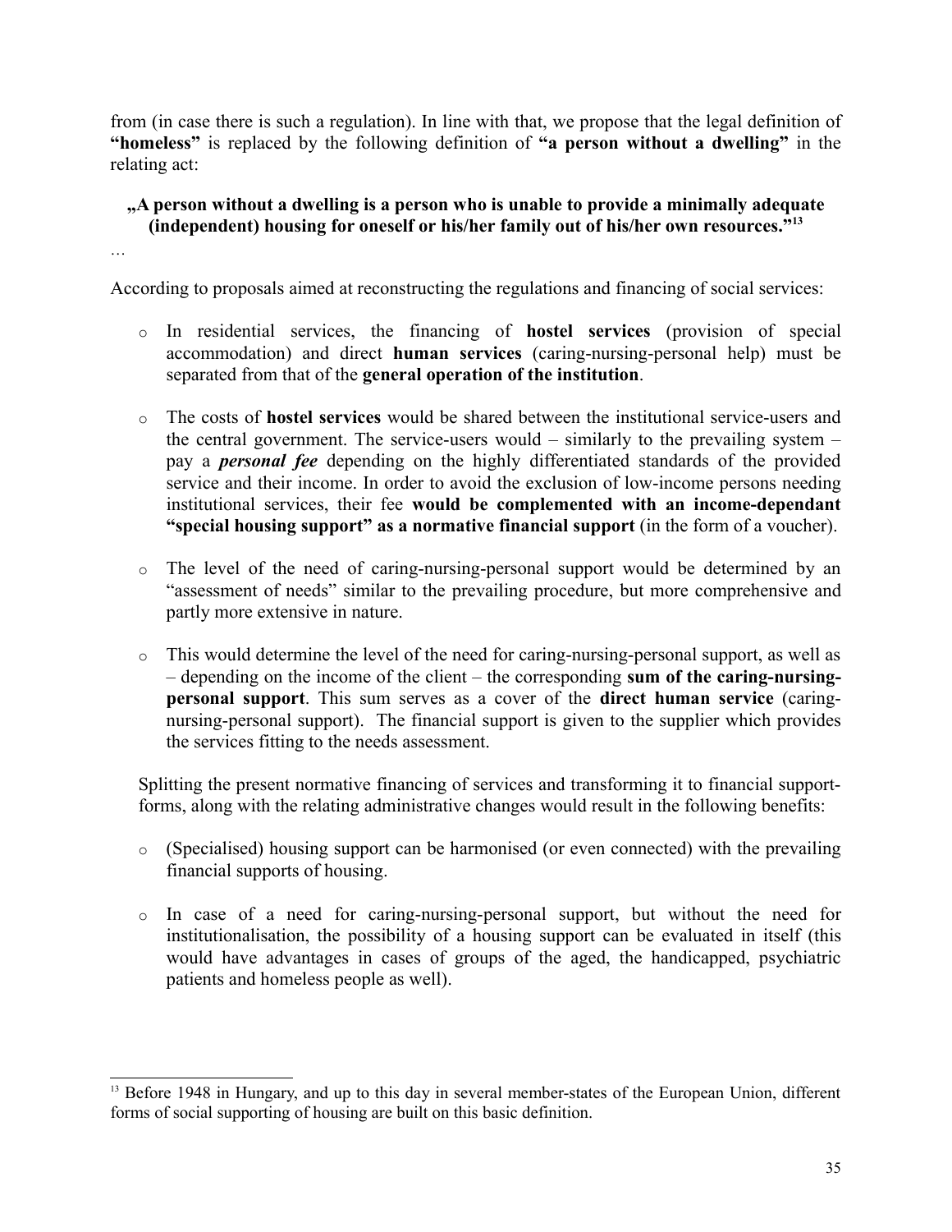from (in case there is such a regulation). In line with that, we propose that the legal definition of **"homeless"** is replaced by the following definition of **"a person without a dwelling"** in the relating act:

**„A person without a dwelling is a person who is unable to provide a minimally adequate (independent) housing for oneself or his/her family out of his/her own resources."[13]**

…

According to proposals aimed at reconstructing the regulations and financing of social services:

- In residential services, the financing of **hostel services** (provision of special accommodation) and direct **human services** (caring-nursing-personal help) must be separated from that of the **general operation of the institution**.

- The costs of **hostel services** would be shared between the institutional service-users and the central government. The service-users would – similarly to the prevailing system – pay a ***personal fee*** depending on the highly differentiated standards of the provided service and their income. In order to avoid the exclusion of low-income persons needing institutional services, their fee **would be complemented with an income-dependant "special housing support" as a normative financial support** (in the form of a voucher).

- The level of the need of caring-nursing-personal support would be determined by an "assessment of needs" similar to the prevailing procedure, but more comprehensive and partly more extensive in nature.

- This would determine the level of the need for caring-nursing-personal support, as well as – depending on the income of the client – the corresponding **sum of the caring-nursing-personal support**. This sum serves as a cover of the **direct human service** (caring-nursing-personal support). The financial support is given to the supplier which provides the services fitting to the needs assessment.

Splitting the present normative financing of services and transforming it to financial support-forms, along with the relating administrative changes would result in the following benefits:

- (Specialised) housing support can be harmonised (or even connected) with the prevailing financial supports of housing.

- In case of a need for caring-nursing-personal support, but without the need for institutionalisation, the possibility of a housing support can be evaluated in itself (this would have advantages in cases of groups of the aged, the handicapped, psychiatric patients and homeless people as well).

---

[13] Before 1948 in Hungary, and up to this day in several member-states of the European Union, different forms of social supporting of housing are built on this basic definition.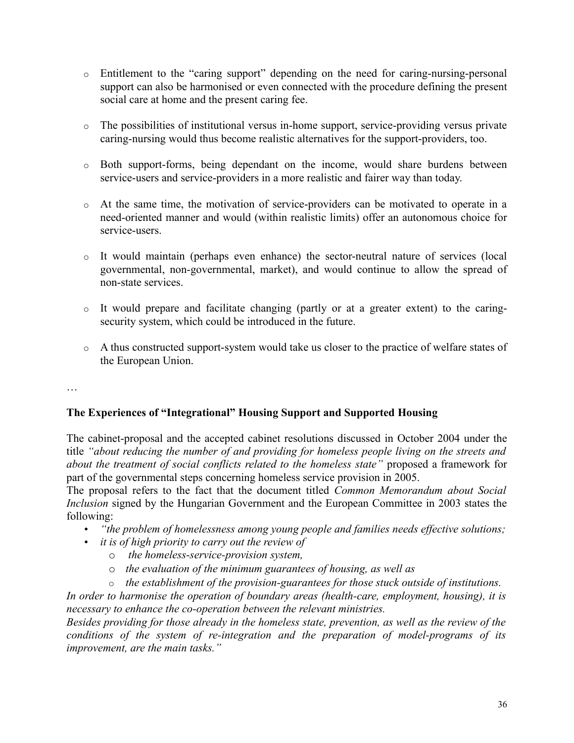- Entitlement to the "caring support" depending on the need for caring-nursing-personal support can also be harmonised or even connected with the procedure defining the present social care at home and the present caring fee.
- The possibilities of institutional versus in-home support, service-providing versus private caring-nursing would thus become realistic alternatives for the support-providers, too.
- Both support-forms, being dependant on the income, would share burdens between service-users and service-providers in a more realistic and fairer way than today.
- At the same time, the motivation of service-providers can be motivated to operate in a need-oriented manner and would (within realistic limits) offer an autonomous choice for service-users.
- It would maintain (perhaps even enhance) the sector-neutral nature of services (local governmental, non-governmental, market), and would continue to allow the spread of non-state services.
- It would prepare and facilitate changing (partly or at a greater extent) to the caring-security system, which could be introduced in the future.
- A thus constructed support-system would take us closer to the practice of welfare states of the European Union.

…

**The Experiences of "Integrational" Housing Support and Supported Housing**

The cabinet-proposal and the accepted cabinet resolutions discussed in October 2004 under the title *"about reducing the number of and providing for homeless people living on the streets and about the treatment of social conflicts related to the homeless state"* proposed a framework for part of the governmental steps concerning homeless service provision in 2005.

The proposal refers to the fact that the document titled *Common Memorandum about Social Inclusion* signed by the Hungarian Government and the European Committee in 2003 states the following:

- *"the problem of homelessness among young people and families needs effective solutions;*
- *it is of high priority to carry out the review of*
  - *the homeless-service-provision system,*
  - *the evaluation of the minimum guarantees of housing, as well as*
  - *the establishment of the provision-guarantees for those stuck outside of institutions.*

*In order to harmonise the operation of boundary areas (health-care, employment, housing), it is necessary to enhance the co-operation between the relevant ministries.*

*Besides providing for those already in the homeless state, prevention, as well as the review of the conditions of the system of re-integration and the preparation of model-programs of its improvement, are the main tasks."*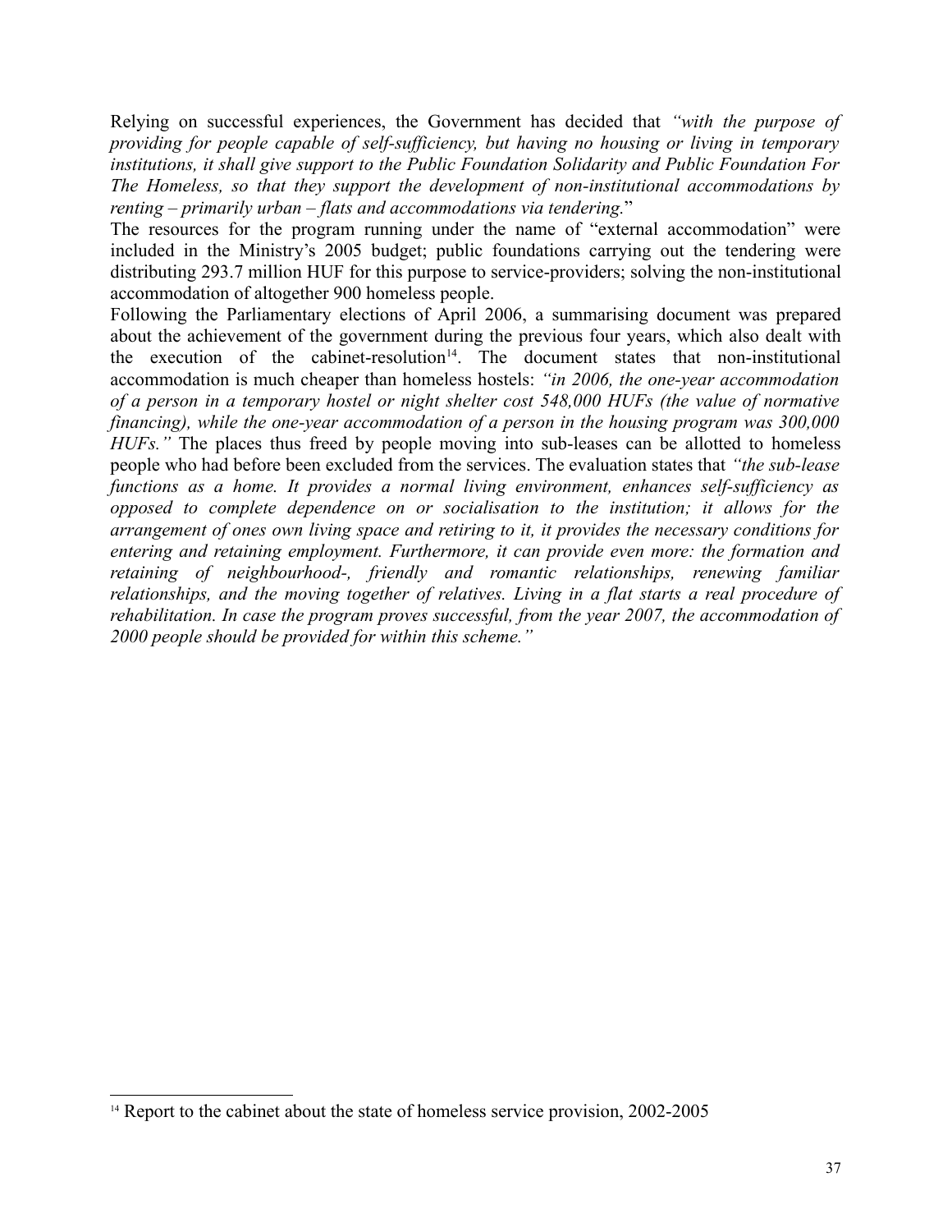Relying on successful experiences, the Government has decided that *"with the purpose of providing for people capable of self-sufficiency, but having no housing or living in temporary institutions, it shall give support to the Public Foundation Solidarity and Public Foundation For The Homeless, so that they support the development of non-institutional accommodations by renting – primarily urban – flats and accommodations via tendering.*"

The resources for the program running under the name of "external accommodation" were included in the Ministry's 2005 budget; public foundations carrying out the tendering were distributing 293.7 million HUF for this purpose to service-providers; solving the non-institutional accommodation of altogether 900 homeless people.

Following the Parliamentary elections of April 2006, a summarising document was prepared about the achievement of the government during the previous four years, which also dealt with the execution of the cabinet-resolution[14]. The document states that non-institutional accommodation is much cheaper than homeless hostels: *"in 2006, the one-year accommodation of a person in a temporary hostel or night shelter cost 548,000 HUFs (the value of normative financing), while the one-year accommodation of a person in the housing program was 300,000 HUFs."* The places thus freed by people moving into sub-leases can be allotted to homeless people who had before been excluded from the services. The evaluation states that *"the sub-lease functions as a home. It provides a normal living environment, enhances self-sufficiency as opposed to complete dependence on or socialisation to the institution; it allows for the arrangement of ones own living space and retiring to it, it provides the necessary conditions for entering and retaining employment. Furthermore, it can provide even more: the formation and retaining of neighbourhood-, friendly and romantic relationships, renewing familiar relationships, and the moving together of relatives. Living in a flat starts a real procedure of rehabilitation. In case the program proves successful, from the year 2007, the accommodation of 2000 people should be provided for within this scheme."*

[14] Report to the cabinet about the state of homeless service provision, 2002-2005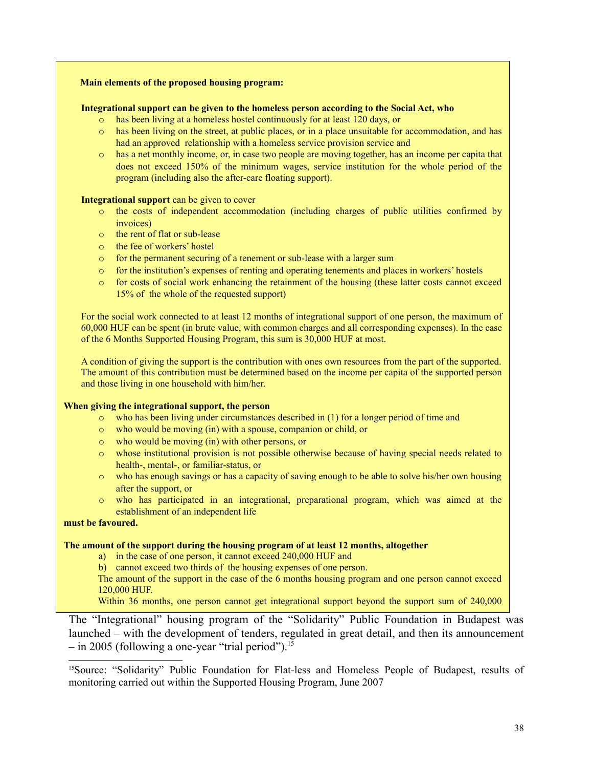**Main elements of the proposed housing program:**

**Integrational support can be given to the homeless person according to the Social Act, who**

- has been living at a homeless hostel continuously for at least 120 days, or
- has been living on the street, at public places, or in a place unsuitable for accommodation, and has had an approved relationship with a homeless service provision service and
- has a net monthly income, or, in case two people are moving together, has an income per capita that does not exceed 150% of the minimum wages, service institution for the whole period of the program (including also the after-care floating support).

**Integrational support** can be given to cover

- the costs of independent accommodation (including charges of public utilities confirmed by invoices)
- the rent of flat or sub-lease
- the fee of workers' hostel
- for the permanent securing of a tenement or sub-lease with a larger sum
- for the institution's expenses of renting and operating tenements and places in workers' hostels
- for costs of social work enhancing the retainment of the housing (these latter costs cannot exceed 15% of the whole of the requested support)

For the social work connected to at least 12 months of integrational support of one person, the maximum of 60,000 HUF can be spent (in brute value, with common charges and all corresponding expenses). In the case of the 6 Months Supported Housing Program, this sum is 30,000 HUF at most.

A condition of giving the support is the contribution with ones own resources from the part of the supported. The amount of this contribution must be determined based on the income per capita of the supported person and those living in one household with him/her.

**When giving the integrational support, the person**

- who has been living under circumstances described in (1) for a longer period of time and
- who would be moving (in) with a spouse, companion or child, or
- who would be moving (in) with other persons, or
- whose institutional provision is not possible otherwise because of having special needs related to health-, mental-, or familiar-status, or
- who has enough savings or has a capacity of saving enough to be able to solve his/her own housing after the support, or
- who has participated in an integrational, preparational program, which was aimed at the establishment of an independent life

**must be favoured.**

**The amount of the support during the housing program of at least 12 months, altogether**

a) in the case of one person, it cannot exceed 240,000 HUF and
b) cannot exceed two thirds of the housing expenses of one person.

The amount of the support in the case of the 6 months housing program and one person cannot exceed 120,000 HUF.

Within 36 months, one person cannot get integrational support beyond the support sum of 240,000

The "Integrational" housing program of the "Solidarity" Public Foundation in Budapest was launched – with the development of tenders, regulated in great detail, and then its announcement – in 2005 (following a one-year "trial period").[15]

[15]Source: "Solidarity" Public Foundation for Flat-less and Homeless People of Budapest, results of monitoring carried out within the Supported Housing Program, June 2007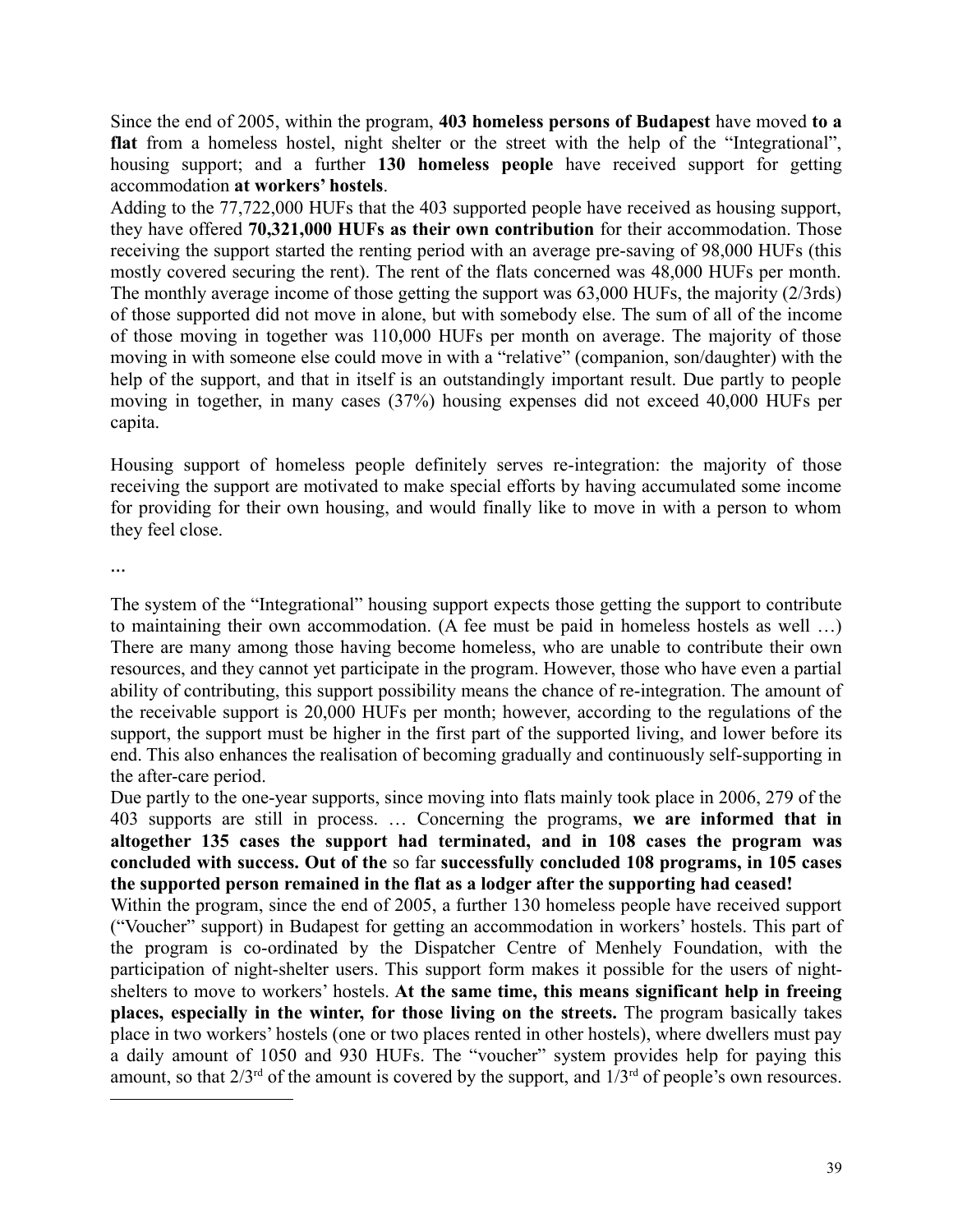Since the end of 2005, within the program, **403 homeless persons of Budapest** have moved **to a flat** from a homeless hostel, night shelter or the street with the help of the "Integrational", housing support; and a further **130 homeless people** have received support for getting accommodation **at workers' hostels**.

Adding to the 77,722,000 HUFs that the 403 supported people have received as housing support, they have offered **70,321,000 HUFs as their own contribution** for their accommodation. Those receiving the support started the renting period with an average pre-saving of 98,000 HUFs (this mostly covered securing the rent). The rent of the flats concerned was 48,000 HUFs per month. The monthly average income of those getting the support was 63,000 HUFs, the majority (2/3rds) of those supported did not move in alone, but with somebody else. The sum of all of the income of those moving in together was 110,000 HUFs per month on average. The majority of those moving in with someone else could move in with a "relative" (companion, son/daughter) with the help of the support, and that in itself is an outstandingly important result. Due partly to people moving in together, in many cases (37%) housing expenses did not exceed 40,000 HUFs per capita.

Housing support of homeless people definitely serves re-integration: the majority of those receiving the support are motivated to make special efforts by having accumulated some income for providing for their own housing, and would finally like to move in with a person to whom they feel close.

…

The system of the "Integrational" housing support expects those getting the support to contribute to maintaining their own accommodation. (A fee must be paid in homeless hostels as well …) There are many among those having become homeless, who are unable to contribute their own resources, and they cannot yet participate in the program. However, those who have even a partial ability of contributing, this support possibility means the chance of re-integration. The amount of the receivable support is 20,000 HUFs per month; however, according to the regulations of the support, the support must be higher in the first part of the supported living, and lower before its end. This also enhances the realisation of becoming gradually and continuously self-supporting in the after-care period.

Due partly to the one-year supports, since moving into flats mainly took place in 2006, 279 of the 403 supports are still in process. … Concerning the programs, **we are informed that in altogether 135 cases the support had terminated, and in 108 cases the program was concluded with success. Out of the** so far **successfully concluded 108 programs, in 105 cases the supported person remained in the flat as a lodger after the supporting had ceased!**

Within the program, since the end of 2005, a further 130 homeless people have received support ("Voucher" support) in Budapest for getting an accommodation in workers' hostels. This part of the program is co-ordinated by the Dispatcher Centre of Menhely Foundation, with the participation of night-shelter users. This support form makes it possible for the users of night-shelters to move to workers' hostels. **At the same time, this means significant help in freeing places, especially in the winter, for those living on the streets.** The program basically takes place in two workers' hostels (one or two places rented in other hostels), where dwellers must pay a daily amount of 1050 and 930 HUFs. The "voucher" system provides help for paying this amount, so that 2/3rd of the amount is covered by the support, and 1/3rd of people's own resources.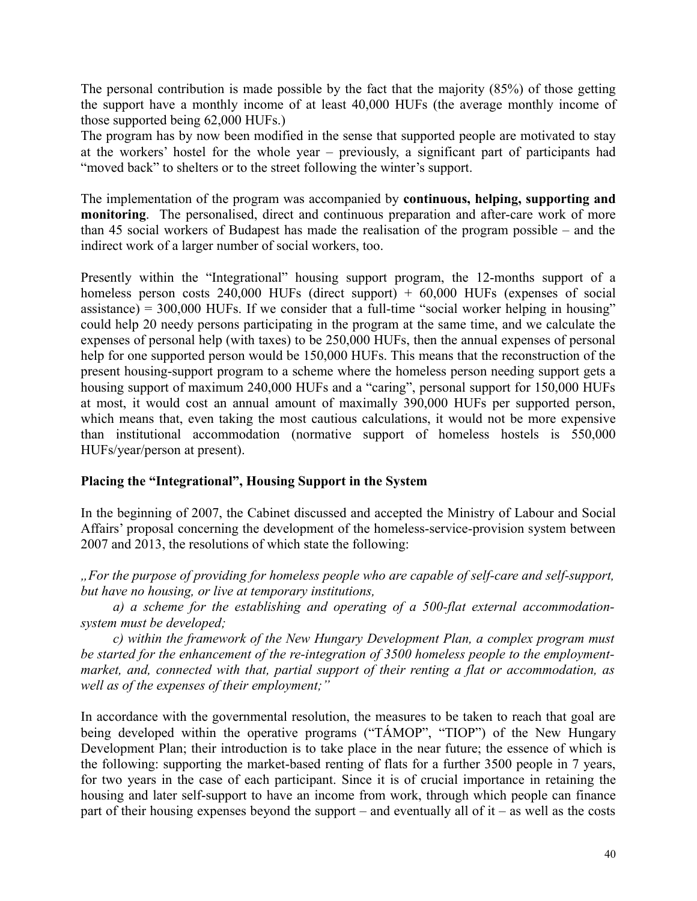The personal contribution is made possible by the fact that the majority (85%) of those getting the support have a monthly income of at least 40,000 HUFs (the average monthly income of those supported being 62,000 HUFs.)

The program has by now been modified in the sense that supported people are motivated to stay at the workers' hostel for the whole year – previously, a significant part of participants had "moved back" to shelters or to the street following the winter's support.

The implementation of the program was accompanied by **continuous, helping, supporting and monitoring**. The personalised, direct and continuous preparation and after-care work of more than 45 social workers of Budapest has made the realisation of the program possible – and the indirect work of a larger number of social workers, too.

Presently within the "Integrational" housing support program, the 12-months support of a homeless person costs 240,000 HUFs (direct support) + 60,000 HUFs (expenses of social assistance) = 300,000 HUFs. If we consider that a full-time "social worker helping in housing" could help 20 needy persons participating in the program at the same time, and we calculate the expenses of personal help (with taxes) to be 250,000 HUFs, then the annual expenses of personal help for one supported person would be 150,000 HUFs. This means that the reconstruction of the present housing-support program to a scheme where the homeless person needing support gets a housing support of maximum 240,000 HUFs and a "caring", personal support for 150,000 HUFs at most, it would cost an annual amount of maximally 390,000 HUFs per supported person, which means that, even taking the most cautious calculations, it would not be more expensive than institutional accommodation (normative support of homeless hostels is 550,000 HUFs/year/person at present).

### Placing the "Integrational", Housing Support in the System

In the beginning of 2007, the Cabinet discussed and accepted the Ministry of Labour and Social Affairs' proposal concerning the development of the homeless-service-provision system between 2007 and 2013, the resolutions of which state the following:

*„For the purpose of providing for homeless people who are capable of self-care and self-support, but have no housing, or live at temporary institutions,*

*a) a scheme for the establishing and operating of a 500-flat external accommodation-system must be developed;*

*c) within the framework of the New Hungary Development Plan, a complex program must be started for the enhancement of the re-integration of 3500 homeless people to the employment-market, and, connected with that, partial support of their renting a flat or accommodation, as well as of the expenses of their employment;"*

In accordance with the governmental resolution, the measures to be taken to reach that goal are being developed within the operative programs ("TÁMOP", "TIOP") of the New Hungary Development Plan; their introduction is to take place in the near future; the essence of which is the following: supporting the market-based renting of flats for a further 3500 people in 7 years, for two years in the case of each participant. Since it is of crucial importance in retaining the housing and later self-support to have an income from work, through which people can finance part of their housing expenses beyond the support – and eventually all of it – as well as the costs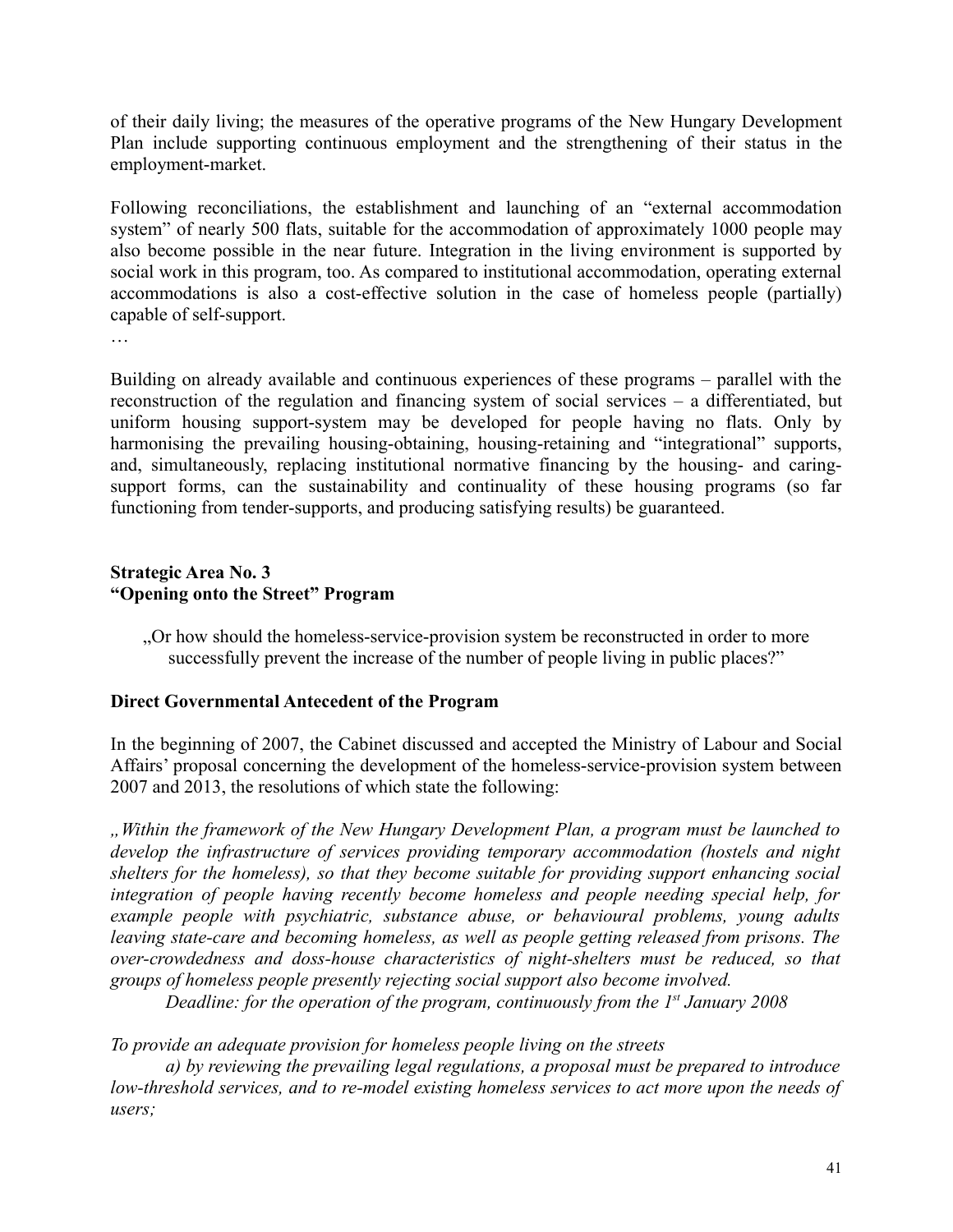of their daily living; the measures of the operative programs of the New Hungary Development Plan include supporting continuous employment and the strengthening of their status in the employment-market.

Following reconciliations, the establishment and launching of an "external accommodation system" of nearly 500 flats, suitable for the accommodation of approximately 1000 people may also become possible in the near future. Integration in the living environment is supported by social work in this program, too. As compared to institutional accommodation, operating external accommodations is also a cost-effective solution in the case of homeless people (partially) capable of self-support.

…

Building on already available and continuous experiences of these programs – parallel with the reconstruction of the regulation and financing system of social services – a differentiated, but uniform housing support-system may be developed for people having no flats. Only by harmonising the prevailing housing-obtaining, housing-retaining and "integrational" supports, and, simultaneously, replacing institutional normative financing by the housing- and caring-support forms, can the sustainability and continuality of these housing programs (so far functioning from tender-supports, and producing satisfying results) be guaranteed.

**Strategic Area No. 3**
**"Opening onto the Street" Program**

> „Or how should the homeless-service-provision system be reconstructed in order to more successfully prevent the increase of the number of people living in public places?"

**Direct Governmental Antecedent of the Program**

In the beginning of 2007, the Cabinet discussed and accepted the Ministry of Labour and Social Affairs' proposal concerning the development of the homeless-service-provision system between 2007 and 2013, the resolutions of which state the following:

*„Within the framework of the New Hungary Development Plan, a program must be launched to develop the infrastructure of services providing temporary accommodation (hostels and night shelters for the homeless), so that they become suitable for providing support enhancing social integration of people having recently become homeless and people needing special help, for example people with psychiatric, substance abuse, or behavioural problems, young adults leaving state-care and becoming homeless, as well as people getting released from prisons. The over-crowdedness and doss-house characteristics of night-shelters must be reduced, so that groups of homeless people presently rejecting social support also become involved.*

*Deadline: for the operation of the program, continuously from the 1st January 2008*

*To provide an adequate provision for homeless people living on the streets*

*a) by reviewing the prevailing legal regulations, a proposal must be prepared to introduce low-threshold services, and to re-model existing homeless services to act more upon the needs of users;*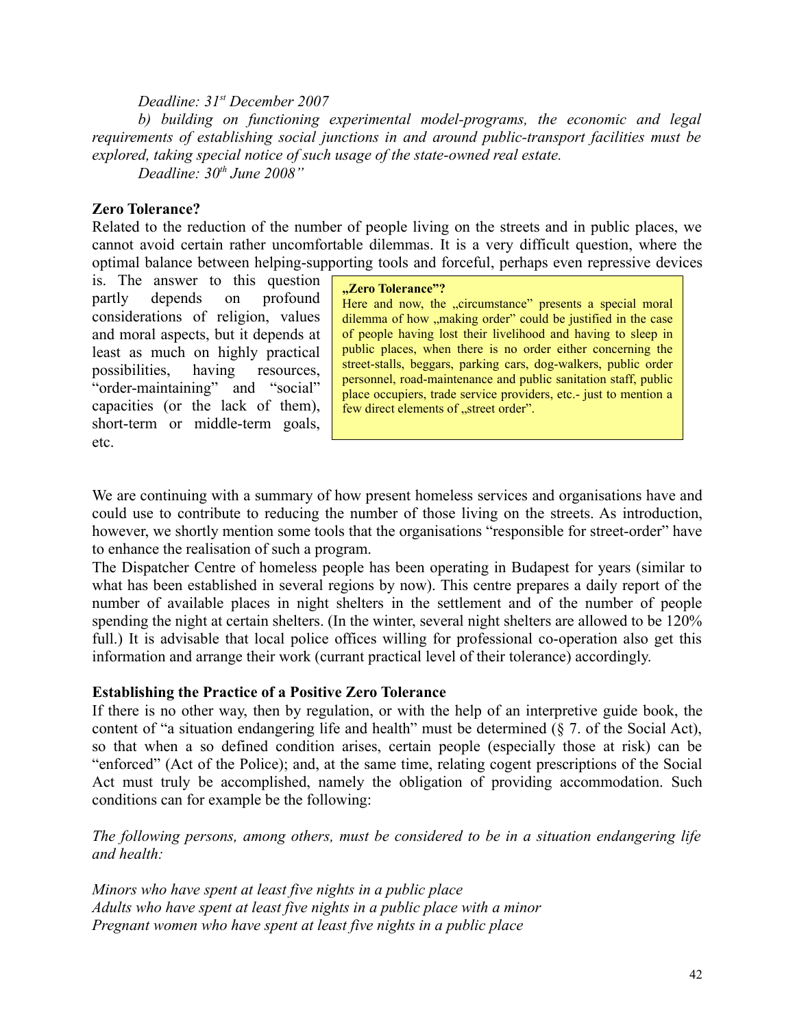*Deadline: 31st December 2007*

*b) building on functioning experimental model-programs, the economic and legal requirements of establishing social junctions in and around public-transport facilities must be explored, taking special notice of such usage of the state-owned real estate.*

*Deadline: 30th June 2008"*

**Zero Tolerance?**

Related to the reduction of the number of people living on the streets and in public places, we cannot avoid certain rather uncomfortable dilemmas. It is a very difficult question, where the optimal balance between helping-supporting tools and forceful, perhaps even repressive devices is. The answer to this question partly depends on profound considerations of religion, values and moral aspects, but it depends at least as much on highly practical possibilities, having resources, "order-maintaining" and "social" capacities (or the lack of them), short-term or middle-term goals, etc.

> **„Zero Tolerance"?**
> Here and now, the „circumstance" presents a special moral dilemma of how „making order" could be justified in the case of people having lost their livelihood and having to sleep in public places, when there is no order either concerning the street-stalls, beggars, parking cars, dog-walkers, public order personnel, road-maintenance and public sanitation staff, public place occupiers, trade service providers, etc.- just to mention a few direct elements of „street order".

We are continuing with a summary of how present homeless services and organisations have and could use to contribute to reducing the number of those living on the streets. As introduction, however, we shortly mention some tools that the organisations "responsible for street-order" have to enhance the realisation of such a program.

The Dispatcher Centre of homeless people has been operating in Budapest for years (similar to what has been established in several regions by now). This centre prepares a daily report of the number of available places in night shelters in the settlement and of the number of people spending the night at certain shelters. (In the winter, several night shelters are allowed to be 120% full.) It is advisable that local police offices willing for professional co-operation also get this information and arrange their work (currant practical level of their tolerance) accordingly.

**Establishing the Practice of a Positive Zero Tolerance**

If there is no other way, then by regulation, or with the help of an interpretive guide book, the content of "a situation endangering life and health" must be determined (§ 7. of the Social Act), so that when a so defined condition arises, certain people (especially those at risk) can be "enforced" (Act of the Police); and, at the same time, relating cogent prescriptions of the Social Act must truly be accomplished, namely the obligation of providing accommodation. Such conditions can for example be the following:

*The following persons, among others, must be considered to be in a situation endangering life and health:*

*Minors who have spent at least five nights in a public place*
*Adults who have spent at least five nights in a public place with a minor*
*Pregnant women who have spent at least five nights in a public place*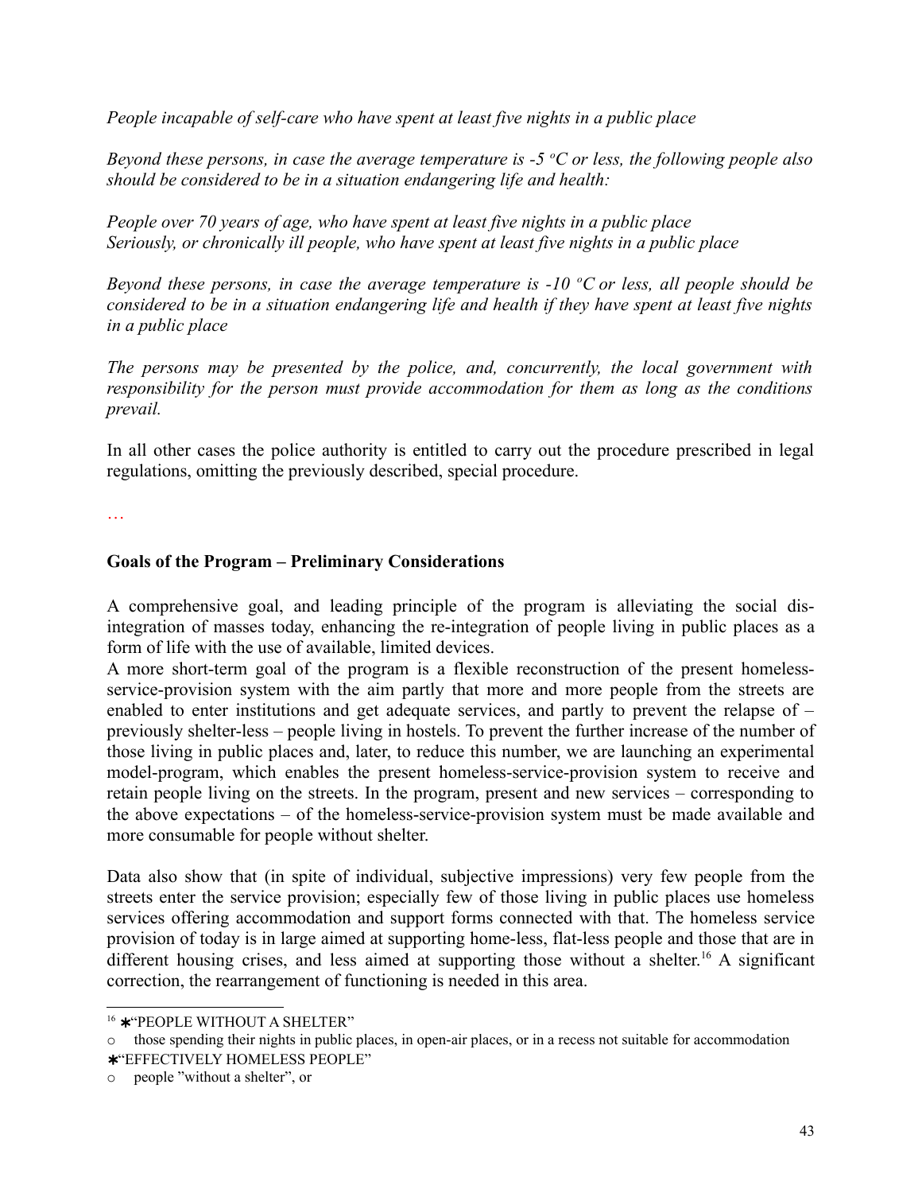*People incapable of self-care who have spent at least five nights in a public place*

*Beyond these persons, in case the average temperature is -5 °C or less, the following people also should be considered to be in a situation endangering life and health:*

*People over 70 years of age, who have spent at least five nights in a public place*
*Seriously, or chronically ill people, who have spent at least five nights in a public place*

*Beyond these persons, in case the average temperature is -10 °C or less, all people should be considered to be in a situation endangering life and health if they have spent at least five nights in a public place*

*The persons may be presented by the police, and, concurrently, the local government with responsibility for the person must provide accommodation for them as long as the conditions prevail.*

In all other cases the police authority is entitled to carry out the procedure prescribed in legal regulations, omitting the previously described, special procedure.

…

**Goals of the Program – Preliminary Considerations**

A comprehensive goal, and leading principle of the program is alleviating the social dis-integration of masses today, enhancing the re-integration of people living in public places as a form of life with the use of available, limited devices.
A more short-term goal of the program is a flexible reconstruction of the present homeless-service-provision system with the aim partly that more and more people from the streets are enabled to enter institutions and get adequate services, and partly to prevent the relapse of – previously shelter-less – people living in hostels. To prevent the further increase of the number of those living in public places and, later, to reduce this number, we are launching an experimental model-program, which enables the present homeless-service-provision system to receive and retain people living on the streets. In the program, present and new services – corresponding to the above expectations – of the homeless-service-provision system must be made available and more consumable for people without shelter.

Data also show that (in spite of individual, subjective impressions) very few people from the streets enter the service provision; especially few of those living in public places use homeless services offering accommodation and support forms connected with that. The homeless service provision of today is in large aimed at supporting home-less, flat-less people and those that are in different housing crises, and less aimed at supporting those without a shelter.[16] A significant correction, the rearrangement of functioning is needed in this area.

---

[16] ∗"PEOPLE WITHOUT A SHELTER"
- those spending their nights in public places, in open-air places, or in a recess not suitable for accommodation

∗"EFFECTIVELY HOMELESS PEOPLE"
- people "without a shelter", or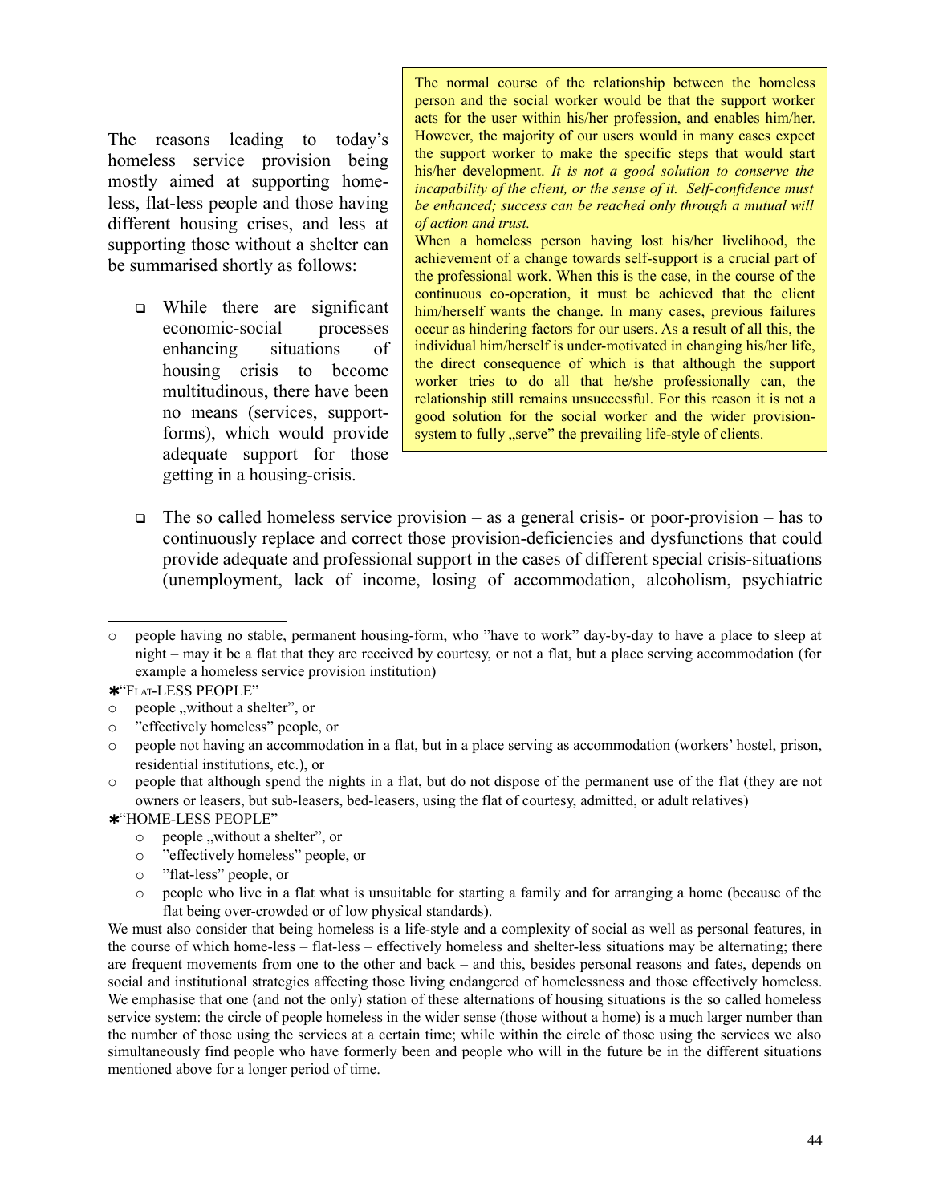The reasons leading to today's homeless service provision being mostly aimed at supporting home-less, flat-less people and those having different housing crises, and less at supporting those without a shelter can be summarised shortly as follows:

- While there are significant economic-social processes enhancing situations of housing crisis to become multitudinous, there have been no means (services, support-forms), which would provide adequate support for those getting in a housing-crisis.

> The normal course of the relationship between the homeless person and the social worker would be that the support worker acts for the user within his/her profession, and enables him/her. However, the majority of our users would in many cases expect the support worker to make the specific steps that would start his/her development. *It is not a good solution to conserve the incapability of the client, or the sense of it. Self-confidence must be enhanced; success can be reached only through a mutual will of action and trust.*
>
> When a homeless person having lost his/her livelihood, the achievement of a change towards self-support is a crucial part of the professional work. When this is the case, in the course of the continuous co-operation, it must be achieved that the client him/herself wants the change. In many cases, previous failures occur as hindering factors for our users. As a result of all this, the individual him/herself is under-motivated in changing his/her life, the direct consequence of which is that although the support worker tries to do all that he/she professionally can, the relationship still remains unsuccessful. For this reason it is not a good solution for the social worker and the wider provision-system to fully „serve" the prevailing life-style of clients.

- The so called homeless service provision – as a general crisis- or poor-provision – has to continuously replace and correct those provision-deficiencies and dysfunctions that could provide adequate and professional support in the cases of different special crisis-situations (unemployment, lack of income, losing of accommodation, alcoholism, psychiatric

---

- people having no stable, permanent housing-form, who "have to work" day-by-day to have a place to sleep at night – may it be a flat that they are received by courtesy, or not a flat, but a place serving accommodation (for example a homeless service provision institution)

✱"FLAT-LESS PEOPLE"

- people „without a shelter", or
- "effectively homeless" people, or
- people not having an accommodation in a flat, but in a place serving as accommodation (workers' hostel, prison, residential institutions, etc.), or
- people that although spend the nights in a flat, but do not dispose of the permanent use of the flat (they are not owners or leasers, but sub-leasers, bed-leasers, using the flat of courtesy, admitted, or adult relatives)

✱"HOME-LESS PEOPLE"

- people „without a shelter", or
- "effectively homeless" people, or
- "flat-less" people, or
- people who live in a flat what is unsuitable for starting a family and for arranging a home (because of the flat being over-crowded or of low physical standards).

We must also consider that being homeless is a life-style and a complexity of social as well as personal features, in the course of which home-less – flat-less – effectively homeless and shelter-less situations may be alternating; there are frequent movements from one to the other and back – and this, besides personal reasons and fates, depends on social and institutional strategies affecting those living endangered of homelessness and those effectively homeless. We emphasise that one (and not the only) station of these alternations of housing situations is the so called homeless service system: the circle of people homeless in the wider sense (those without a home) is a much larger number than the number of those using the services at a certain time; while within the circle of those using the services we also simultaneously find people who have formerly been and people who will in the future be in the different situations mentioned above for a longer period of time.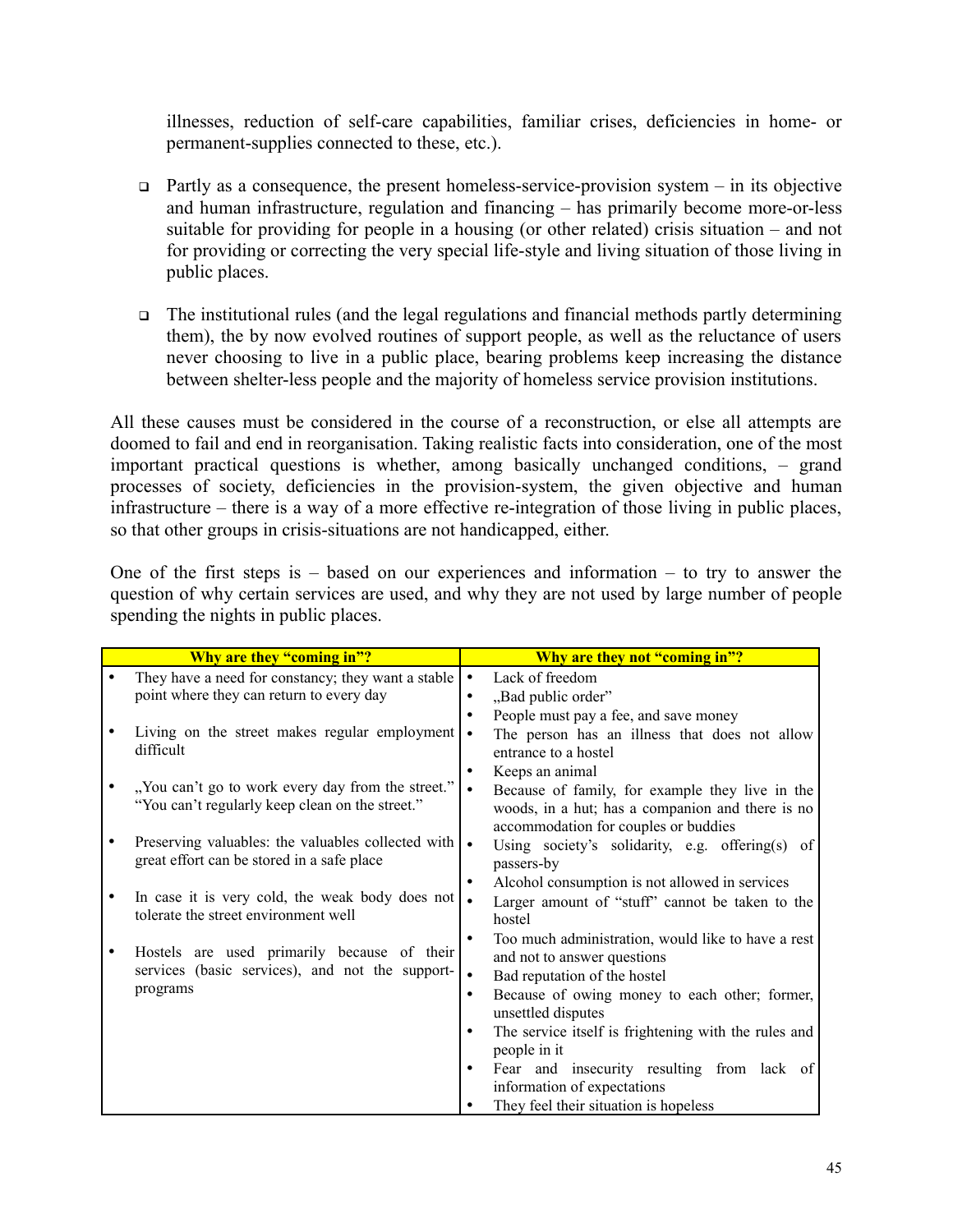illnesses, reduction of self-care capabilities, familiar crises, deficiencies in home- or permanent-supplies connected to these, etc.).

- Partly as a consequence, the present homeless-service-provision system – in its objective and human infrastructure, regulation and financing – has primarily become more-or-less suitable for providing for people in a housing (or other related) crisis situation – and not for providing or correcting the very special life-style and living situation of those living in public places.

- The institutional rules (and the legal regulations and financial methods partly determining them), the by now evolved routines of support people, as well as the reluctance of users never choosing to live in a public place, bearing problems keep increasing the distance between shelter-less people and the majority of homeless service provision institutions.

All these causes must be considered in the course of a reconstruction, or else all attempts are doomed to fail and end in reorganisation. Taking realistic facts into consideration, one of the most important practical questions is whether, among basically unchanged conditions, – grand processes of society, deficiencies in the provision-system, the given objective and human infrastructure – there is a way of a more effective re-integration of those living in public places, so that other groups in crisis-situations are not handicapped, either.

One of the first steps is – based on our experiences and information – to try to answer the question of why certain services are used, and why they are not used by large number of people spending the nights in public places.

| **Why are they "coming in"?** | **Why are they not "coming in"?** |
|---|---|
| • They have a need for constancy; they want a stable point where they can return to every day<br>• Living on the street makes regular employment difficult<br>• „You can't go to work every day from the street." "You can't regularly keep clean on the street."<br>• Preserving valuables: the valuables collected with great effort can be stored in a safe place<br>• In case it is very cold, the weak body does not tolerate the street environment well<br>• Hostels are used primarily because of their services (basic services), and not the support-programs | • Lack of freedom<br>• „Bad public order"<br>• People must pay a fee, and save money<br>• The person has an illness that does not allow entrance to a hostel<br>• Keeps an animal<br>• Because of family, for example they live in the woods, in a hut; has a companion and there is no accommodation for couples or buddies<br>• Using society's solidarity, e.g. offering(s) of passers-by<br>• Alcohol consumption is not allowed in services<br>• Larger amount of "stuff" cannot be taken to the hostel<br>• Too much administration, would like to have a rest and not to answer questions<br>• Bad reputation of the hostel<br>• Because of owing money to each other; former, unsettled disputes<br>• The service itself is frightening with the rules and people in it<br>• Fear and insecurity resulting from lack of information of expectations<br>• They feel their situation is hopeless |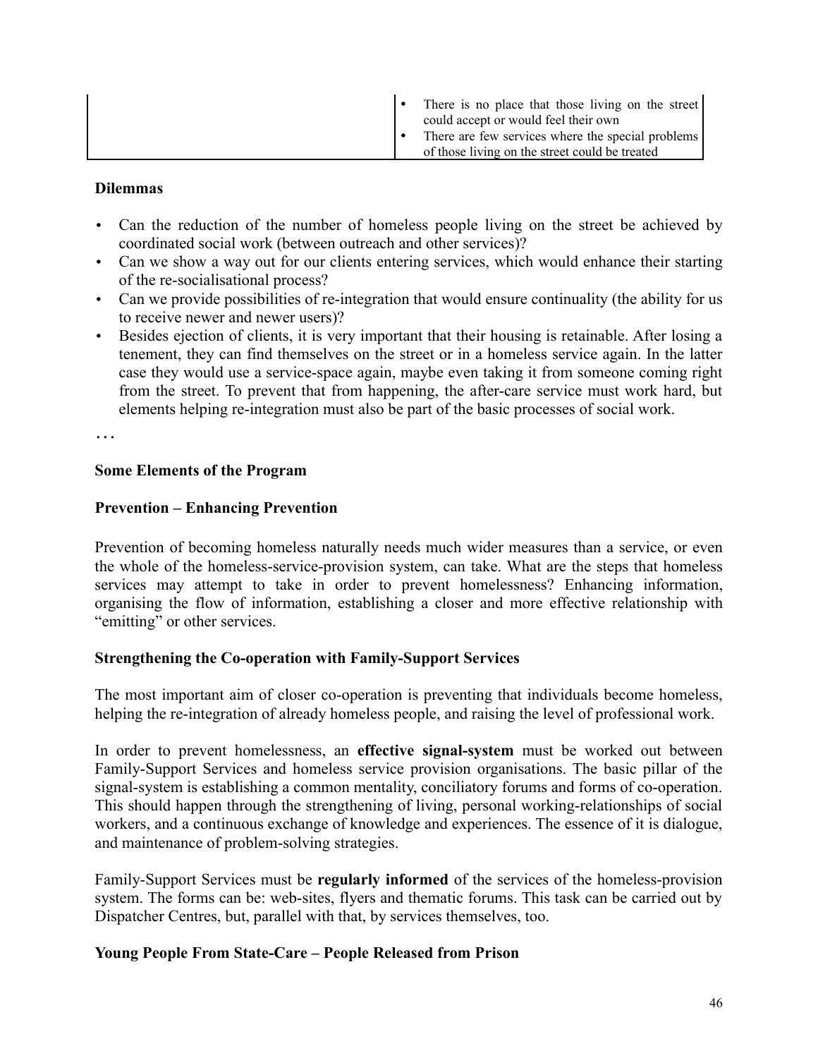| | |
|---|---|
| | • There is no place that those living on the street could accept or would feel their own<br>• There are few services where the special problems of those living on the street could be treated |

**Dilemmas**

- Can the reduction of the number of homeless people living on the street be achieved by coordinated social work (between outreach and other services)?
- Can we show a way out for our clients entering services, which would enhance their starting of the re-socialisational process?
- Can we provide possibilities of re-integration that would ensure continuality (the ability for us to receive newer and newer users)?
- Besides ejection of clients, it is very important that their housing is retainable. After losing a tenement, they can find themselves on the street or in a homeless service again. In the latter case they would use a service-space again, maybe even taking it from someone coming right from the street. To prevent that from happening, the after-care service must work hard, but elements helping re-integration must also be part of the basic processes of social work.

…

**Some Elements of the Program**

**Prevention – Enhancing Prevention**

Prevention of becoming homeless naturally needs much wider measures than a service, or even the whole of the homeless-service-provision system, can take. What are the steps that homeless services may attempt to take in order to prevent homelessness? Enhancing information, organising the flow of information, establishing a closer and more effective relationship with "emitting" or other services.

**Strengthening the Co-operation with Family-Support Services**

The most important aim of closer co-operation is preventing that individuals become homeless, helping the re-integration of already homeless people, and raising the level of professional work.

In order to prevent homelessness, an **effective signal-system** must be worked out between Family-Support Services and homeless service provision organisations. The basic pillar of the signal-system is establishing a common mentality, conciliatory forums and forms of co-operation. This should happen through the strengthening of living, personal working-relationships of social workers, and a continuous exchange of knowledge and experiences. The essence of it is dialogue, and maintenance of problem-solving strategies.

Family-Support Services must be **regularly informed** of the services of the homeless-provision system. The forms can be: web-sites, flyers and thematic forums. This task can be carried out by Dispatcher Centres, but, parallel with that, by services themselves, too.

**Young People From State-Care – People Released from Prison**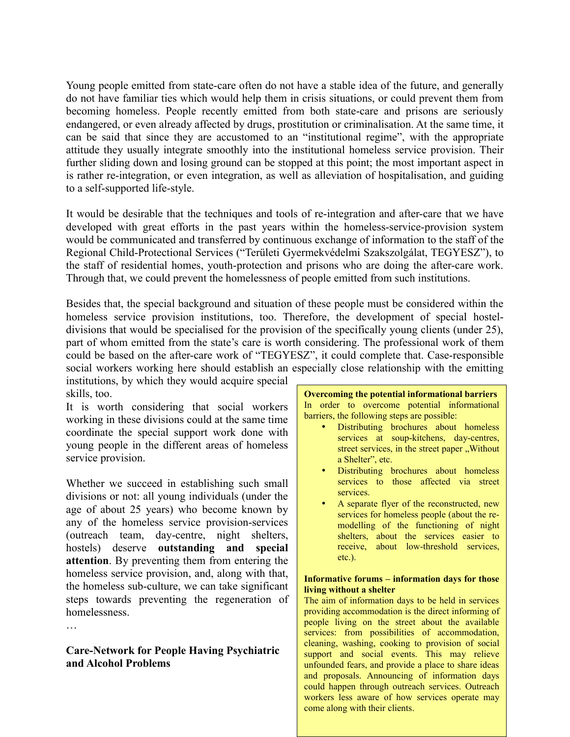Young people emitted from state-care often do not have a stable idea of the future, and generally do not have familiar ties which would help them in crisis situations, or could prevent them from becoming homeless. People recently emitted from both state-care and prisons are seriously endangered, or even already affected by drugs, prostitution or criminalisation. At the same time, it can be said that since they are accustomed to an "institutional regime", with the appropriate attitude they usually integrate smoothly into the institutional homeless service provision. Their further sliding down and losing ground can be stopped at this point; the most important aspect in is rather re-integration, or even integration, as well as alleviation of hospitalisation, and guiding to a self-supported life-style.

It would be desirable that the techniques and tools of re-integration and after-care that we have developed with great efforts in the past years within the homeless-service-provision system would be communicated and transferred by continuous exchange of information to the staff of the Regional Child-Protectional Services ("Területi Gyermekvédelmi Szakszolgálat, TEGYESZ"), to the staff of residential homes, youth-protection and prisons who are doing the after-care work. Through that, we could prevent the homelessness of people emitted from such institutions.

Besides that, the special background and situation of these people must be considered within the homeless service provision institutions, too. Therefore, the development of special hostel-divisions that would be specialised for the provision of the specifically young clients (under 25), part of whom emitted from the state's care is worth considering. The professional work of them could be based on the after-care work of "TEGYESZ", it could complete that. Case-responsible social workers working here should establish an especially close relationship with the emitting institutions, by which they would acquire special skills, too.

It is worth considering that social workers working in these divisions could at the same time coordinate the special support work done with young people in the different areas of homeless service provision.

Whether we succeed in establishing such small divisions or not: all young individuals (under the age of about 25 years) who become known by any of the homeless service provision-services (outreach team, day-centre, night shelters, hostels) deserve **outstanding and special attention**. By preventing them from entering the homeless service provision, and, along with that, the homeless sub-culture, we can take significant steps towards preventing the regeneration of homelessness.

…

**Care-Network for People Having Psychiatric and Alcohol Problems**

**Overcoming the potential informational barriers**

In order to overcome potential informational barriers, the following steps are possible:

- Distributing brochures about homeless services at soup-kitchens, day-centres, street services, in the street paper „Without a Shelter", etc.
- Distributing brochures about homeless services to those affected via street services.
- A separate flyer of the reconstructed, new services for homeless people (about the re-modelling of the functioning of night shelters, about the services easier to receive, about low-threshold services, etc.).

**Informative forums – information days for those living without a shelter**

The aim of information days to be held in services providing accommodation is the direct informing of people living on the street about the available services: from possibilities of accommodation, cleaning, washing, cooking to provision of social support and social events. This may relieve unfounded fears, and provide a place to share ideas and proposals. Announcing of information days could happen through outreach services. Outreach workers less aware of how services operate may come along with their clients.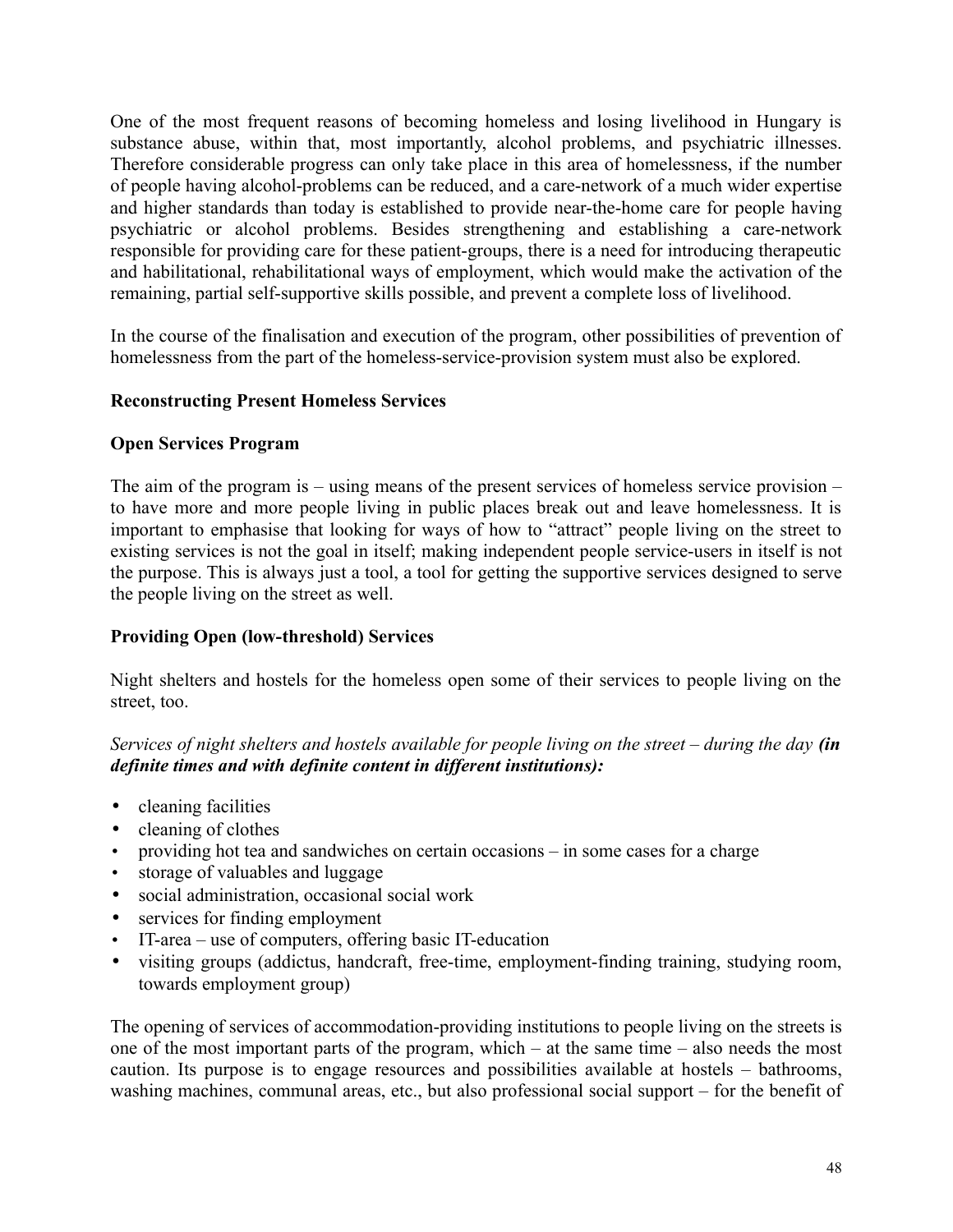One of the most frequent reasons of becoming homeless and losing livelihood in Hungary is substance abuse, within that, most importantly, alcohol problems, and psychiatric illnesses. Therefore considerable progress can only take place in this area of homelessness, if the number of people having alcohol-problems can be reduced, and a care-network of a much wider expertise and higher standards than today is established to provide near-the-home care for people having psychiatric or alcohol problems. Besides strengthening and establishing a care-network responsible for providing care for these patient-groups, there is a need for introducing therapeutic and habilitational, rehabilitational ways of employment, which would make the activation of the remaining, partial self-supportive skills possible, and prevent a complete loss of livelihood.

In the course of the finalisation and execution of the program, other possibilities of prevention of homelessness from the part of the homeless-service-provision system must also be explored.

**Reconstructing Present Homeless Services**

**Open Services Program**

The aim of the program is – using means of the present services of homeless service provision – to have more and more people living in public places break out and leave homelessness. It is important to emphasise that looking for ways of how to "attract" people living on the street to existing services is not the goal in itself; making independent people service-users in itself is not the purpose. This is always just a tool, a tool for getting the supportive services designed to serve the people living on the street as well.

**Providing Open (low-threshold) Services**

Night shelters and hostels for the homeless open some of their services to people living on the street, too.

*Services of night shelters and hostels available for people living on the street – during the day **(in definite times and with definite content in different institutions):***

- cleaning facilities
- cleaning of clothes
- providing hot tea and sandwiches on certain occasions – in some cases for a charge
- storage of valuables and luggage
- social administration, occasional social work
- services for finding employment
- IT-area – use of computers, offering basic IT-education
- visiting groups (addictus, handcraft, free-time, employment-finding training, studying room, towards employment group)

The opening of services of accommodation-providing institutions to people living on the streets is one of the most important parts of the program, which – at the same time – also needs the most caution. Its purpose is to engage resources and possibilities available at hostels – bathrooms, washing machines, communal areas, etc., but also professional social support – for the benefit of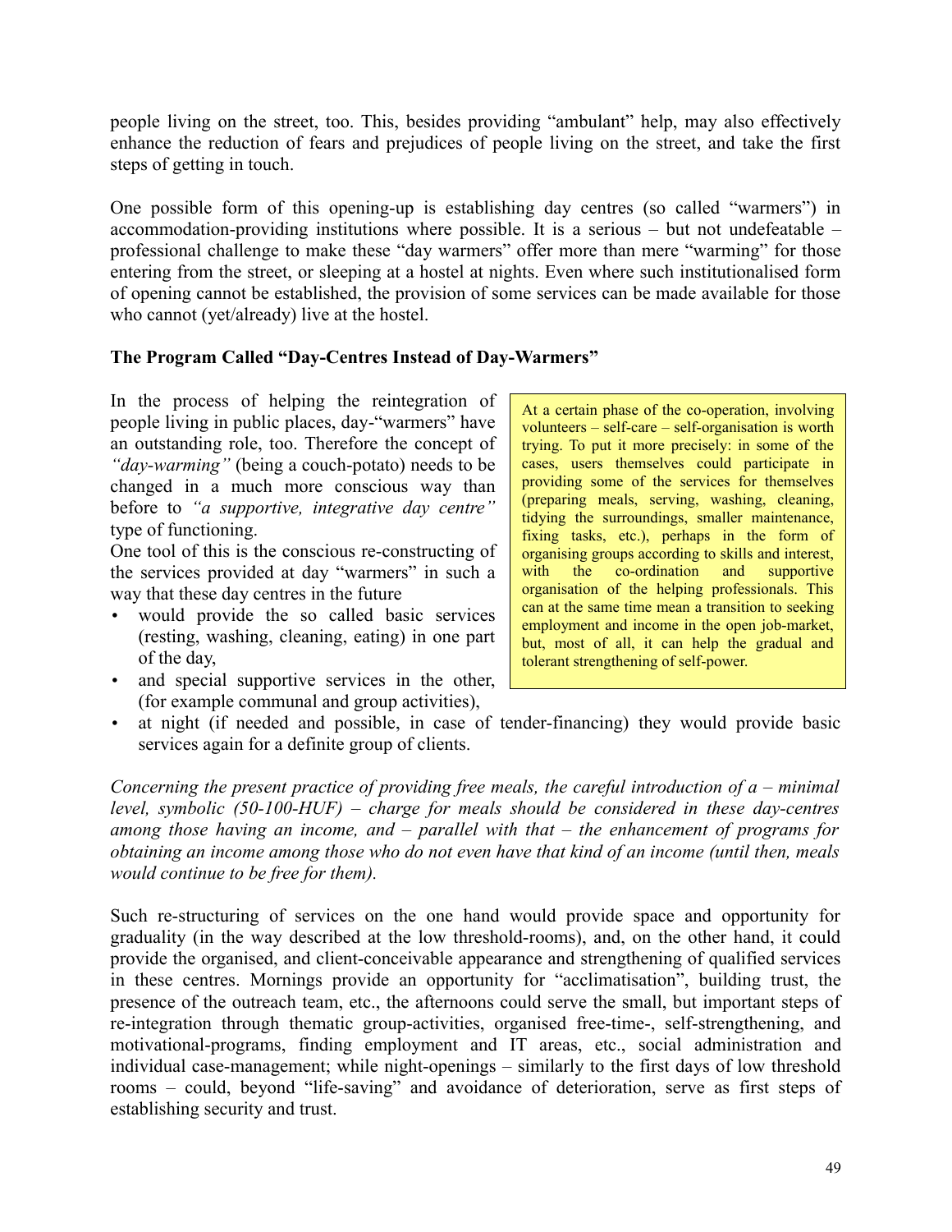people living on the street, too. This, besides providing "ambulant" help, may also effectively enhance the reduction of fears and prejudices of people living on the street, and take the first steps of getting in touch.

One possible form of this opening-up is establishing day centres (so called "warmers") in accommodation-providing institutions where possible. It is a serious – but not undefeatable – professional challenge to make these "day warmers" offer more than mere "warming" for those entering from the street, or sleeping at a hostel at nights. Even where such institutionalised form of opening cannot be established, the provision of some services can be made available for those who cannot (yet/already) live at the hostel.

**The Program Called "Day-Centres Instead of Day-Warmers"**

In the process of helping the reintegration of people living in public places, day-"warmers" have an outstanding role, too. Therefore the concept of *"day-warming"* (being a couch-potato) needs to be changed in a much more conscious way than before to *"a supportive, integrative day centre"* type of functioning.

One tool of this is the conscious re-constructing of the services provided at day "warmers" in such a way that these day centres in the future

- would provide the so called basic services (resting, washing, cleaning, eating) in one part of the day,
- and special supportive services in the other, (for example communal and group activities),
- at night (if needed and possible, in case of tender-financing) they would provide basic services again for a definite group of clients.

> At a certain phase of the co-operation, involving volunteers – self-care – self-organisation is worth trying. To put it more precisely: in some of the cases, users themselves could participate in providing some of the services for themselves (preparing meals, serving, washing, cleaning, tidying the surroundings, smaller maintenance, fixing tasks, etc.), perhaps in the form of organising groups according to skills and interest, with the co-ordination and supportive organisation of the helping professionals. This can at the same time mean a transition to seeking employment and income in the open job-market, but, most of all, it can help the gradual and tolerant strengthening of self-power.

*Concerning the present practice of providing free meals, the careful introduction of a – minimal level, symbolic (50-100-HUF) – charge for meals should be considered in these day-centres among those having an income, and – parallel with that – the enhancement of programs for obtaining an income among those who do not even have that kind of an income (until then, meals would continue to be free for them).*

Such re-structuring of services on the one hand would provide space and opportunity for graduality (in the way described at the low threshold-rooms), and, on the other hand, it could provide the organised, and client-conceivable appearance and strengthening of qualified services in these centres. Mornings provide an opportunity for "acclimatisation", building trust, the presence of the outreach team, etc., the afternoons could serve the small, but important steps of re-integration through thematic group-activities, organised free-time-, self-strengthening, and motivational-programs, finding employment and IT areas, etc., social administration and individual case-management; while night-openings – similarly to the first days of low threshold rooms – could, beyond "life-saving" and avoidance of deterioration, serve as first steps of establishing security and trust.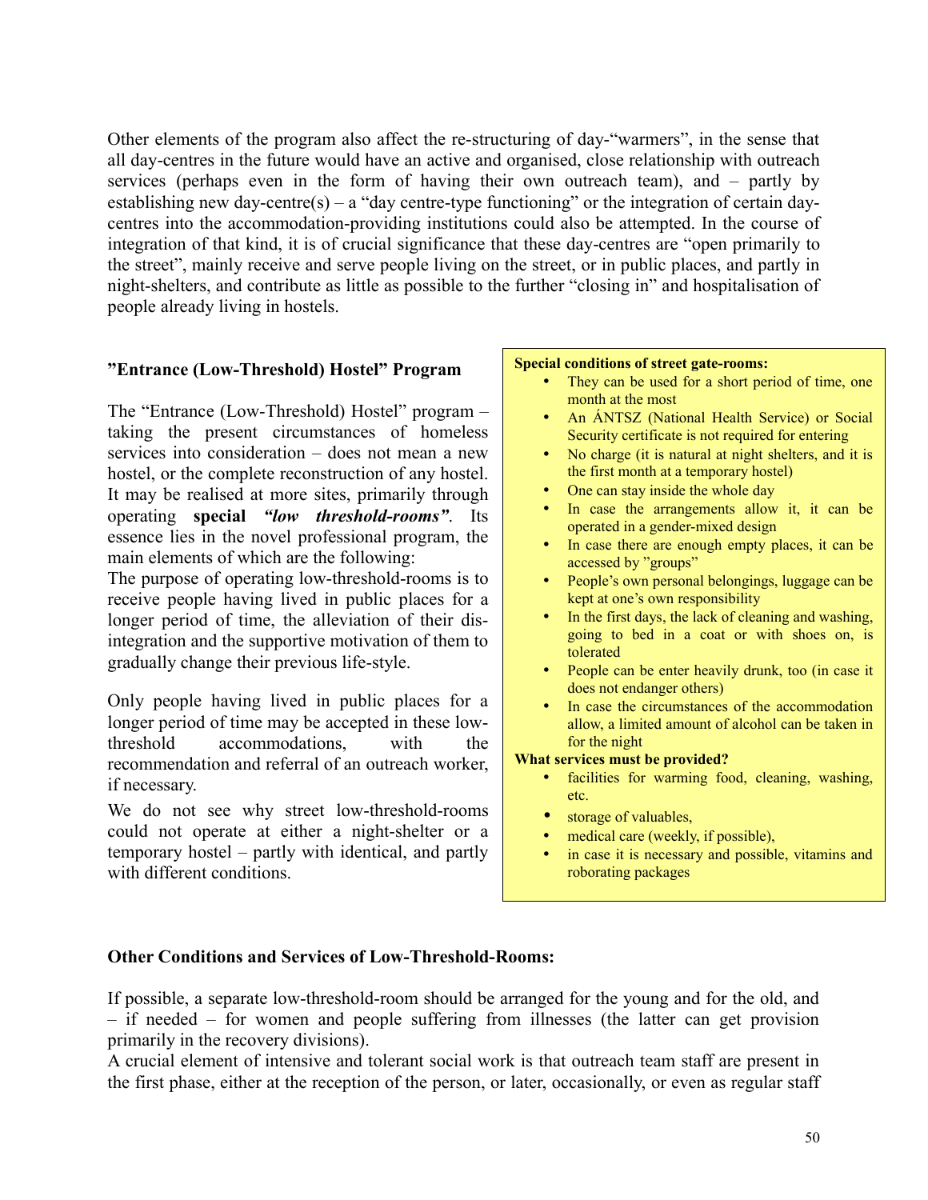Other elements of the program also affect the re-structuring of day-"warmers", in the sense that all day-centres in the future would have an active and organised, close relationship with outreach services (perhaps even in the form of having their own outreach team), and – partly by establishing new day-centre(s) – a "day centre-type functioning" or the integration of certain day-centres into the accommodation-providing institutions could also be attempted. In the course of integration of that kind, it is of crucial significance that these day-centres are "open primarily to the street", mainly receive and serve people living on the street, or in public places, and partly in night-shelters, and contribute as little as possible to the further "closing in" and hospitalisation of people already living in hostels.

### "Entrance (Low-Threshold) Hostel" Program

The "Entrance (Low-Threshold) Hostel" program – taking the present circumstances of homeless services into consideration – does not mean a new hostel, or the complete reconstruction of any hostel. It may be realised at more sites, primarily through operating **special** ***"low threshold-rooms"***. Its essence lies in the novel professional program, the main elements of which are the following:

The purpose of operating low-threshold-rooms is to receive people having lived in public places for a longer period of time, the alleviation of their dis-integration and the supportive motivation of them to gradually change their previous life-style.

Only people having lived in public places for a longer period of time may be accepted in these low-threshold accommodations, with the recommendation and referral of an outreach worker, if necessary.

We do not see why street low-threshold-rooms could not operate at either a night-shelter or a temporary hostel – partly with identical, and partly with different conditions.

**Special conditions of street gate-rooms:**

- They can be used for a short period of time, one month at the most
- An ÁNTSZ (National Health Service) or Social Security certificate is not required for entering
- No charge (it is natural at night shelters, and it is the first month at a temporary hostel)
- One can stay inside the whole day
- In case the arrangements allow it, it can be operated in a gender-mixed design
- In case there are enough empty places, it can be accessed by "groups"
- People's own personal belongings, luggage can be kept at one's own responsibility
- In the first days, the lack of cleaning and washing, going to bed in a coat or with shoes on, is tolerated
- People can be enter heavily drunk, too (in case it does not endanger others)
- In case the circumstances of the accommodation allow, a limited amount of alcohol can be taken in for the night

**What services must be provided?**

- facilities for warming food, cleaning, washing, etc.
- storage of valuables,
- medical care (weekly, if possible),
- in case it is necessary and possible, vitamins and roborating packages

### Other Conditions and Services of Low-Threshold-Rooms:

If possible, a separate low-threshold-room should be arranged for the young and for the old, and – if needed – for women and people suffering from illnesses (the latter can get provision primarily in the recovery divisions).

A crucial element of intensive and tolerant social work is that outreach team staff are present in the first phase, either at the reception of the person, or later, occasionally, or even as regular staff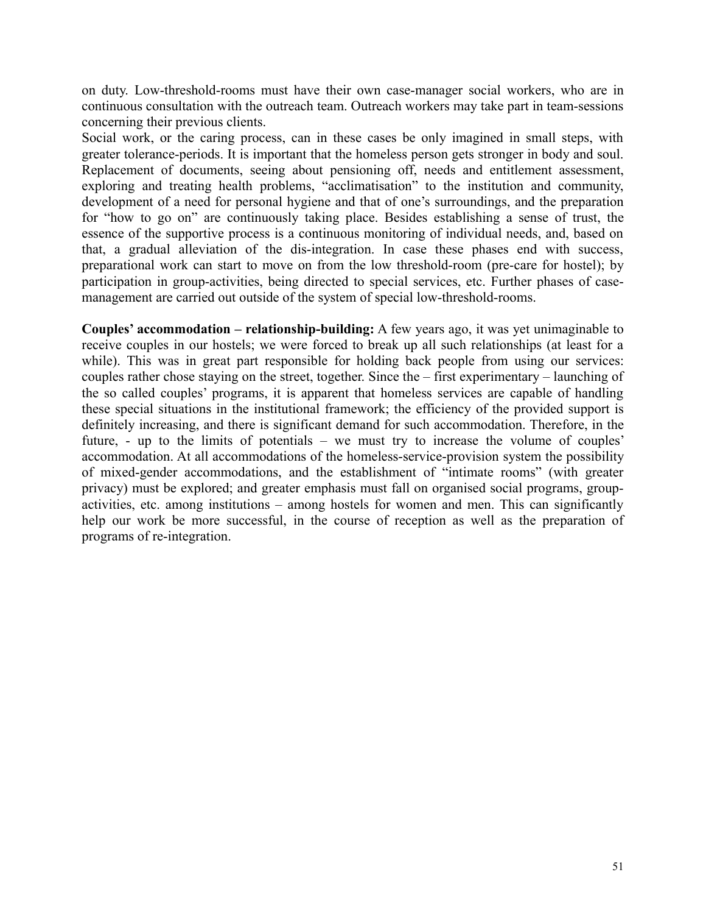on duty. Low-threshold-rooms must have their own case-manager social workers, who are in continuous consultation with the outreach team. Outreach workers may take part in team-sessions concerning their previous clients.

Social work, or the caring process, can in these cases be only imagined in small steps, with greater tolerance-periods. It is important that the homeless person gets stronger in body and soul. Replacement of documents, seeing about pensioning off, needs and entitlement assessment, exploring and treating health problems, "acclimatisation" to the institution and community, development of a need for personal hygiene and that of one's surroundings, and the preparation for "how to go on" are continuously taking place. Besides establishing a sense of trust, the essence of the supportive process is a continuous monitoring of individual needs, and, based on that, a gradual alleviation of the dis-integration. In case these phases end with success, preparational work can start to move on from the low threshold-room (pre-care for hostel); by participation in group-activities, being directed to special services, etc. Further phases of case-management are carried out outside of the system of special low-threshold-rooms.

**Couples' accommodation – relationship-building:** A few years ago, it was yet unimaginable to receive couples in our hostels; we were forced to break up all such relationships (at least for a while). This was in great part responsible for holding back people from using our services: couples rather chose staying on the street, together. Since the – first experimentary – launching of the so called couples' programs, it is apparent that homeless services are capable of handling these special situations in the institutional framework; the efficiency of the provided support is definitely increasing, and there is significant demand for such accommodation. Therefore, in the future, - up to the limits of potentials – we must try to increase the volume of couples' accommodation. At all accommodations of the homeless-service-provision system the possibility of mixed-gender accommodations, and the establishment of "intimate rooms" (with greater privacy) must be explored; and greater emphasis must fall on organised social programs, group-activities, etc. among institutions – among hostels for women and men. This can significantly help our work be more successful, in the course of reception as well as the preparation of programs of re-integration.